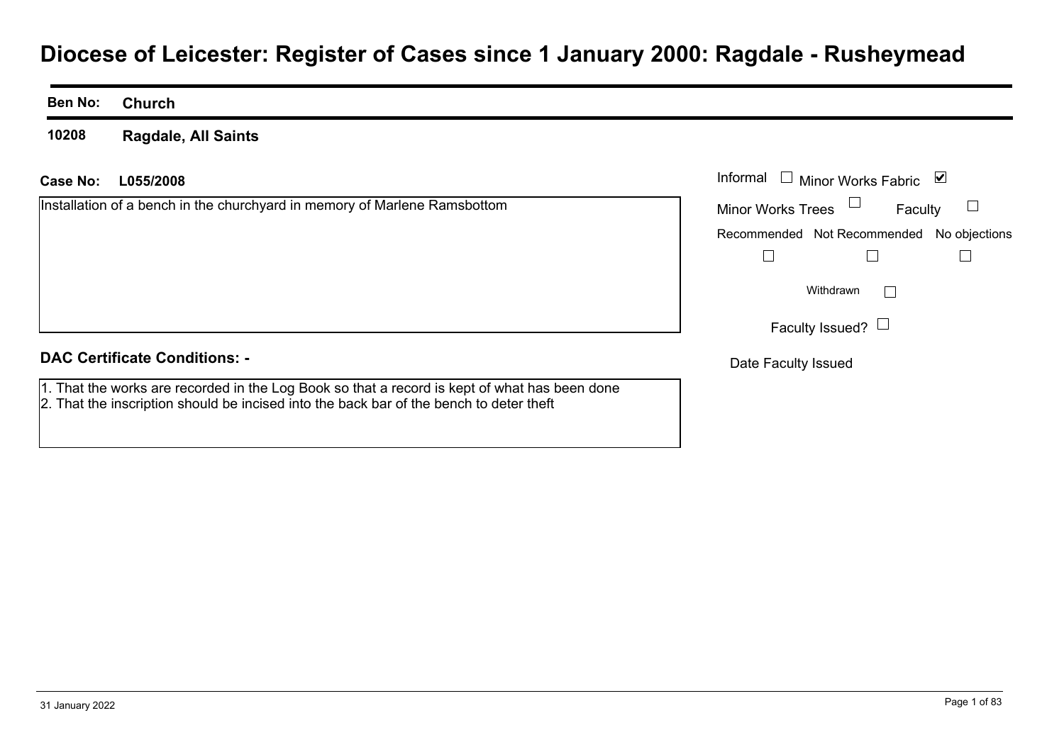# Diocese of Leicester: Register of Cases since 1 January 2000: Ragdale - Rusheymead

| Ben No: | Church |
|---|---|
| 10208 | Ragdale, All Saints |

**Case No:** L055/2008

Installation of a bench in the churchyard in memory of Marlene Ramsbottom

Informal ☐ Minor Works Fabric ☑

Minor Works Trees ☐ Faculty ☐

Recommended ☐ Not Recommended ☐ No objections ☐

Withdrawn ☐

Faculty Issued? ☐

Date Faculty Issued

**DAC Certificate Conditions: -**

1. That the works are recorded in the Log Book so that a record is kept of what has been done
2. That the inscription should be incised into the back bar of the bench to deter theft

31 January 2022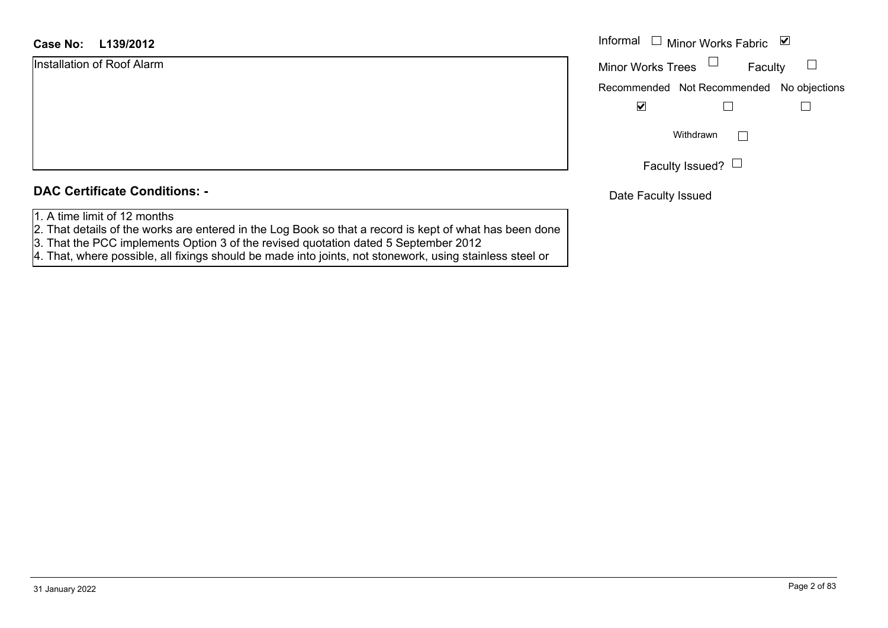**Case No: L139/2012**

Installation of Roof Alarm

Informal ☐ Minor Works Fabric ☑

Minor Works Trees ☐ Faculty ☐

| Recommended | Not Recommended | No objections |
|---|---|---|
| ☑ | ☐ | ☐ |

Withdrawn ☐

Faculty Issued? ☐

Date Faculty Issued

## DAC Certificate Conditions: -

1. A time limit of 12 months
2. That details of the works are entered in the Log Book so that a record is kept of what has been done
3. That the PCC implements Option 3 of the revised quotation dated 5 September 2012
4. That, where possible, all fixings should be made into joints, not stonework, using stainless steel or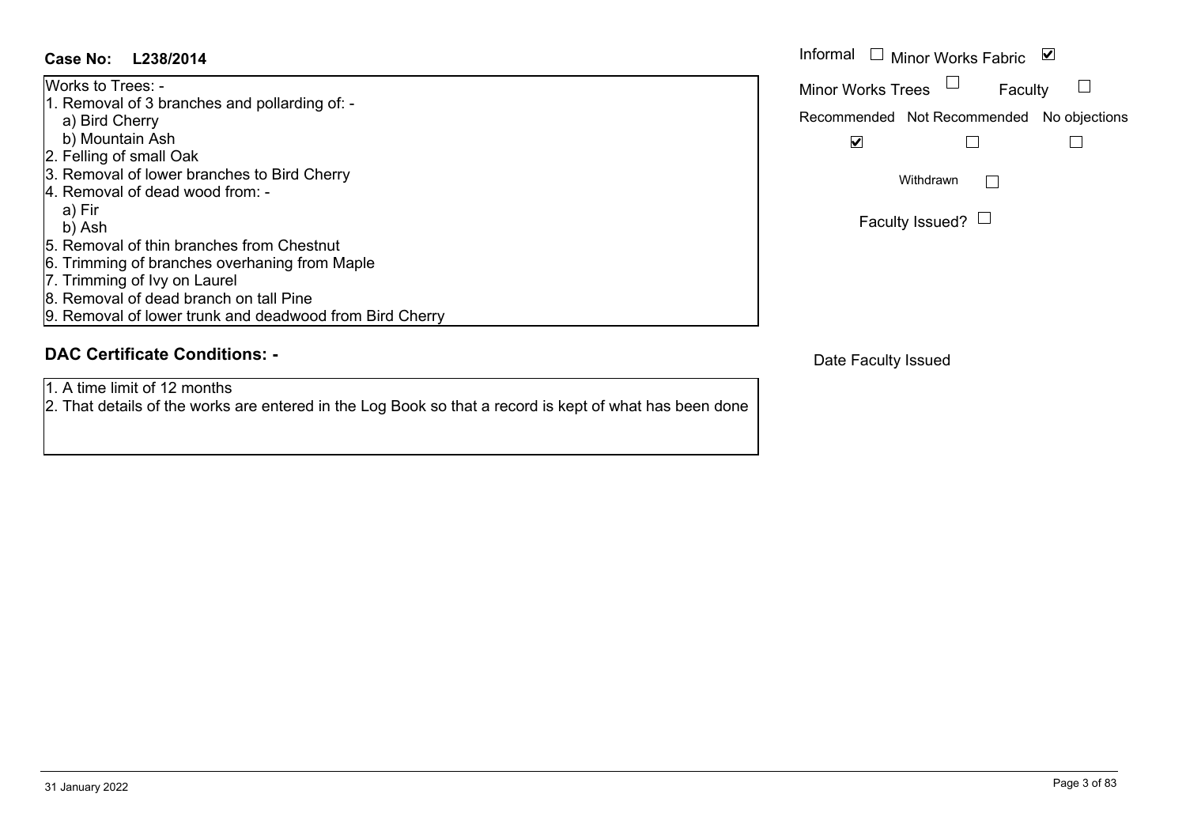**Case No: L238/2014**

Works to Trees: -
1. Removal of 3 branches and pollarding of: -
   a) Bird Cherry
   b) Mountain Ash
2. Felling of small Oak
3. Removal of lower branches to Bird Cherry
4. Removal of dead wood from: -
   a) Fir
   b) Ash
5. Removal of thin branches from Chestnut
6. Trimming of branches overhaning from Maple
7. Trimming of Ivy on Laurel
8. Removal of dead branch on tall Pine
9. Removal of lower trunk and deadwood from Bird Cherry

**DAC Certificate Conditions: -**

1. A time limit of 12 months
2. That details of the works are entered in the Log Book so that a record is kept of what has been done

Informal ☐ Minor Works Fabric ☑

Minor Works Trees ☐ Faculty ☐

| Recommended | Not Recommended | No objections |
| --- | --- | --- |
| ☑ | ☐ | ☐ |

Withdrawn ☐

Faculty Issued? ☐

Date Faculty Issued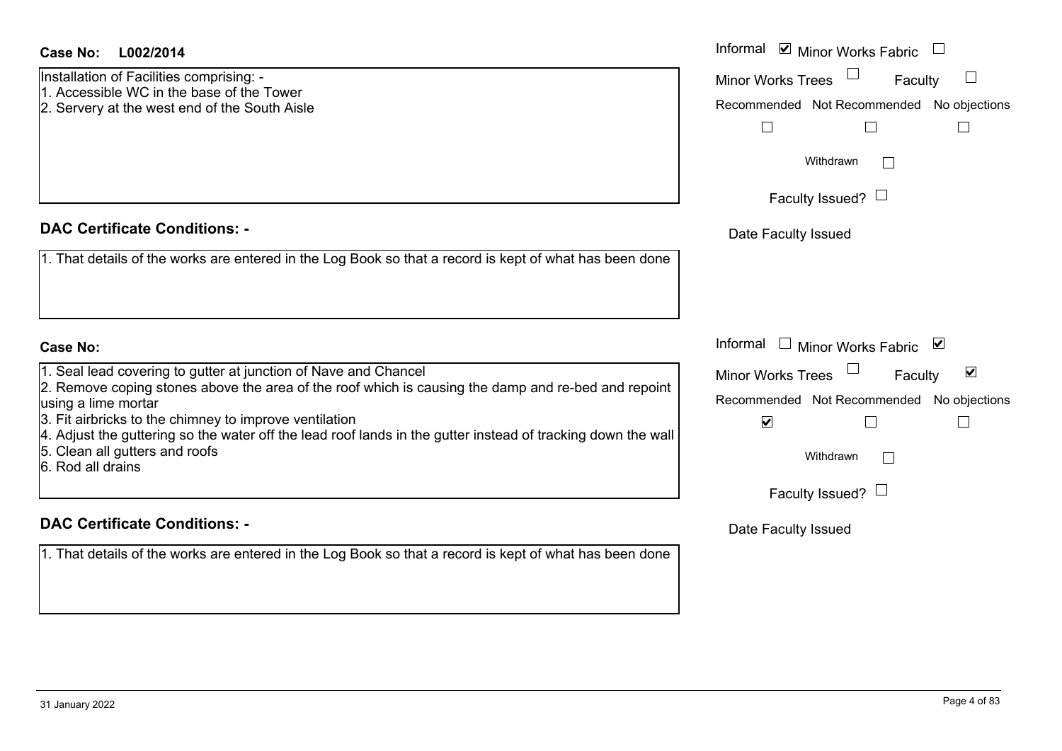**Case No:** L002/2014

Installation of Facilities comprising: -
1. Accessible WC in the base of the Tower
2. Servery at the west end of the South Aisle

Informal ☑ Minor Works Fabric ☐
Minor Works Trees ☐ Faculty ☐

| Recommended | Not Recommended | No objections |
|---|---|---|
| ☐ | ☐ | ☐ |

Withdrawn ☐

Faculty Issued? ☐

Date Faculty Issued

## DAC Certificate Conditions: -

1. That details of the works are entered in the Log Book so that a record is kept of what has been done

**Case No:**

1. Seal lead covering to gutter at junction of Nave and Chancel
2. Remove coping stones above the area of the roof which is causing the damp and re-bed and repoint using a lime mortar
3. Fit airbricks to the chimney to improve ventilation
4. Adjust the guttering so the water off the lead roof lands in the gutter instead of tracking down the wall
5. Clean all gutters and roofs
6. Rod all drains

Informal ☐ Minor Works Fabric ☑
Minor Works Trees ☐ Faculty ☑

| Recommended | Not Recommended | No objections |
|---|---|---|
| ☑ | ☐ | ☐ |

Withdrawn ☐

Faculty Issued? ☐

Date Faculty Issued

## DAC Certificate Conditions: -

1. That details of the works are entered in the Log Book so that a record is kept of what has been done

31 January 2022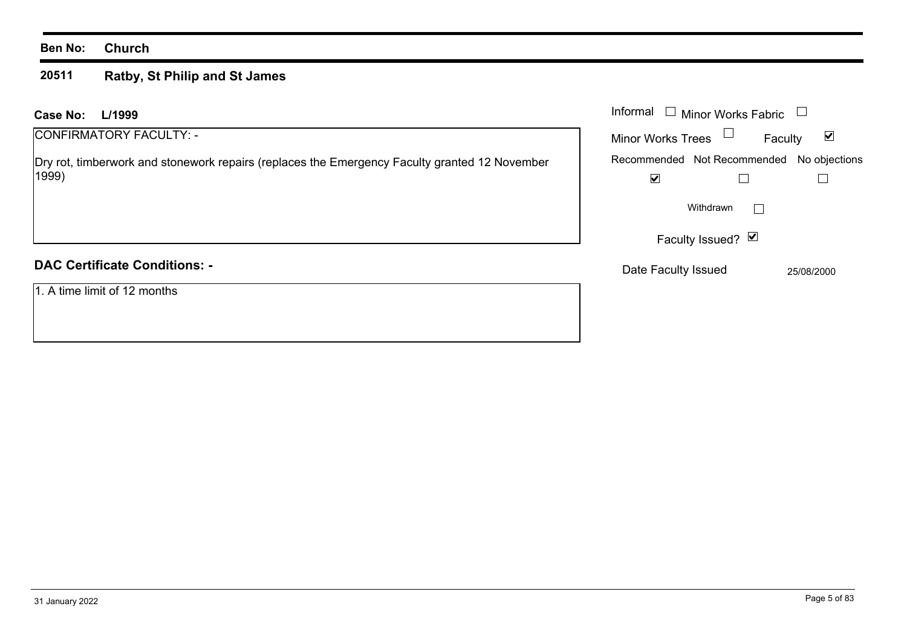**Ben No:** **Church**

**20511** **Ratby, St Philip and St James**

**Case No:** **L/1999**

CONFIRMATORY FACULTY: -

Dry rot, timberwork and stonework repairs (replaces the Emergency Faculty granted 12 November 1999)

| Informal | ☐ | Minor Works Fabric | ☐ |
|---|---|---|---|
| Minor Works Trees | ☐ | Faculty | ☑ |

| Recommended | Not Recommended | No objections |
|---|---|---|
| ☑ | ☐ | ☐ |

Withdrawn ☐

Faculty Issued? ☑

Date Faculty Issued: 25/08/2000

**DAC Certificate Conditions: -**

1. A time limit of 12 months

31 January 2022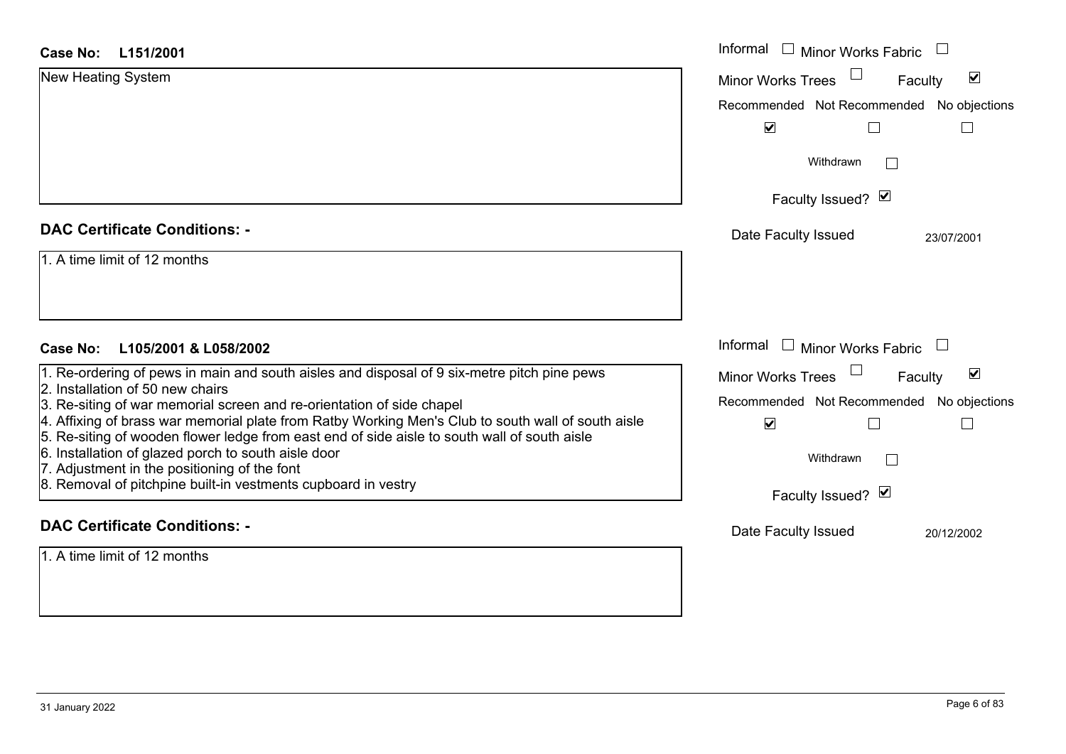**Case No: L151/2001**

New Heating System

Informal ☐ Minor Works Fabric ☐
Minor Works Trees ☐ Faculty ☑

| Recommended | Not Recommended | No objections |
|---|---|---|
| ☑ | ☐ | ☐ |

Withdrawn ☐

Faculty Issued? ☑

Date Faculty Issued 23/07/2001

## DAC Certificate Conditions: -

1. A time limit of 12 months

**Case No: L105/2001 & L058/2002**

1. Re-ordering of pews in main and south aisles and disposal of 9 six-metre pitch pine pews
2. Installation of 50 new chairs
3. Re-siting of war memorial screen and re-orientation of side chapel
4. Affixing of brass war memorial plate from Ratby Working Men's Club to south wall of south aisle
5. Re-siting of wooden flower ledge from east end of side aisle to south wall of south aisle
6. Installation of glazed porch to south aisle door
7. Adjustment in the positioning of the font
8. Removal of pitchpine built-in vestments cupboard in vestry

Informal ☐ Minor Works Fabric ☐
Minor Works Trees ☐ Faculty ☑

| Recommended | Not Recommended | No objections |
|---|---|---|
| ☑ | ☐ | ☐ |

Withdrawn ☐

Faculty Issued? ☑

Date Faculty Issued 20/12/2002

## DAC Certificate Conditions: -

1. A time limit of 12 months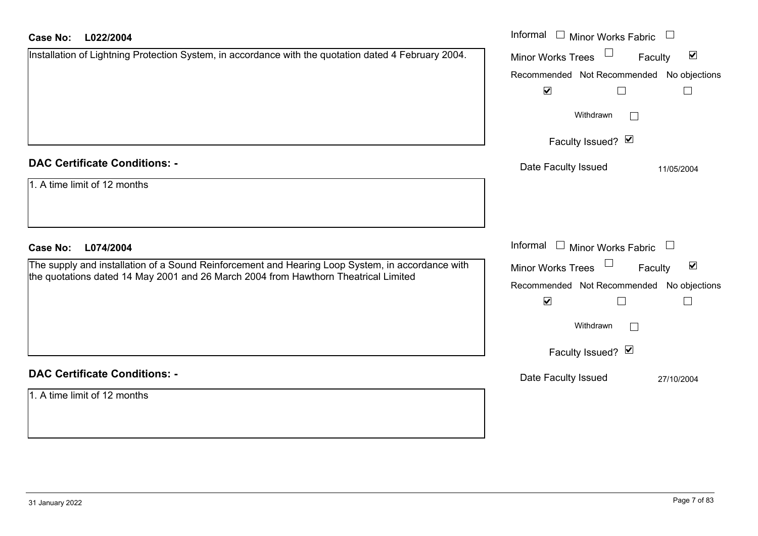**Case No: L022/2004**

Installation of Lightning Protection System, in accordance with the quotation dated 4 February 2004.

Informal ☐ Minor Works Fabric ☐
Minor Works Trees ☐ Faculty ☑

| Recommended | Not Recommended | No objections |
|---|---|---|
| ☑ | ☐ | ☐ |

Withdrawn ☐

Faculty Issued? ☑

Date Faculty Issued 11/05/2004

## DAC Certificate Conditions: -

1. A time limit of 12 months

**Case No: L074/2004**

The supply and installation of a Sound Reinforcement and Hearing Loop System, in accordance with the quotations dated 14 May 2001 and 26 March 2004 from Hawthorn Theatrical Limited

Informal ☐ Minor Works Fabric ☐
Minor Works Trees ☐ Faculty ☑

| Recommended | Not Recommended | No objections |
|---|---|---|
| ☑ | ☐ | ☐ |

Withdrawn ☐

Faculty Issued? ☑

Date Faculty Issued 27/10/2004

## DAC Certificate Conditions: -

1. A time limit of 12 months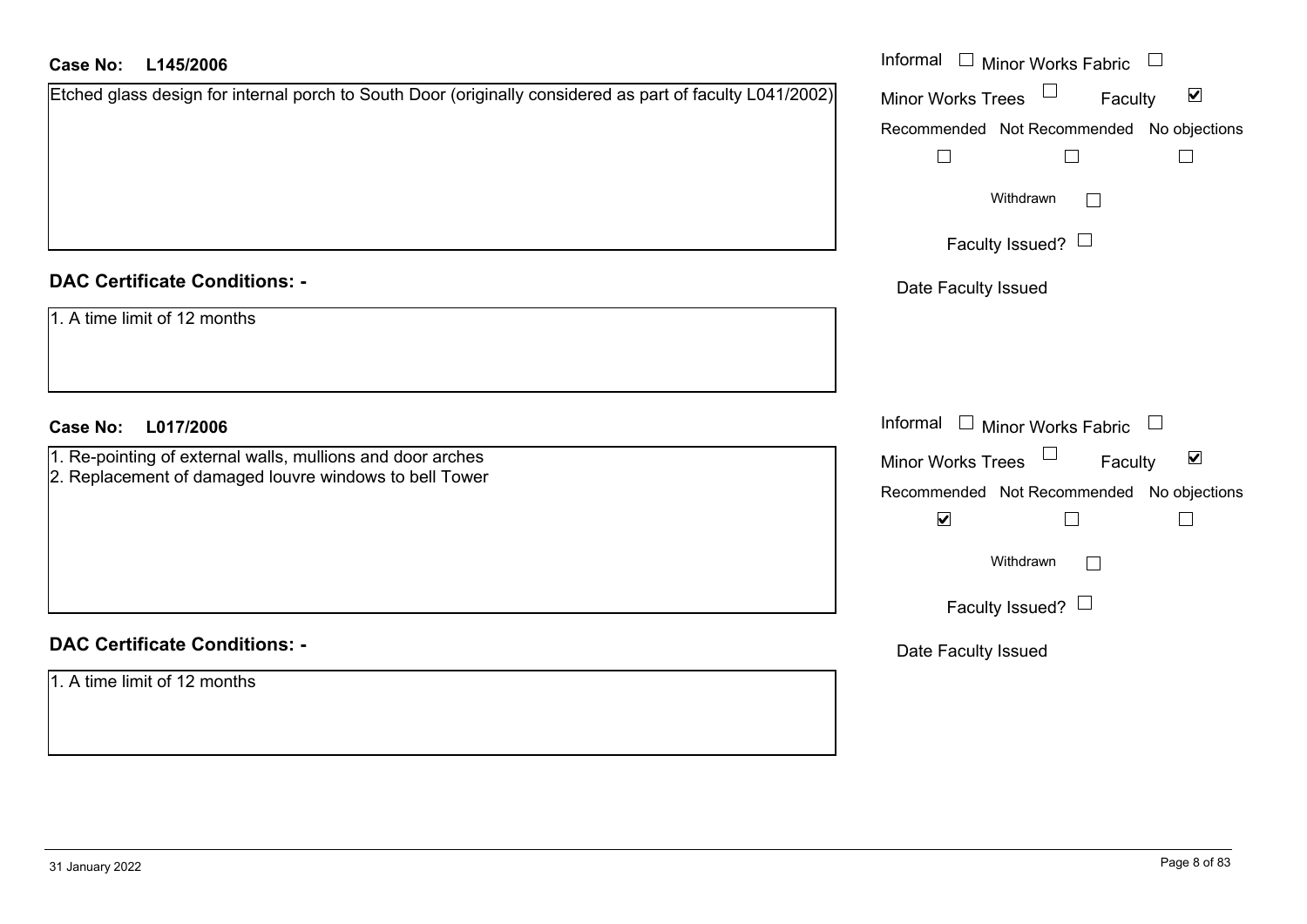**Case No: L145/2006**

Etched glass design for internal porch to South Door (originally considered as part of faculty L041/2002)

Informal ☐ Minor Works Fabric ☐
Minor Works Trees ☐ Faculty ☑
Recommended ☐ Not Recommended ☐ No objections ☐
Withdrawn ☐
Faculty Issued? ☐
Date Faculty Issued

**DAC Certificate Conditions: -**

1. A time limit of 12 months

**Case No: L017/2006**

1. Re-pointing of external walls, mullions and door arches
2. Replacement of damaged louvre windows to bell Tower

Informal ☐ Minor Works Fabric ☐
Minor Works Trees ☐ Faculty ☑
Recommended ☑ Not Recommended ☐ No objections ☐
Withdrawn ☐
Faculty Issued? ☐
Date Faculty Issued

**DAC Certificate Conditions: -**

1. A time limit of 12 months

31 January 2022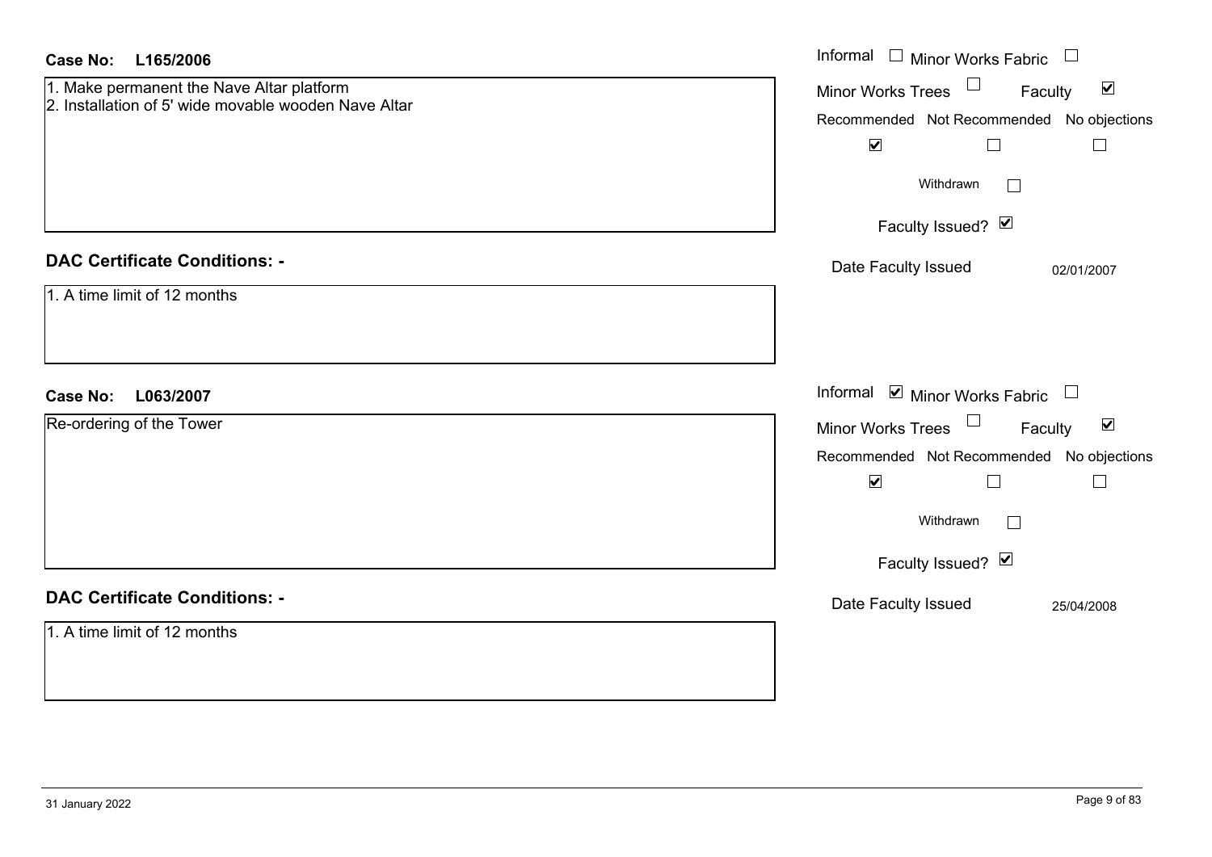**Case No: L165/2006**

1. Make permanent the Nave Altar platform
2. Installation of 5' wide movable wooden Nave Altar

Informal ☐ Minor Works Fabric ☐
Minor Works Trees ☐ Faculty ☑

| Recommended | Not Recommended | No objections |
|---|---|---|
| ☑ | ☐ | ☐ |

Withdrawn ☐

Faculty Issued? ☑

Date Faculty Issued 02/01/2007

## DAC Certificate Conditions: -

1. A time limit of 12 months

**Case No: L063/2007**

Re-ordering of the Tower

Informal ☑ Minor Works Fabric ☐
Minor Works Trees ☐ Faculty ☑

| Recommended | Not Recommended | No objections |
|---|---|---|
| ☑ | ☐ | ☐ |

Withdrawn ☐

Faculty Issued? ☑

Date Faculty Issued 25/04/2008

## DAC Certificate Conditions: -

1. A time limit of 12 months

31 January 2022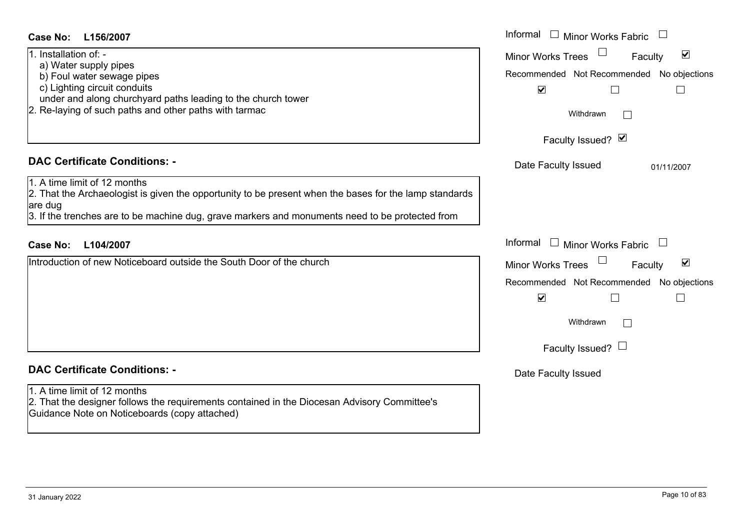**Case No: L156/2007**

1. Installation of: -
   a) Water supply pipes
   b) Foul water sewage pipes
   c) Lighting circuit conduits
   under and along churchyard paths leading to the church tower
2. Re-laying of such paths and other paths with tarmac

Informal ☐ Minor Works Fabric ☐
Minor Works Trees ☐ Faculty ☑

| Recommended | Not Recommended | No objections |
|---|---|---|
| ☑ | ☐ | ☐ |

Withdrawn ☐

Faculty Issued? ☑

Date Faculty Issued 01/11/2007

## DAC Certificate Conditions: -

1. A time limit of 12 months
2. That the Archaeologist is given the opportunity to be present when the bases for the lamp standards are dug
3. If the trenches are to be machine dug, grave markers and monuments need to be protected from

**Case No: L104/2007**

Introduction of new Noticeboard outside the South Door of the church

Informal ☐ Minor Works Fabric ☐
Minor Works Trees ☐ Faculty ☑

| Recommended | Not Recommended | No objections |
|---|---|---|
| ☑ | ☐ | ☐ |

Withdrawn ☐

Faculty Issued? ☐

Date Faculty Issued

## DAC Certificate Conditions: -

1. A time limit of 12 months
2. That the designer follows the requirements contained in the Diocesan Advisory Committee's Guidance Note on Noticeboards (copy attached)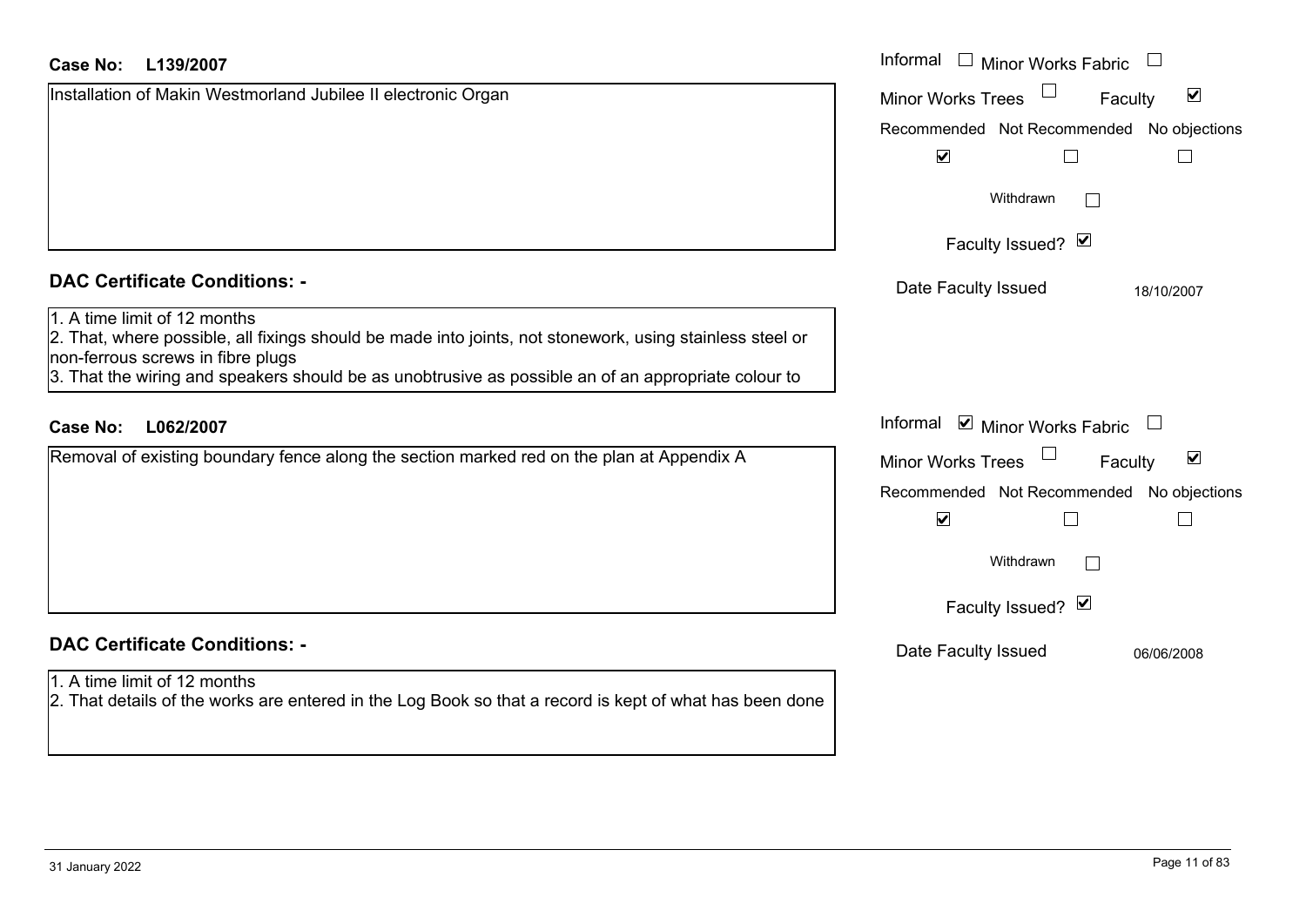**Case No: L139/2007**

Installation of Makin Westmorland Jubilee II electronic Organ

Informal ☐ Minor Works Fabric ☐
Minor Works Trees ☐ Faculty ☑

| Recommended | Not Recommended | No objections |
|---|---|---|
| ☑ | ☐ | ☐ |

Withdrawn ☐

Faculty Issued? ☑

Date Faculty Issued 18/10/2007

## DAC Certificate Conditions: -

1. A time limit of 12 months
2. That, where possible, all fixings should be made into joints, not stonework, using stainless steel or non-ferrous screws in fibre plugs
3. That the wiring and speakers should be as unobtrusive as possible an of an appropriate colour to

**Case No: L062/2007**

Removal of existing boundary fence along the section marked red on the plan at Appendix A

Informal ☑ Minor Works Fabric ☐
Minor Works Trees ☐ Faculty ☑

| Recommended | Not Recommended | No objections |
|---|---|---|
| ☑ | ☐ | ☐ |

Withdrawn ☐

Faculty Issued? ☑

Date Faculty Issued 06/06/2008

## DAC Certificate Conditions: -

1. A time limit of 12 months
2. That details of the works are entered in the Log Book so that a record is kept of what has been done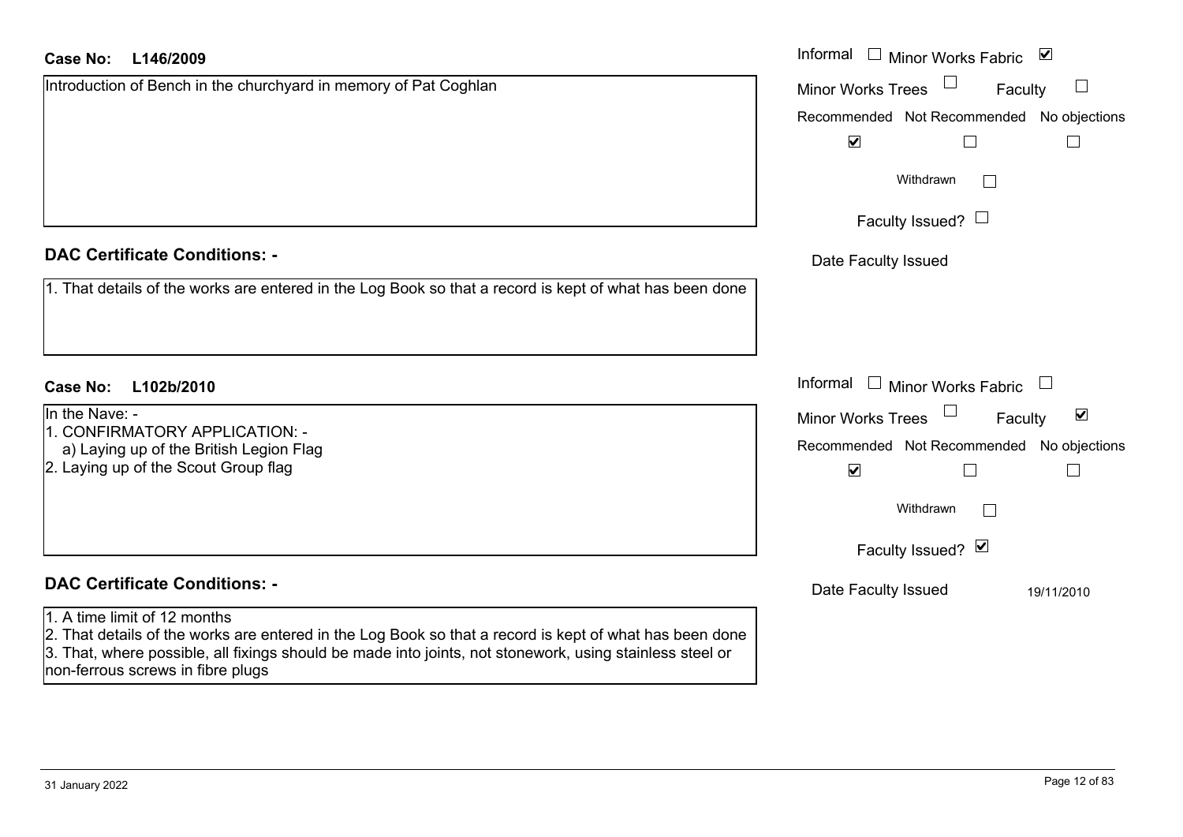**Case No: L146/2009**

Introduction of Bench in the churchyard in memory of Pat Coghlan

Informal ☐ Minor Works Fabric ☑

Minor Works Trees ☐ Faculty ☐

Recommended ☑ Not Recommended ☐ No objections ☐

Withdrawn ☐

Faculty Issued? ☐

Date Faculty Issued

**DAC Certificate Conditions: -**

1. That details of the works are entered in the Log Book so that a record is kept of what has been done

**Case No: L102b/2010**

In the Nave: -

1. CONFIRMATORY APPLICATION: -
   a) Laying up of the British Legion Flag
2. Laying up of the Scout Group flag

Informal ☐ Minor Works Fabric ☐

Minor Works Trees ☐ Faculty ☑

Recommended ☑ Not Recommended ☐ No objections ☐

Withdrawn ☐

Faculty Issued? ☑

Date Faculty Issued 19/11/2010

**DAC Certificate Conditions: -**

1. A time limit of 12 months
2. That details of the works are entered in the Log Book so that a record is kept of what has been done
3. That, where possible, all fixings should be made into joints, not stonework, using stainless steel or non-ferrous screws in fibre plugs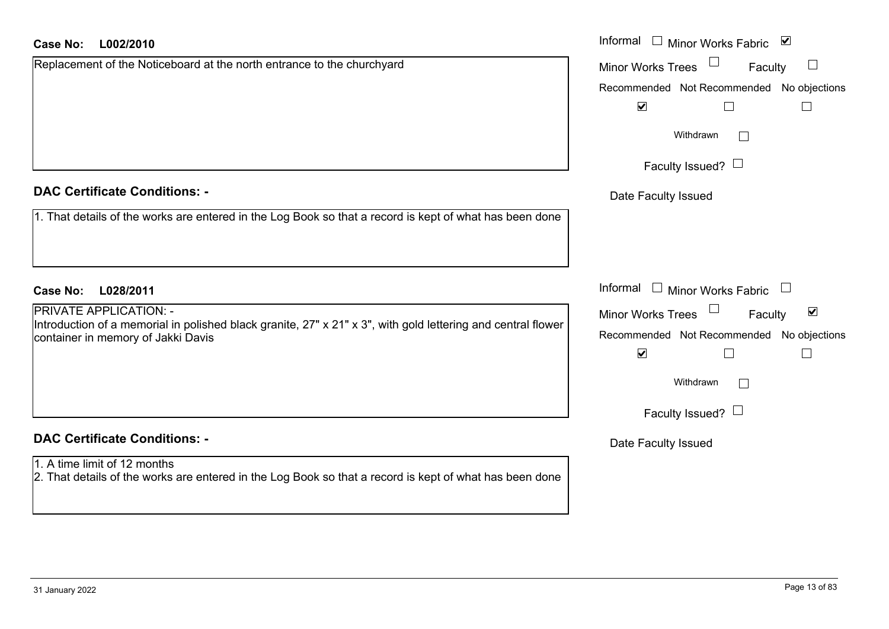**Case No: L002/2010**

Replacement of the Noticeboard at the north entrance to the churchyard

Informal ☐ Minor Works Fabric ☑

Minor Works Trees ☐ Faculty ☐

Recommended ☑ Not Recommended ☐ No objections ☐

Withdrawn ☐

Faculty Issued? ☐

Date Faculty Issued

**DAC Certificate Conditions: -**

1. That details of the works are entered in the Log Book so that a record is kept of what has been done

**Case No: L028/2011**

PRIVATE APPLICATION: -
Introduction of a memorial in polished black granite, 27" x 21" x 3", with gold lettering and central flower container in memory of Jakki Davis

Informal ☐ Minor Works Fabric ☐

Minor Works Trees ☐ Faculty ☑

Recommended ☑ Not Recommended ☐ No objections ☐

Withdrawn ☐

Faculty Issued? ☐

Date Faculty Issued

**DAC Certificate Conditions: -**

1. A time limit of 12 months
2. That details of the works are entered in the Log Book so that a record is kept of what has been done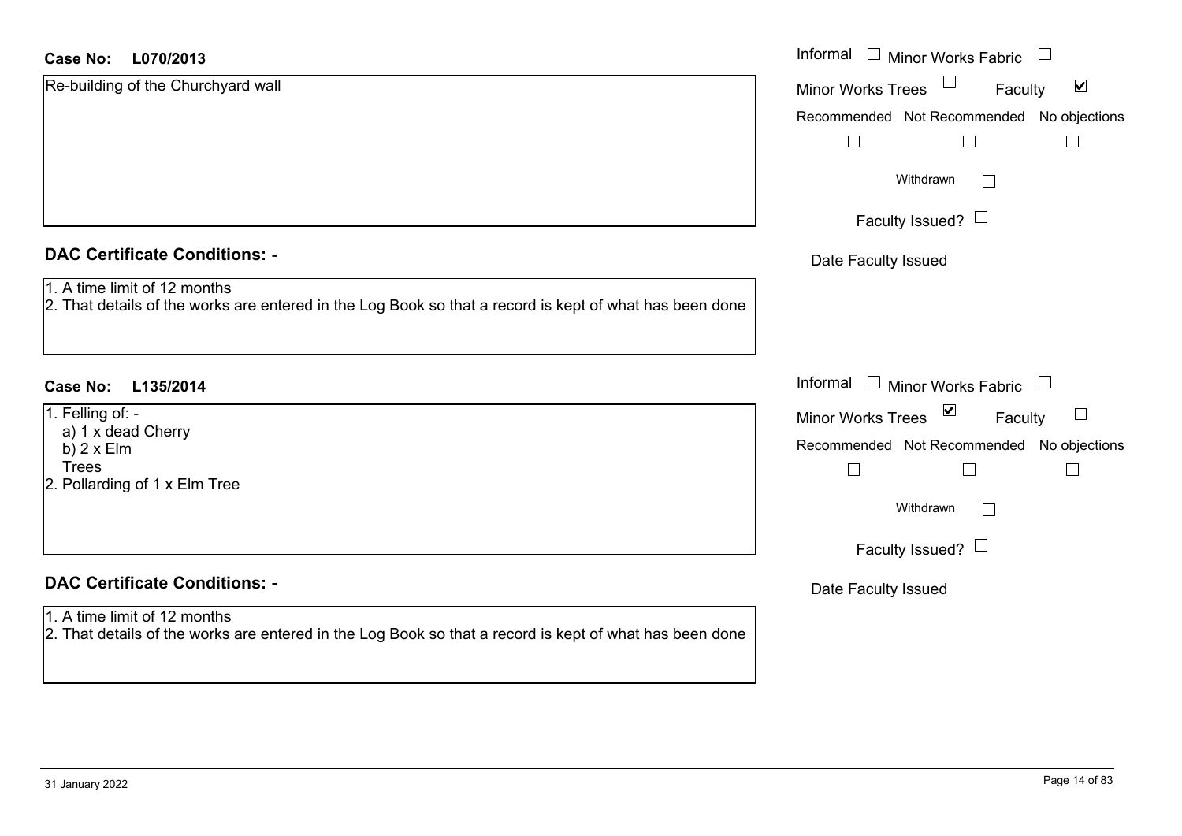**Case No: L070/2013**

Re-building of the Churchyard wall

Informal ☐ Minor Works Fabric ☐

Minor Works Trees ☐ Faculty ☑

Recommended ☐ Not Recommended ☐ No objections ☐

Withdrawn ☐

Faculty Issued? ☐

Date Faculty Issued

## DAC Certificate Conditions: -

1. A time limit of 12 months
2. That details of the works are entered in the Log Book so that a record is kept of what has been done

**Case No: L135/2014**

1. Felling of: -
   a) 1 x dead Cherry
   b) 2 x Elm
   Trees
2. Pollarding of 1 x Elm Tree

Informal ☐ Minor Works Fabric ☐

Minor Works Trees ☑ Faculty ☐

Recommended ☐ Not Recommended ☐ No objections ☐

Withdrawn ☐

Faculty Issued? ☐

Date Faculty Issued

## DAC Certificate Conditions: -

1. A time limit of 12 months
2. That details of the works are entered in the Log Book so that a record is kept of what has been done

31 January 2022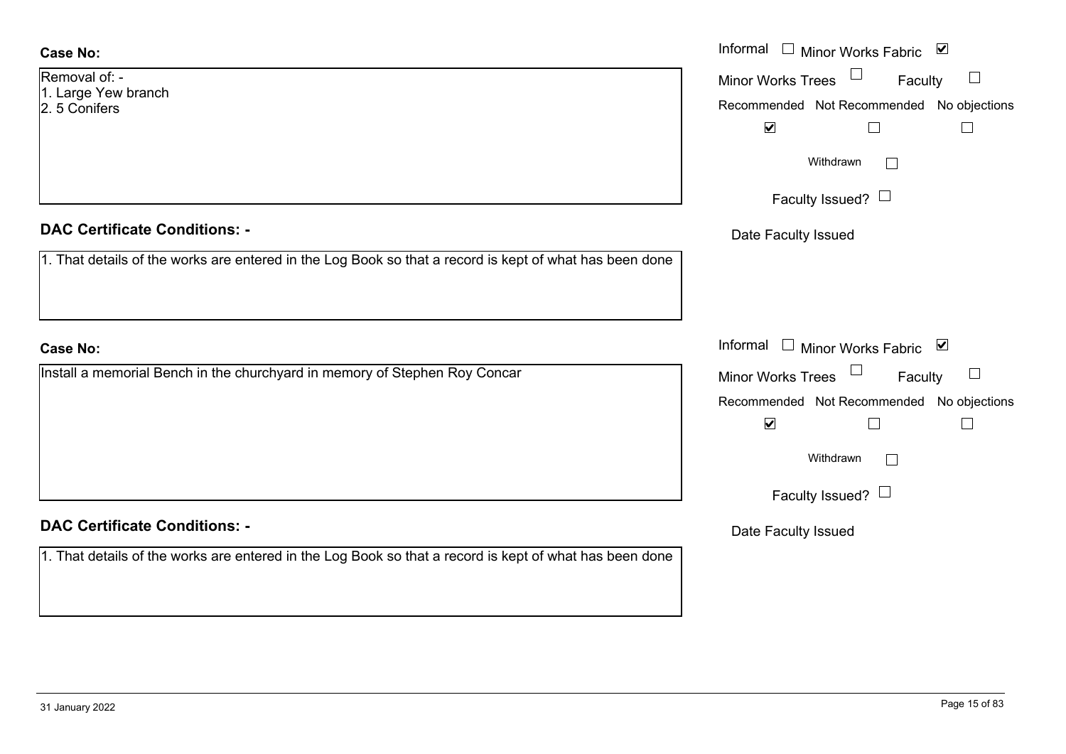**Case No:**

Removal of: -
1. Large Yew branch
2. 5 Conifers

Informal ☐ Minor Works Fabric ☑
Minor Works Trees ☐ Faculty ☐

| Recommended | Not Recommended | No objections |
|---|---|---|
| ☑ | ☐ | ☐ |

Withdrawn ☐

Faculty Issued? ☐

Date Faculty Issued

**DAC Certificate Conditions: -**

1. That details of the works are entered in the Log Book so that a record is kept of what has been done

**Case No:**

Install a memorial Bench in the churchyard in memory of Stephen Roy Concar

Informal ☐ Minor Works Fabric ☑
Minor Works Trees ☐ Faculty ☐

| Recommended | Not Recommended | No objections |
|---|---|---|
| ☑ | ☐ | ☐ |

Withdrawn ☐

Faculty Issued? ☐

Date Faculty Issued

**DAC Certificate Conditions: -**

1. That details of the works are entered in the Log Book so that a record is kept of what has been done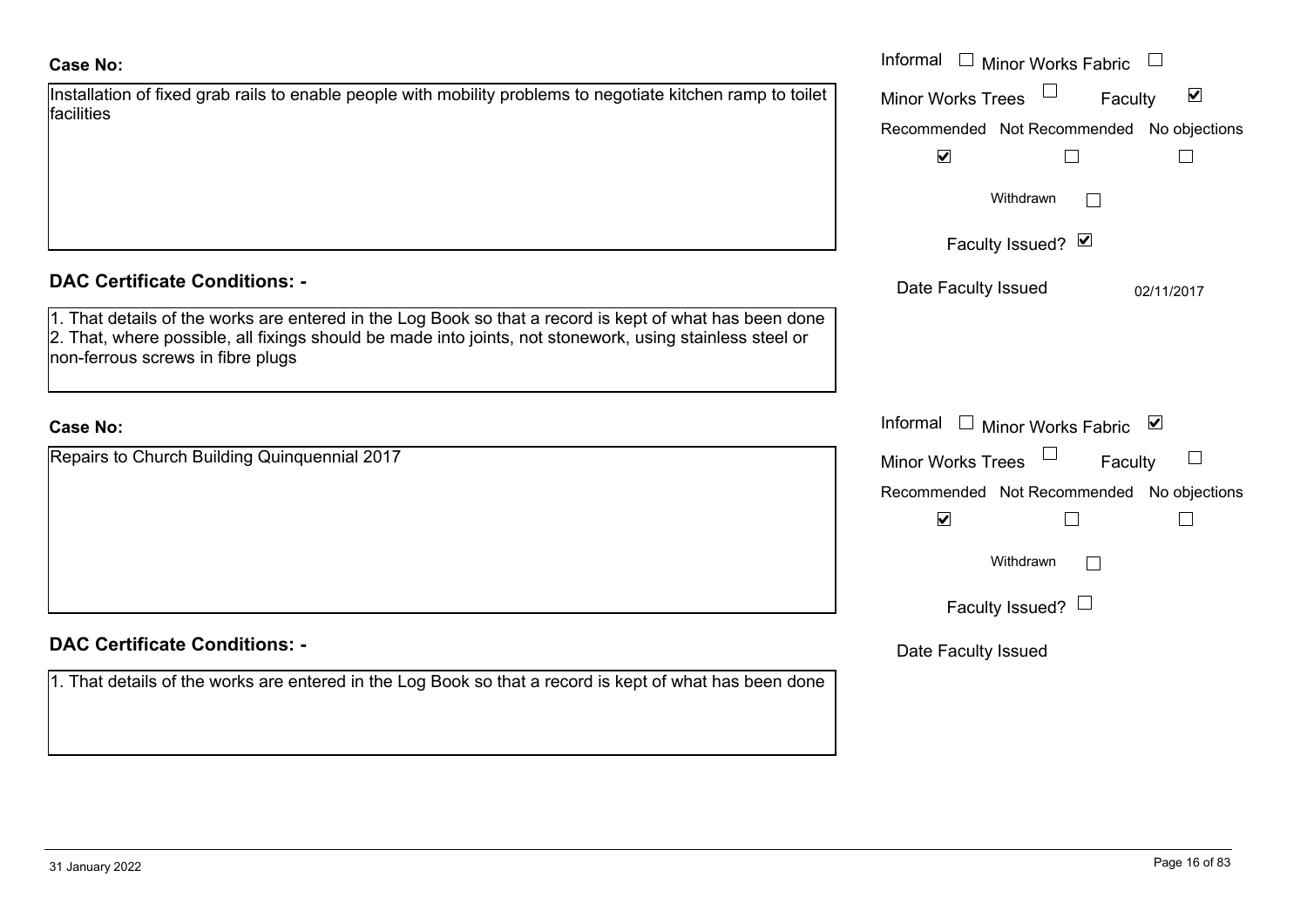**Case No:**

Installation of fixed grab rails to enable people with mobility problems to negotiate kitchen ramp to toilet facilities

Informal ☐ Minor Works Fabric ☐
Minor Works Trees ☐ Faculty ☑
Recommended ☑ Not Recommended ☐ No objections ☐
Withdrawn ☐
Faculty Issued? ☑
Date Faculty Issued 02/11/2017

**DAC Certificate Conditions: -**

1. That details of the works are entered in the Log Book so that a record is kept of what has been done
2. That, where possible, all fixings should be made into joints, not stonework, using stainless steel or non-ferrous screws in fibre plugs

**Case No:**

Repairs to Church Building Quinquennial 2017

Informal ☐ Minor Works Fabric ☑
Minor Works Trees ☐ Faculty ☐
Recommended ☑ Not Recommended ☐ No objections ☐
Withdrawn ☐
Faculty Issued? ☐
Date Faculty Issued

**DAC Certificate Conditions: -**

1. That details of the works are entered in the Log Book so that a record is kept of what has been done

31 January 2022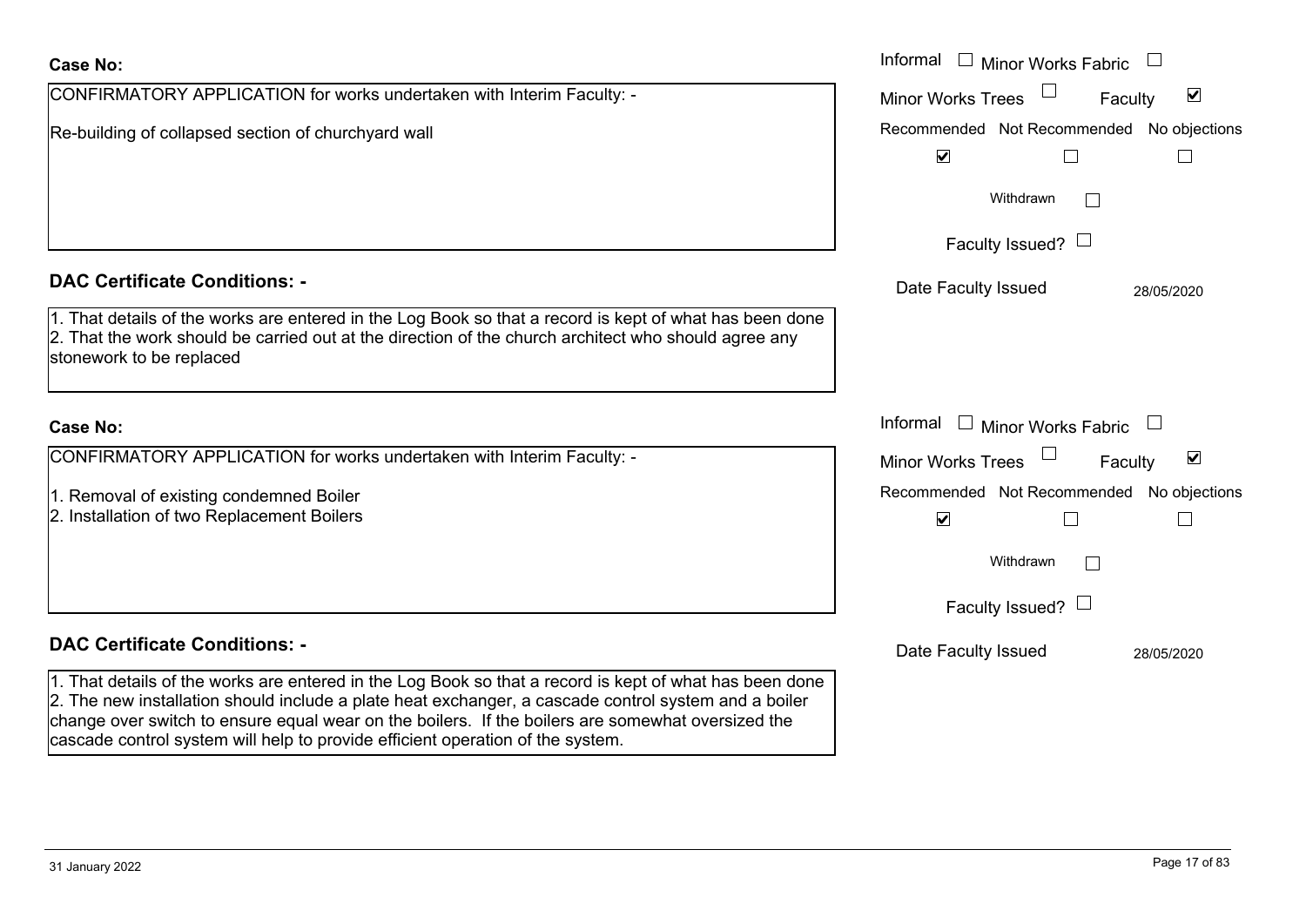**Case No:**

CONFIRMATORY APPLICATION for works undertaken with Interim Faculty: -

Re-building of collapsed section of churchyard wall

Informal ☐ Minor Works Fabric ☐

Minor Works Trees ☐ Faculty ☑

Recommended ☑ Not Recommended ☐ No objections ☐

Withdrawn ☐

Faculty Issued? ☐

Date Faculty Issued 28/05/2020

**DAC Certificate Conditions: -**

1. That details of the works are entered in the Log Book so that a record is kept of what has been done
2. That the work should be carried out at the direction of the church architect who should agree any stonework to be replaced

**Case No:**

CONFIRMATORY APPLICATION for works undertaken with Interim Faculty: -

1. Removal of existing condemned Boiler
2. Installation of two Replacement Boilers

Informal ☐ Minor Works Fabric ☐

Minor Works Trees ☐ Faculty ☑

Recommended ☑ Not Recommended ☐ No objections ☐

Withdrawn ☐

Faculty Issued? ☐

Date Faculty Issued 28/05/2020

**DAC Certificate Conditions: -**

1. That details of the works are entered in the Log Book so that a record is kept of what has been done
2. The new installation should include a plate heat exchanger, a cascade control system and a boiler change over switch to ensure equal wear on the boilers. If the boilers are somewhat oversized the cascade control system will help to provide efficient operation of the system.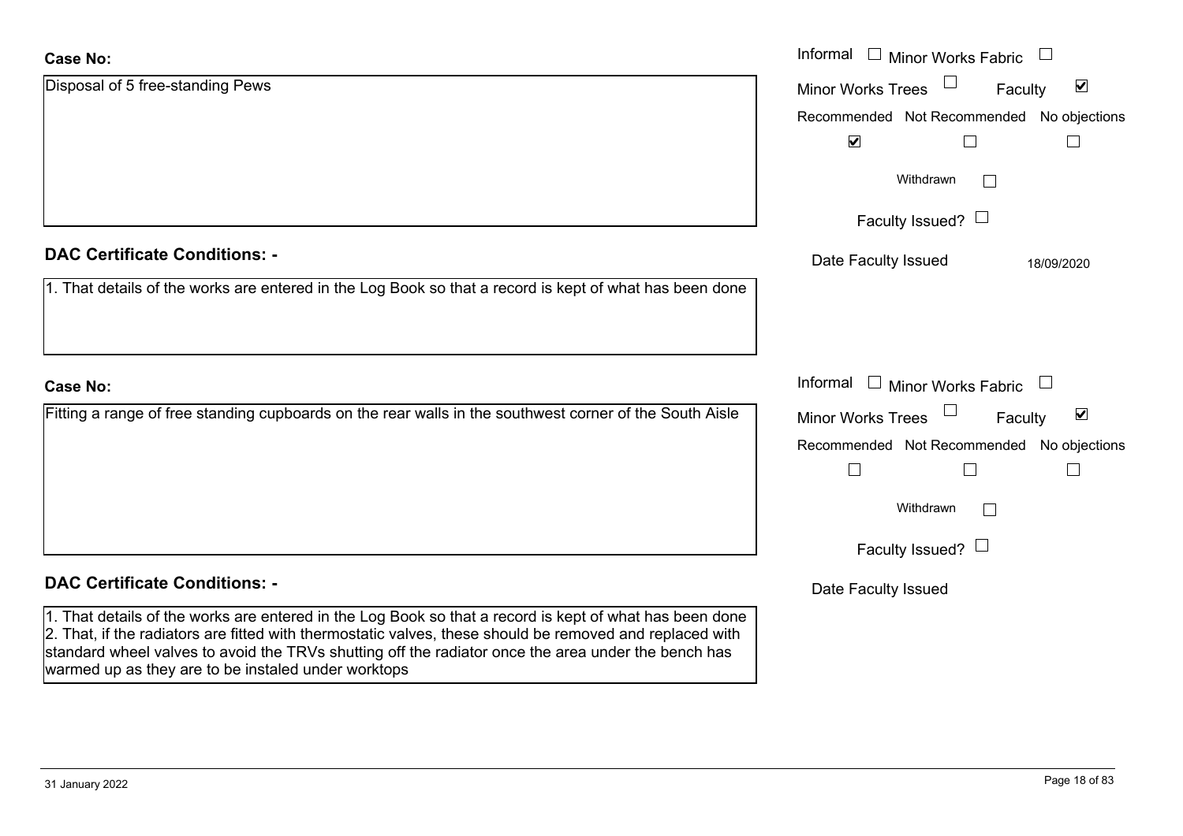**Case No:**

Disposal of 5 free-standing Pews

Informal ☐ Minor Works Fabric ☐

Minor Works Trees ☐ Faculty ☑

Recommended ☑ Not Recommended ☐ No objections ☐

Withdrawn ☐

Faculty Issued? ☐

Date Faculty Issued 18/09/2020

**DAC Certificate Conditions: -**

1. That details of the works are entered in the Log Book so that a record is kept of what has been done

**Case No:**

Fitting a range of free standing cupboards on the rear walls in the southwest corner of the South Aisle

Informal ☐ Minor Works Fabric ☐

Minor Works Trees ☐ Faculty ☑

Recommended ☐ Not Recommended ☐ No objections ☐

Withdrawn ☐

Faculty Issued? ☐

Date Faculty Issued

**DAC Certificate Conditions: -**

1. That details of the works are entered in the Log Book so that a record is kept of what has been done
2. That, if the radiators are fitted with thermostatic valves, these should be removed and replaced with standard wheel valves to avoid the TRVs shutting off the radiator once the area under the bench has warmed up as they are to be instaled under worktops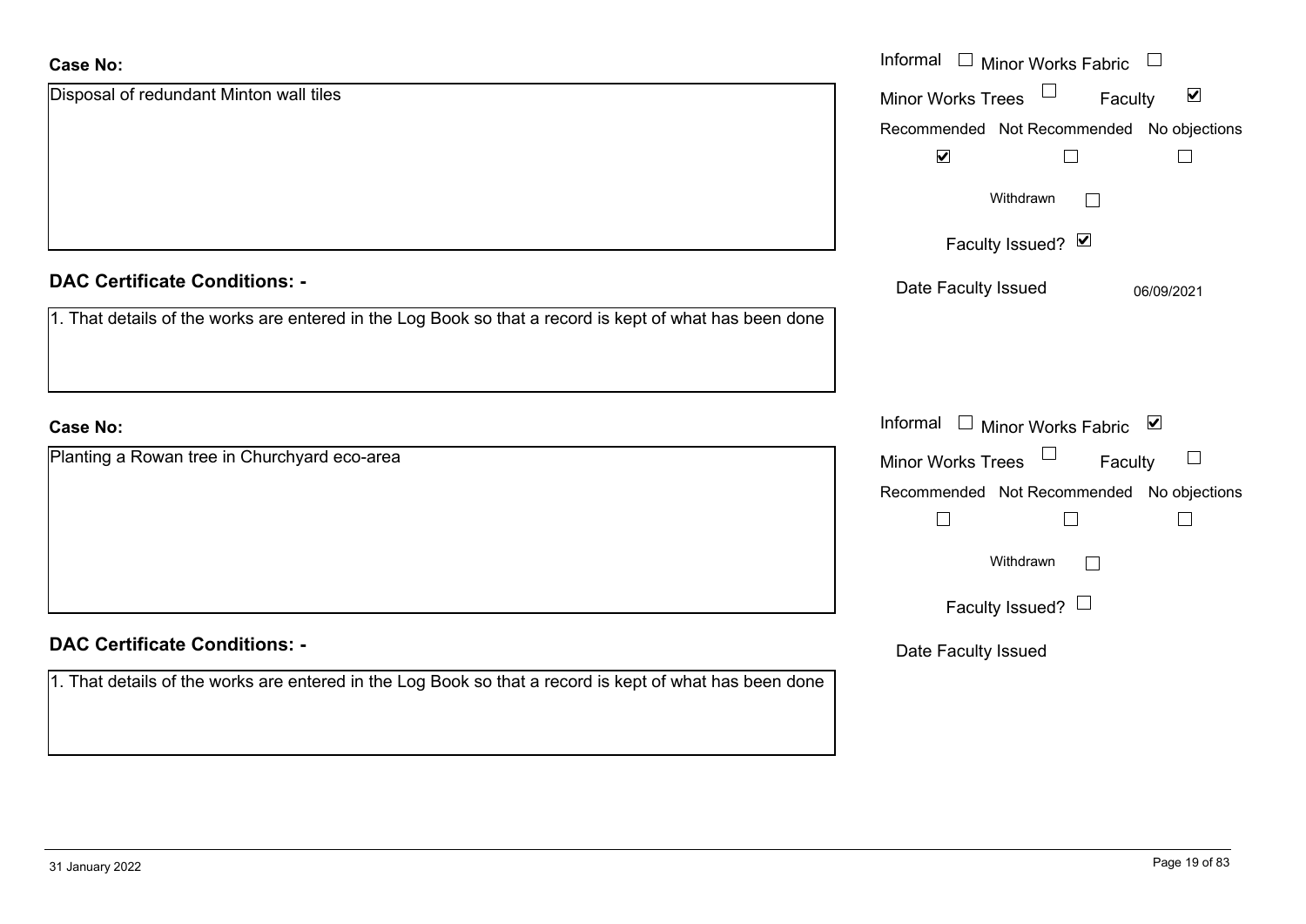**Case No:**

Disposal of redundant Minton wall tiles

Informal ☐ Minor Works Fabric ☐
Minor Works Trees ☐ Faculty ☑

| Recommended | Not Recommended | No objections |
|---|---|---|
| ☑ | ☐ | ☐ |

Withdrawn ☐

Faculty Issued? ☑

Date Faculty Issued 06/09/2021

**DAC Certificate Conditions: -**

1. That details of the works are entered in the Log Book so that a record is kept of what has been done

**Case No:**

Planting a Rowan tree in Churchyard eco-area

Informal ☐ Minor Works Fabric ☑
Minor Works Trees ☐ Faculty ☐

| Recommended | Not Recommended | No objections |
|---|---|---|
| ☐ | ☐ | ☐ |

Withdrawn ☐

Faculty Issued? ☐

Date Faculty Issued

**DAC Certificate Conditions: -**

1. That details of the works are entered in the Log Book so that a record is kept of what has been done

31 January 2022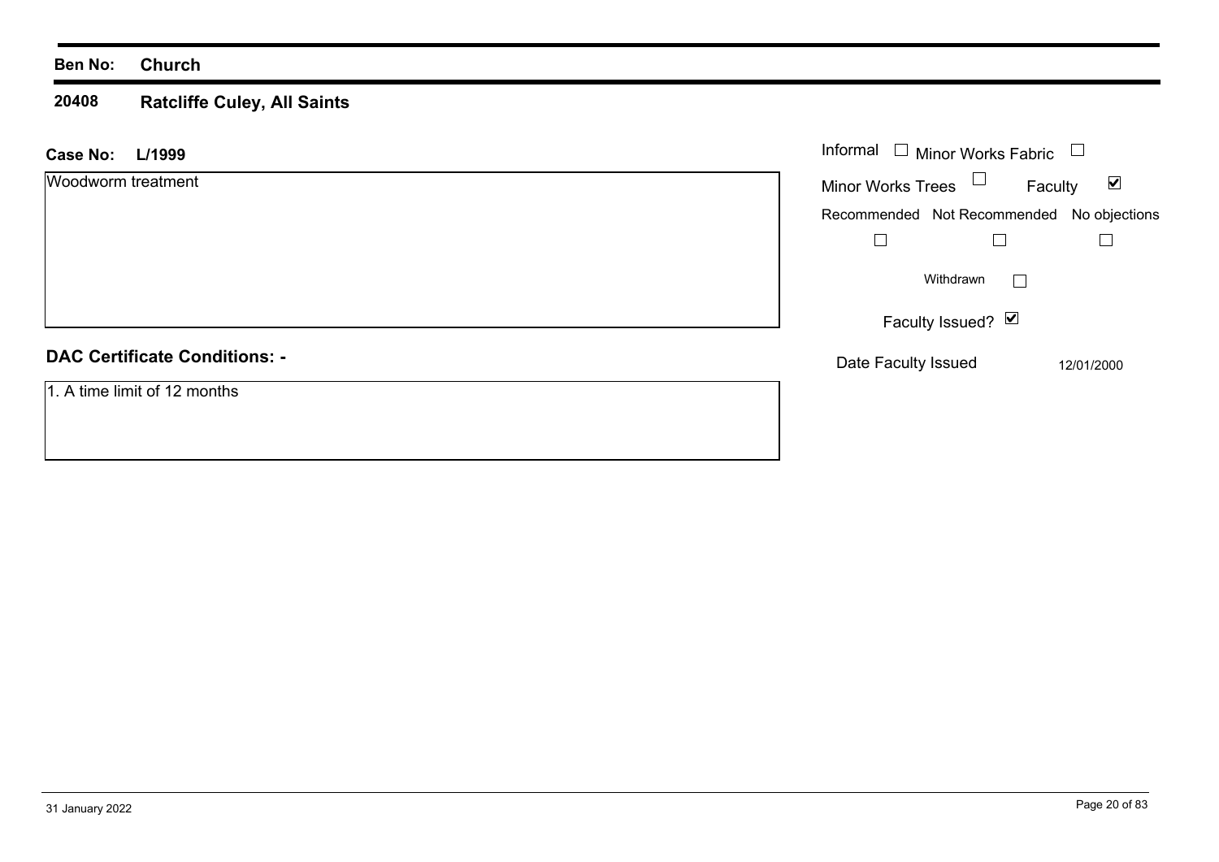**Ben No:** **Church**

## 20408 Ratcliffe Culey, All Saints

**Case No:** **L/1999**

Woodworm treatment

Informal ☐ Minor Works Fabric ☐

Minor Works Trees ☐ Faculty ☑

Recommended ☐ Not Recommended ☐ No objections ☐

Withdrawn ☐

Faculty Issued? ☑

Date Faculty Issued 12/01/2000

**DAC Certificate Conditions: -**

1. A time limit of 12 months

31 January 2022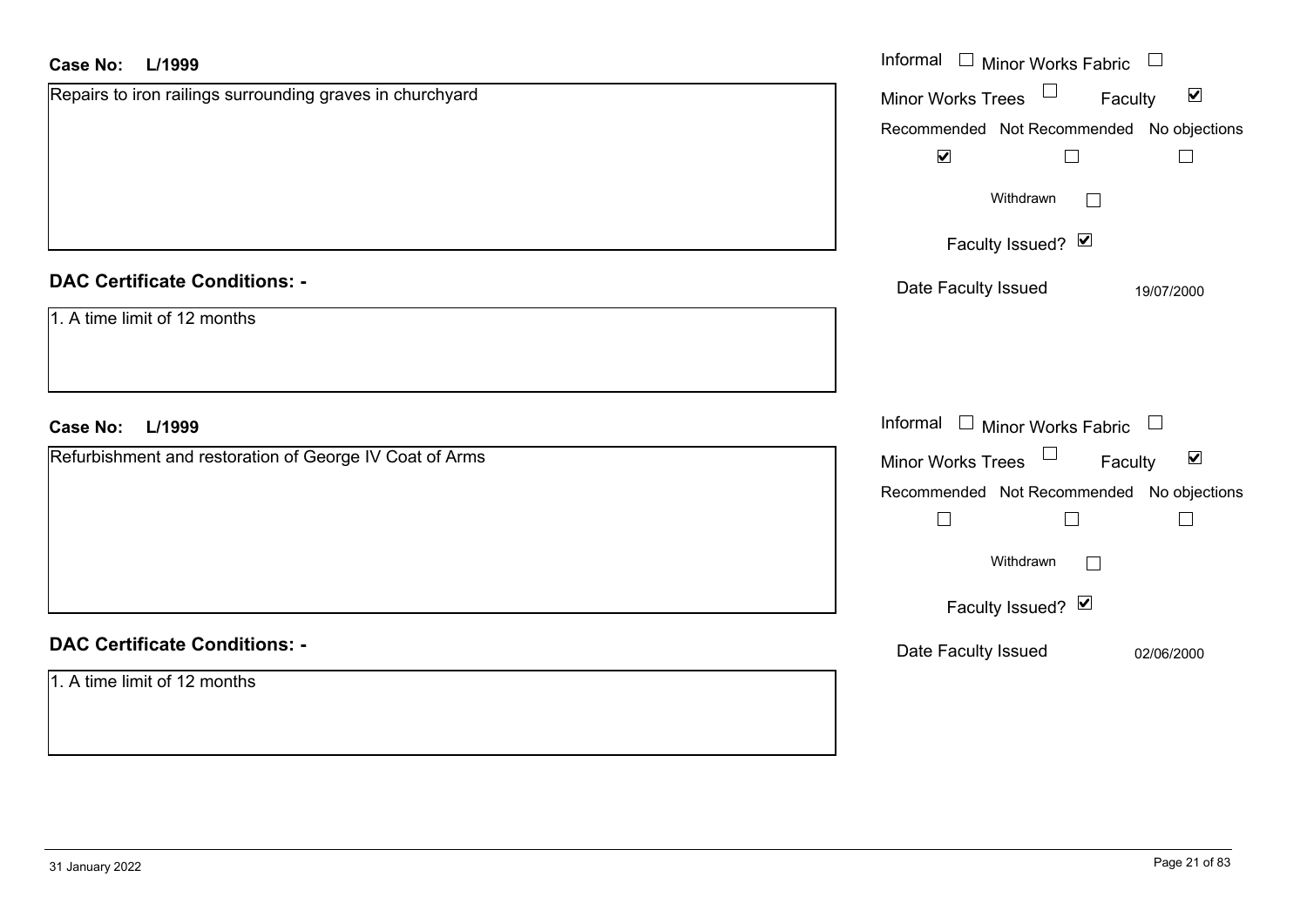**Case No: L/1999**

Repairs to iron railings surrounding graves in churchyard

Informal ☐ Minor Works Fabric ☐

Minor Works Trees ☐ Faculty ☑

Recommended ☑ Not Recommended ☐ No objections ☐

Withdrawn ☐

Faculty Issued? ☑

Date Faculty Issued 19/07/2000

**DAC Certificate Conditions: -**

1. A time limit of 12 months

**Case No: L/1999**

Refurbishment and restoration of George IV Coat of Arms

Informal ☐ Minor Works Fabric ☐

Minor Works Trees ☐ Faculty ☑

Recommended ☐ Not Recommended ☐ No objections ☐

Withdrawn ☐

Faculty Issued? ☑

Date Faculty Issued 02/06/2000

**DAC Certificate Conditions: -**

1. A time limit of 12 months

31 January 2022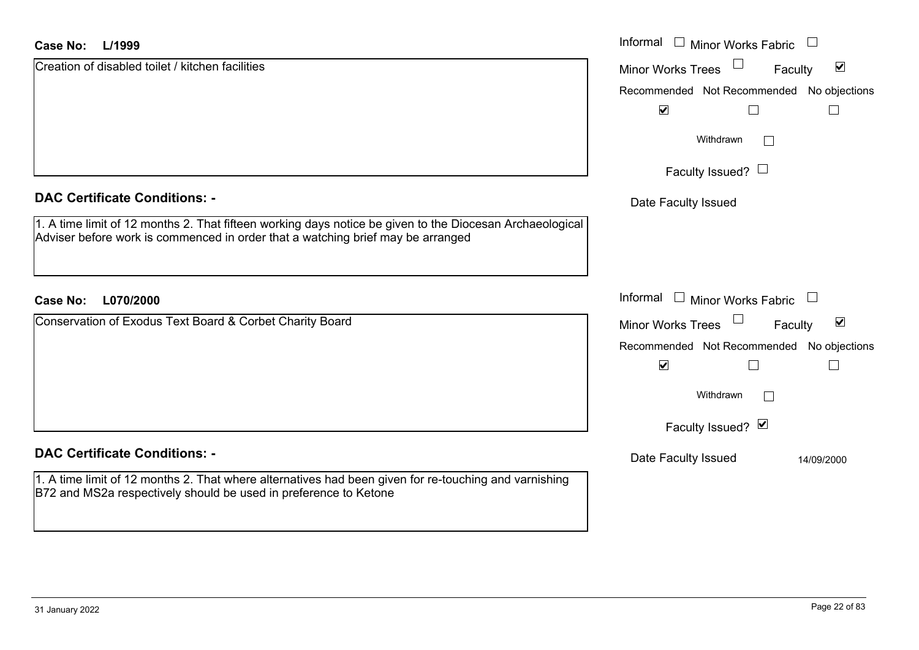**Case No:** L/1999

Creation of disabled toilet / kitchen facilities

Informal ☐ Minor Works Fabric ☐
Minor Works Trees ☐ Faculty ☑

| Recommended | Not Recommended | No objections |
|---|---|---|
| ☑ | ☐ | ☐ |

Withdrawn ☐

Faculty Issued? ☐

Date Faculty Issued

**DAC Certificate Conditions: -**

1. A time limit of 12 months 2. That fifteen working days notice be given to the Diocesan Archaeological Adviser before work is commenced in order that a watching brief may be arranged

**Case No:** L070/2000

Conservation of Exodus Text Board & Corbet Charity Board

Informal ☐ Minor Works Fabric ☐
Minor Works Trees ☐ Faculty ☑

| Recommended | Not Recommended | No objections |
|---|---|---|
| ☑ | ☐ | ☐ |

Withdrawn ☐

Faculty Issued? ☑

Date Faculty Issued 14/09/2000

**DAC Certificate Conditions: -**

1. A time limit of 12 months 2. That where alternatives had been given for re-touching and varnishing B72 and MS2a respectively should be used in preference to Ketone

31 January 2022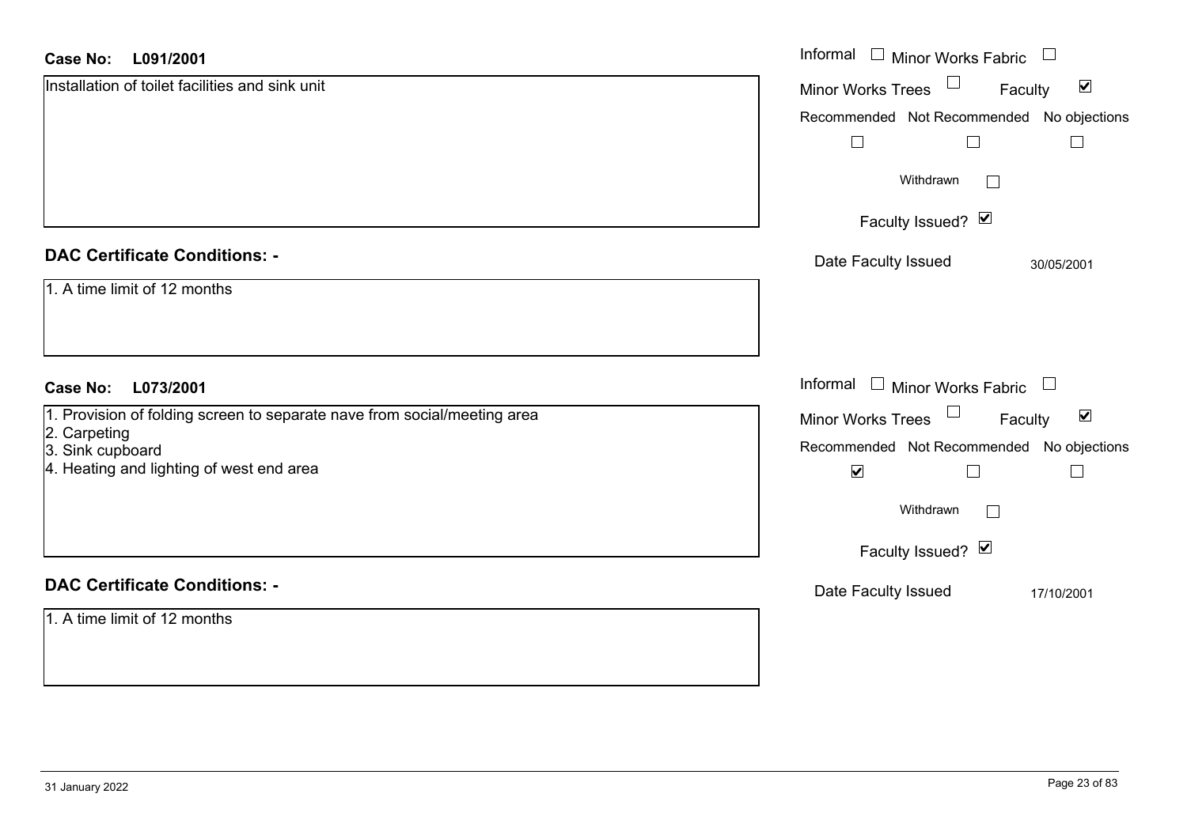**Case No: L091/2001**

Installation of toilet facilities and sink unit

Informal ☐ Minor Works Fabric ☐
Minor Works Trees ☐ Faculty ☑

| Recommended | Not Recommended | No objections |
|---|---|---|
| ☐ | ☐ | ☐ |

Withdrawn ☐

Faculty Issued? ☑

Date Faculty Issued 30/05/2001

## DAC Certificate Conditions: -

1. A time limit of 12 months

**Case No: L073/2001**

1. Provision of folding screen to separate nave from social/meeting area
2. Carpeting
3. Sink cupboard
4. Heating and lighting of west end area

Informal ☐ Minor Works Fabric ☐
Minor Works Trees ☐ Faculty ☑

| Recommended | Not Recommended | No objections |
|---|---|---|
| ☑ | ☐ | ☐ |

Withdrawn ☐

Faculty Issued? ☑

Date Faculty Issued 17/10/2001

## DAC Certificate Conditions: -

1. A time limit of 12 months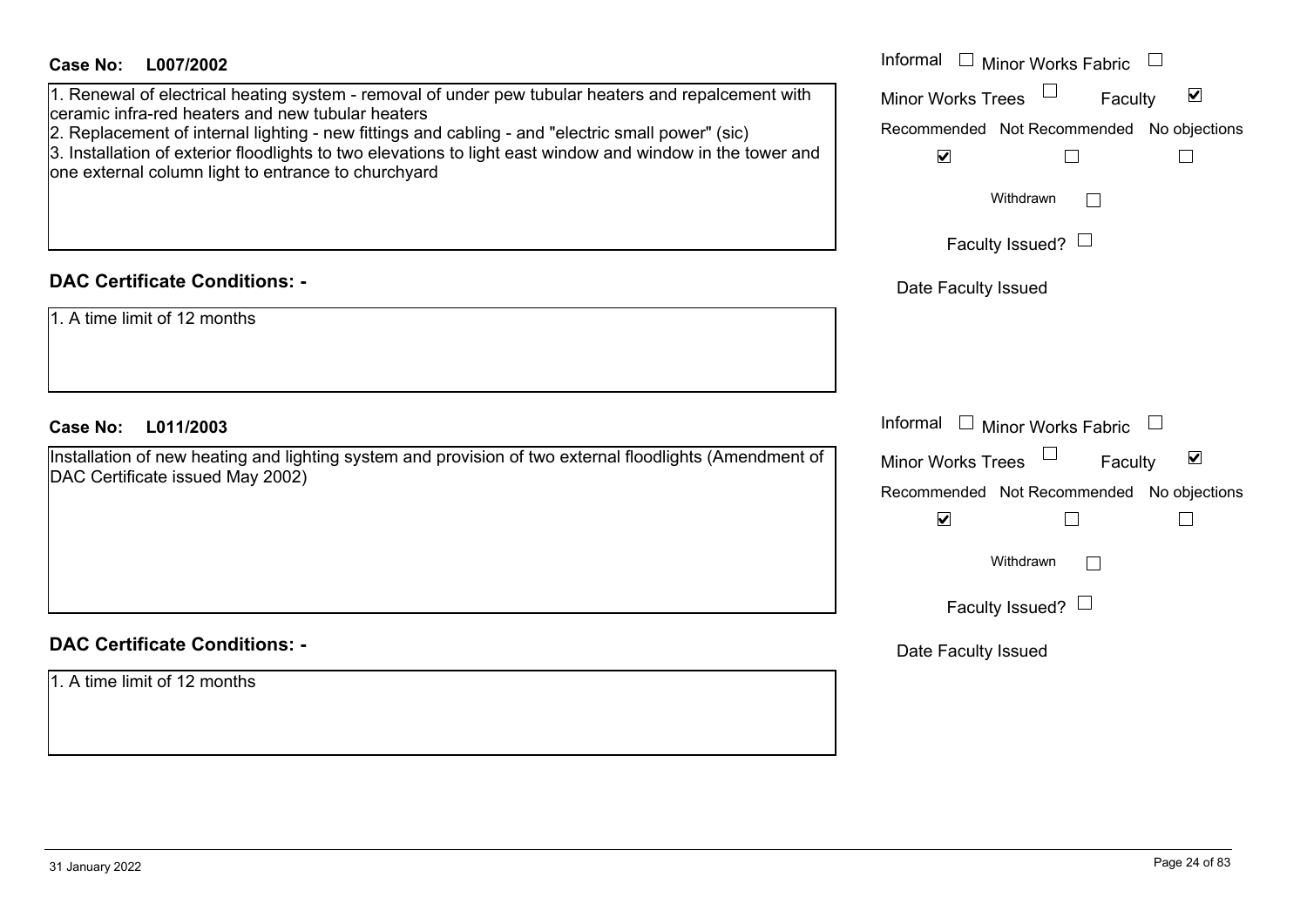**Case No: L007/2002**

1. Renewal of electrical heating system - removal of under pew tubular heaters and repalcement with ceramic infra-red heaters and new tubular heaters
2. Replacement of internal lighting - new fittings and cabling - and "electric small power" (sic)
3. Installation of exterior floodlights to two elevations to light east window and window in the tower and one external column light to entrance to churchyard

Informal ☐ Minor Works Fabric ☐
Minor Works Trees ☐ Faculty ☑

| Recommended | Not Recommended | No objections |
| --- | --- | --- |
| ☑ | ☐ | ☐ |

Withdrawn ☐

Faculty Issued? ☐

Date Faculty Issued

## DAC Certificate Conditions: -

1. A time limit of 12 months

**Case No: L011/2003**

Installation of new heating and lighting system and provision of two external floodlights (Amendment of DAC Certificate issued May 2002)

Informal ☐ Minor Works Fabric ☐
Minor Works Trees ☐ Faculty ☑

| Recommended | Not Recommended | No objections |
| --- | --- | --- |
| ☑ | ☐ | ☐ |

Withdrawn ☐

Faculty Issued? ☐

Date Faculty Issued

## DAC Certificate Conditions: -

1. A time limit of 12 months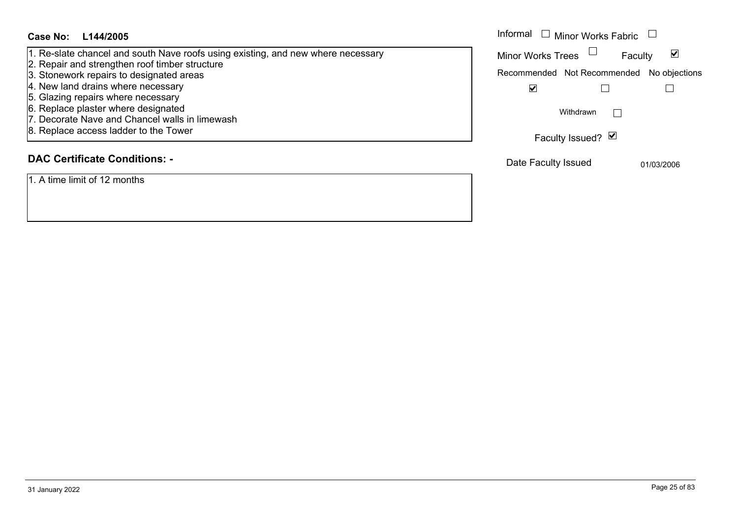**Case No: L144/2005**

1. Re-slate chancel and south Nave roofs using existing, and new where necessary
2. Repair and strengthen roof timber structure
3. Stonework repairs to designated areas
4. New land drains where necessary
5. Glazing repairs where necessary
6. Replace plaster where designated
7. Decorate Nave and Chancel walls in limewash
8. Replace access ladder to the Tower

Informal ☐ Minor Works Fabric ☐

Minor Works Trees ☐ Faculty ☑

| Recommended | Not Recommended | No objections |
|---|---|---|
| ☑ | ☐ | ☐ |

Withdrawn ☐

Faculty Issued? ☑

Date Faculty Issued 01/03/2006

## DAC Certificate Conditions: -

1. A time limit of 12 months

31 January 2022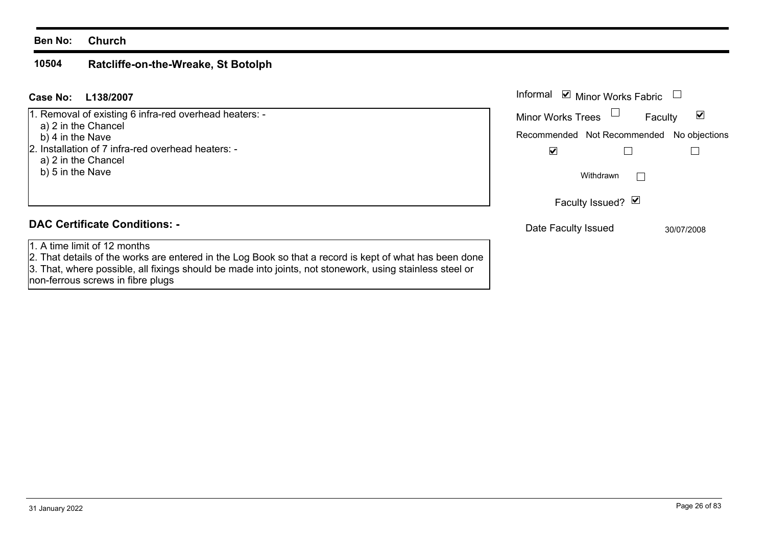**Ben No:** **Church**

## 10504 Ratcliffe-on-the-Wreake, St Botolph

**Case No:** **L138/2007**

1. Removal of existing 6 infra-red overhead heaters: -
   a) 2 in the Chancel
   b) 4 in the Nave
2. Installation of 7 infra-red overhead heaters: -
   a) 2 in the Chancel
   b) 5 in the Nave

| Informal ☑ | Minor Works Fabric ☐ |
|---|---|
| Minor Works Trees ☐ | Faculty ☑ |

| Recommended | Not Recommended | No objections |
|---|---|---|
| ☑ | ☐ | ☐ |

Withdrawn ☐

Faculty Issued? ☑

Date Faculty Issued 30/07/2008

### DAC Certificate Conditions: -

1. A time limit of 12 months
2. That details of the works are entered in the Log Book so that a record is kept of what has been done
3. That, where possible, all fixings should be made into joints, not stonework, using stainless steel or non-ferrous screws in fibre plugs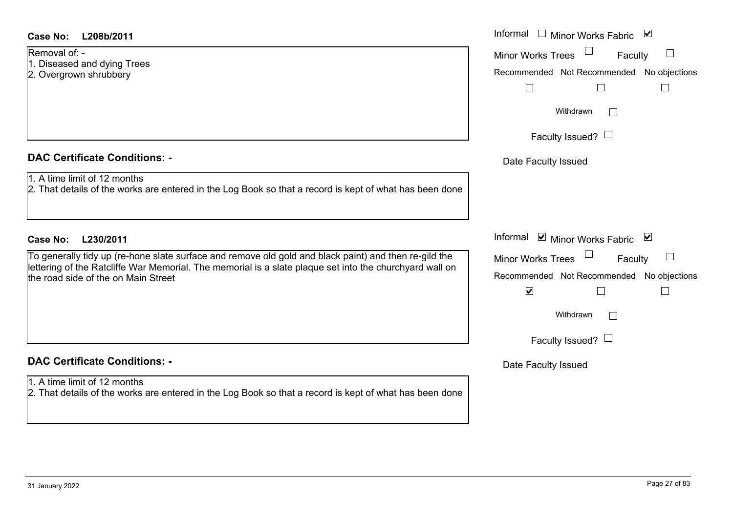**Case No: L208b/2011**

Informal ☐ Minor Works Fabric ☑

Minor Works Trees ☐ Faculty ☐

Removal of: -
1. Diseased and dying Trees
2. Overgrown shrubbery

| Recommended | Not Recommended | No objections |
|---|---|---|
| ☐ | ☐ | ☐ |

Withdrawn ☐

Faculty Issued? ☐

Date Faculty Issued

## DAC Certificate Conditions: -

1. A time limit of 12 months
2. That details of the works are entered in the Log Book so that a record is kept of what has been done

**Case No: L230/2011**

Informal ☑ Minor Works Fabric ☑

Minor Works Trees ☐ Faculty ☐

To generally tidy up (re-hone slate surface and remove old gold and black paint) and then re-gild the lettering of the Ratcliffe War Memorial. The memorial is a slate plaque set into the churchyard wall on the road side of the on Main Street

| Recommended | Not Recommended | No objections |
|---|---|---|
| ☑ | ☐ | ☐ |

Withdrawn ☐

Faculty Issued? ☐

Date Faculty Issued

## DAC Certificate Conditions: -

1. A time limit of 12 months
2. That details of the works are entered in the Log Book so that a record is kept of what has been done

31 January 2022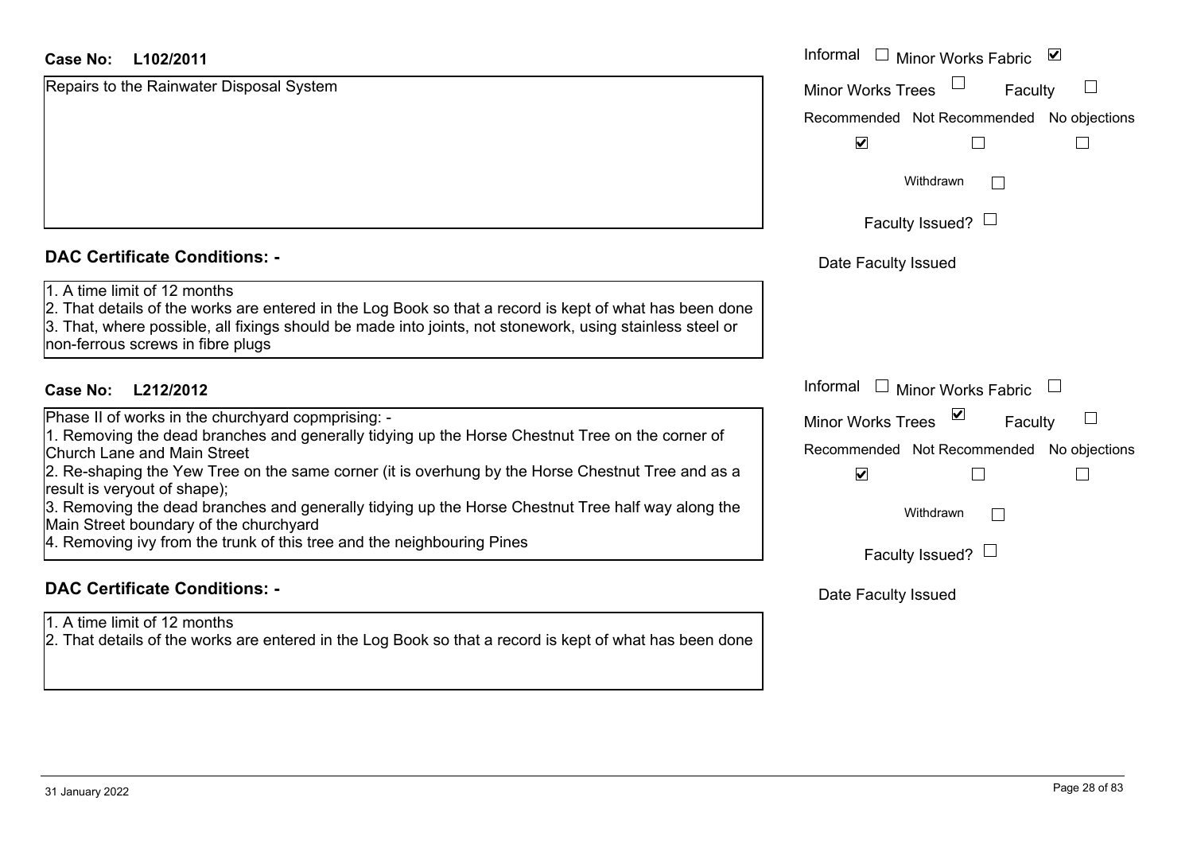**Case No: L102/2011**

Repairs to the Rainwater Disposal System

Informal ☐ Minor Works Fabric ☑

Minor Works Trees ☐ Faculty ☐

Recommended ☑ Not Recommended ☐ No objections ☐

Withdrawn ☐

Faculty Issued? ☐

Date Faculty Issued

## DAC Certificate Conditions: -

1. A time limit of 12 months
2. That details of the works are entered in the Log Book so that a record is kept of what has been done
3. That, where possible, all fixings should be made into joints, not stonework, using stainless steel or non-ferrous screws in fibre plugs

**Case No: L212/2012**

Phase II of works in the churchyard copmprising: -

1. Removing the dead branches and generally tidying up the Horse Chestnut Tree on the corner of Church Lane and Main Street
2. Re-shaping the Yew Tree on the same corner (it is overhung by the Horse Chestnut Tree and as a result is veryout of shape);
3. Removing the dead branches and generally tidying up the Horse Chestnut Tree half way along the Main Street boundary of the churchyard
4. Removing ivy from the trunk of this tree and the neighbouring Pines

Informal ☐ Minor Works Fabric ☐

Minor Works Trees ☑ Faculty ☐

Recommended ☑ Not Recommended ☐ No objections ☐

Withdrawn ☐

Faculty Issued? ☐

Date Faculty Issued

## DAC Certificate Conditions: -

1. A time limit of 12 months
2. That details of the works are entered in the Log Book so that a record is kept of what has been done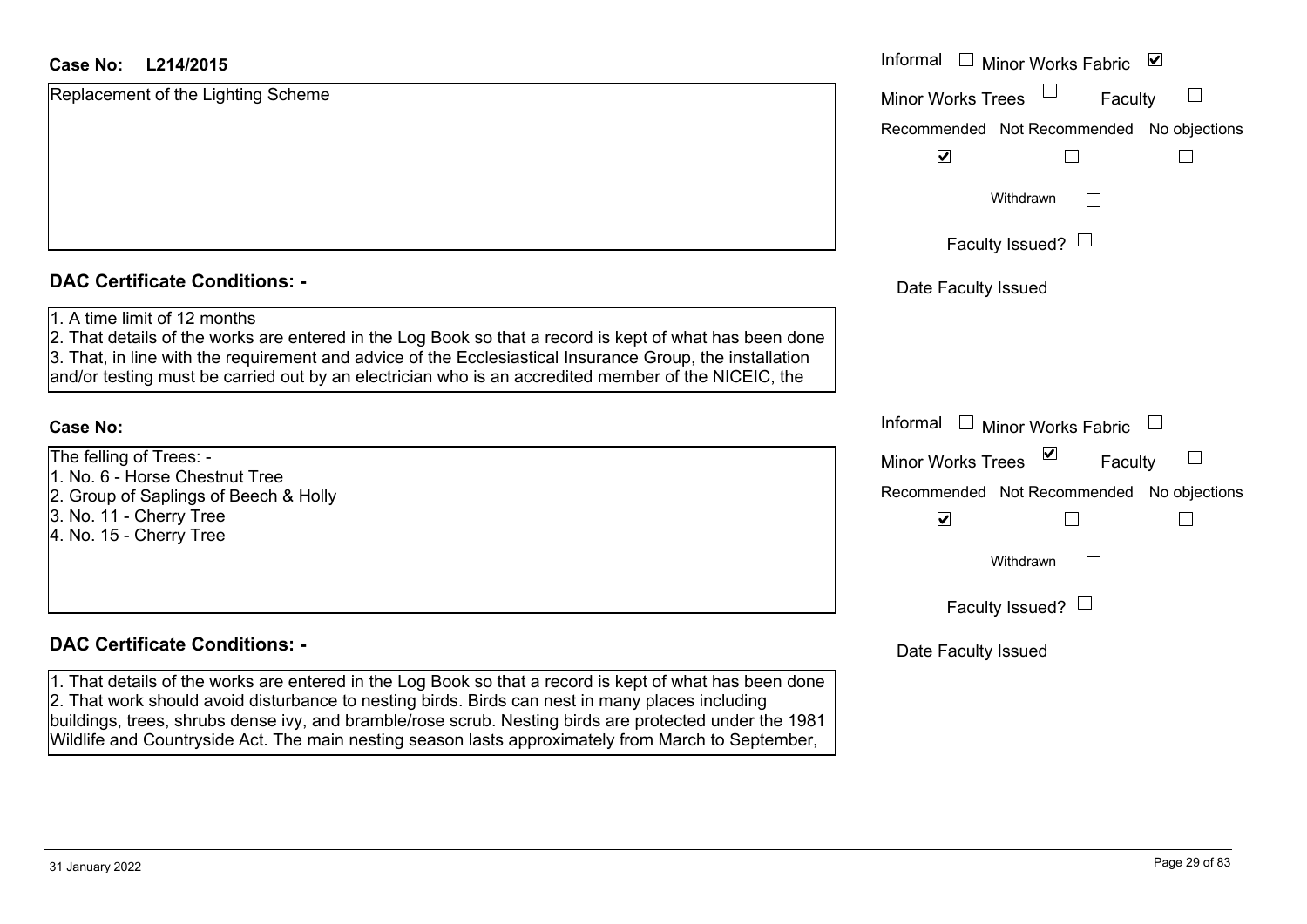**Case No: L214/2015**

Replacement of the Lighting Scheme

Informal ☐ Minor Works Fabric ☑

Minor Works Trees ☐ Faculty ☐

Recommended ☑ Not Recommended ☐ No objections ☐

Withdrawn ☐

Faculty Issued? ☐

Date Faculty Issued

**DAC Certificate Conditions: -**

1. A time limit of 12 months
2. That details of the works are entered in the Log Book so that a record is kept of what has been done
3. That, in line with the requirement and advice of the Ecclesiastical Insurance Group, the installation and/or testing must be carried out by an electrician who is an accredited member of the NICEIC, the

**Case No:**

The felling of Trees: -
1. No. 6 - Horse Chestnut Tree
2. Group of Saplings of Beech & Holly
3. No. 11 - Cherry Tree
4. No. 15 - Cherry Tree

Informal ☐ Minor Works Fabric ☐

Minor Works Trees ☑ Faculty ☐

Recommended ☑ Not Recommended ☐ No objections ☐

Withdrawn ☐

Faculty Issued? ☐

Date Faculty Issued

**DAC Certificate Conditions: -**

1. That details of the works are entered in the Log Book so that a record is kept of what has been done
2. That work should avoid disturbance to nesting birds. Birds can nest in many places including buildings, trees, shrubs dense ivy, and bramble/rose scrub. Nesting birds are protected under the 1981 Wildlife and Countryside Act. The main nesting season lasts approximately from March to September,

31 January 2022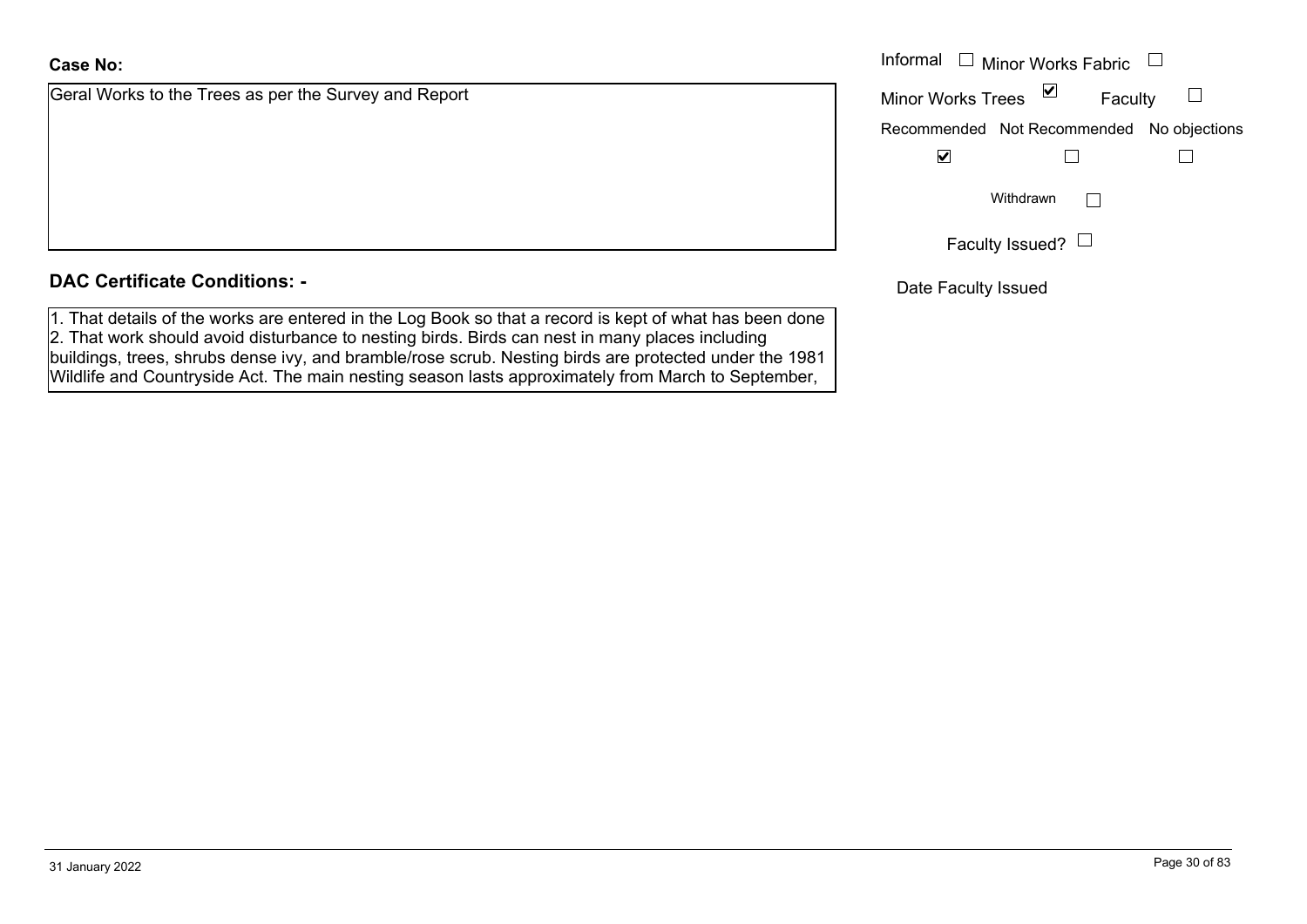**Case No:**

Geral Works to the Trees as per the Survey and Report

Informal ☐ Minor Works Fabric ☐

Minor Works Trees ☑ Faculty ☐

| Recommended | Not Recommended | No objections |
|---|---|---|
| ☑ | ☐ | ☐ |

Withdrawn ☐

Faculty Issued? ☐

Date Faculty Issued

**DAC Certificate Conditions: -**

1. That details of the works are entered in the Log Book so that a record is kept of what has been done
2. That work should avoid disturbance to nesting birds. Birds can nest in many places including buildings, trees, shrubs dense ivy, and bramble/rose scrub. Nesting birds are protected under the 1981 Wildlife and Countryside Act. The main nesting season lasts approximately from March to September,

31 January 2022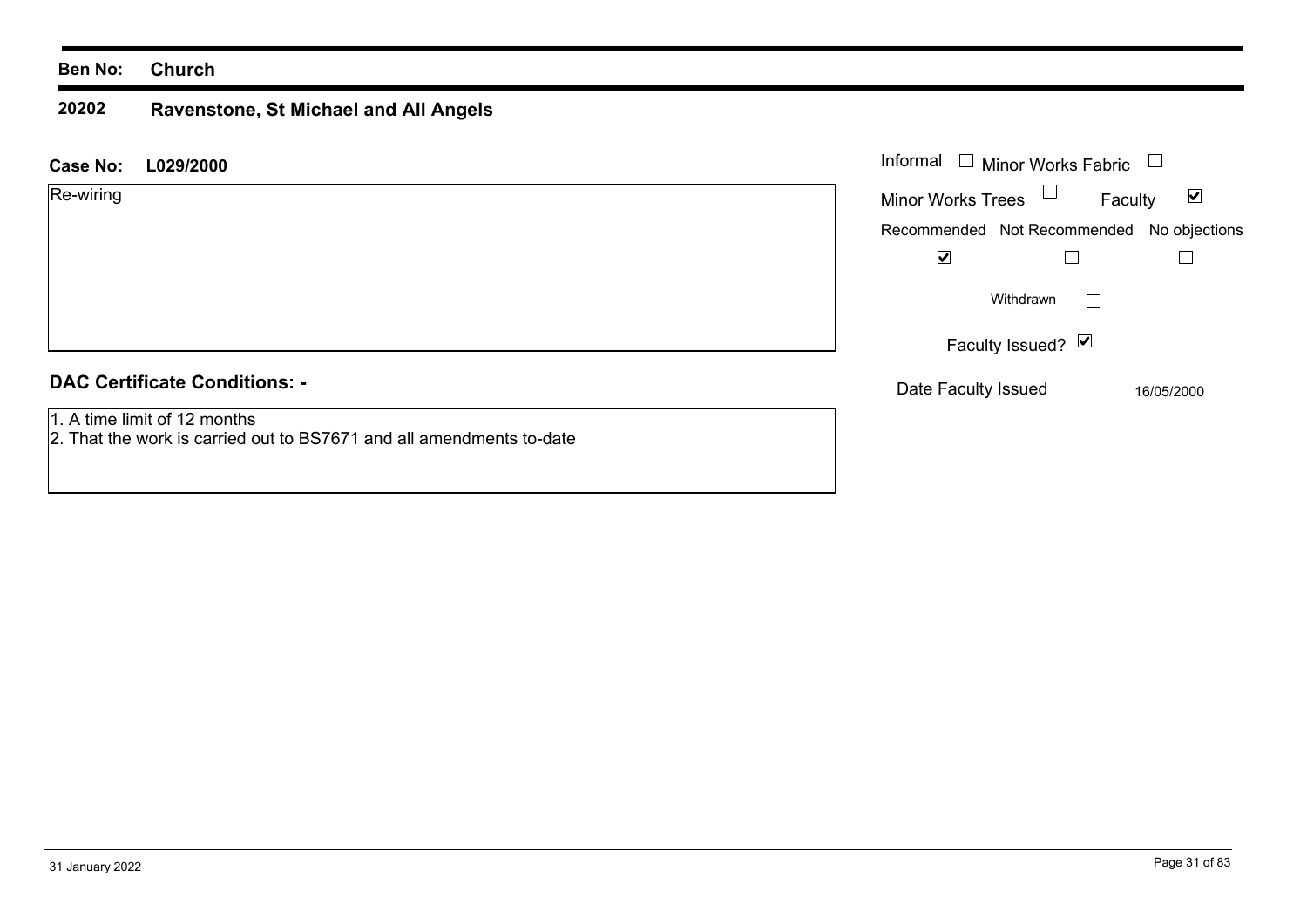**Ben No:** **Church**

**20202** **Ravenstone, St Michael and All Angels**

**Case No:** **L029/2000**

Re-wiring

| | |
|---|---|
| Informal | ☐ |
| Minor Works Fabric | ☐ |
| Minor Works Trees | ☐ |
| Faculty | ☑ |

| Recommended | Not Recommended | No objections |
|---|---|---|
| ☑ | ☐ | ☐ |

Withdrawn ☐

Faculty Issued? ☑

Date Faculty Issued: 16/05/2000

**DAC Certificate Conditions: -**

1. A time limit of 12 months
2. That the work is carried out to BS7671 and all amendments to-date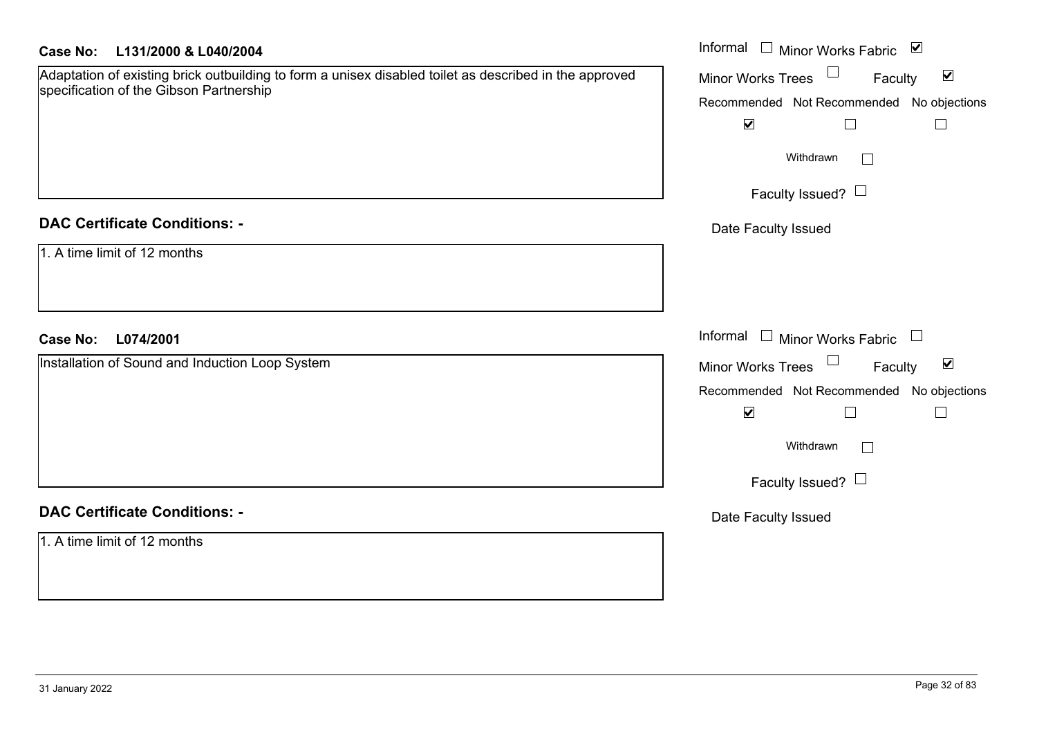**Case No: L131/2000 & L040/2004**

Adaptation of existing brick outbuilding to form a unisex disabled toilet as described in the approved specification of the Gibson Partnership

Informal ☐ Minor Works Fabric ☑
Minor Works Trees ☐ Faculty ☑

| Recommended | Not Recommended | No objections |
|---|---|---|
| ☑ | ☐ | ☐ |

Withdrawn ☐

Faculty Issued? ☐

Date Faculty Issued

**DAC Certificate Conditions: -**

1. A time limit of 12 months

**Case No: L074/2001**

Installation of Sound and Induction Loop System

Informal ☐ Minor Works Fabric ☐
Minor Works Trees ☐ Faculty ☑

| Recommended | Not Recommended | No objections |
|---|---|---|
| ☑ | ☐ | ☐ |

Withdrawn ☐

Faculty Issued? ☐

Date Faculty Issued

**DAC Certificate Conditions: -**

1. A time limit of 12 months

31 January 2022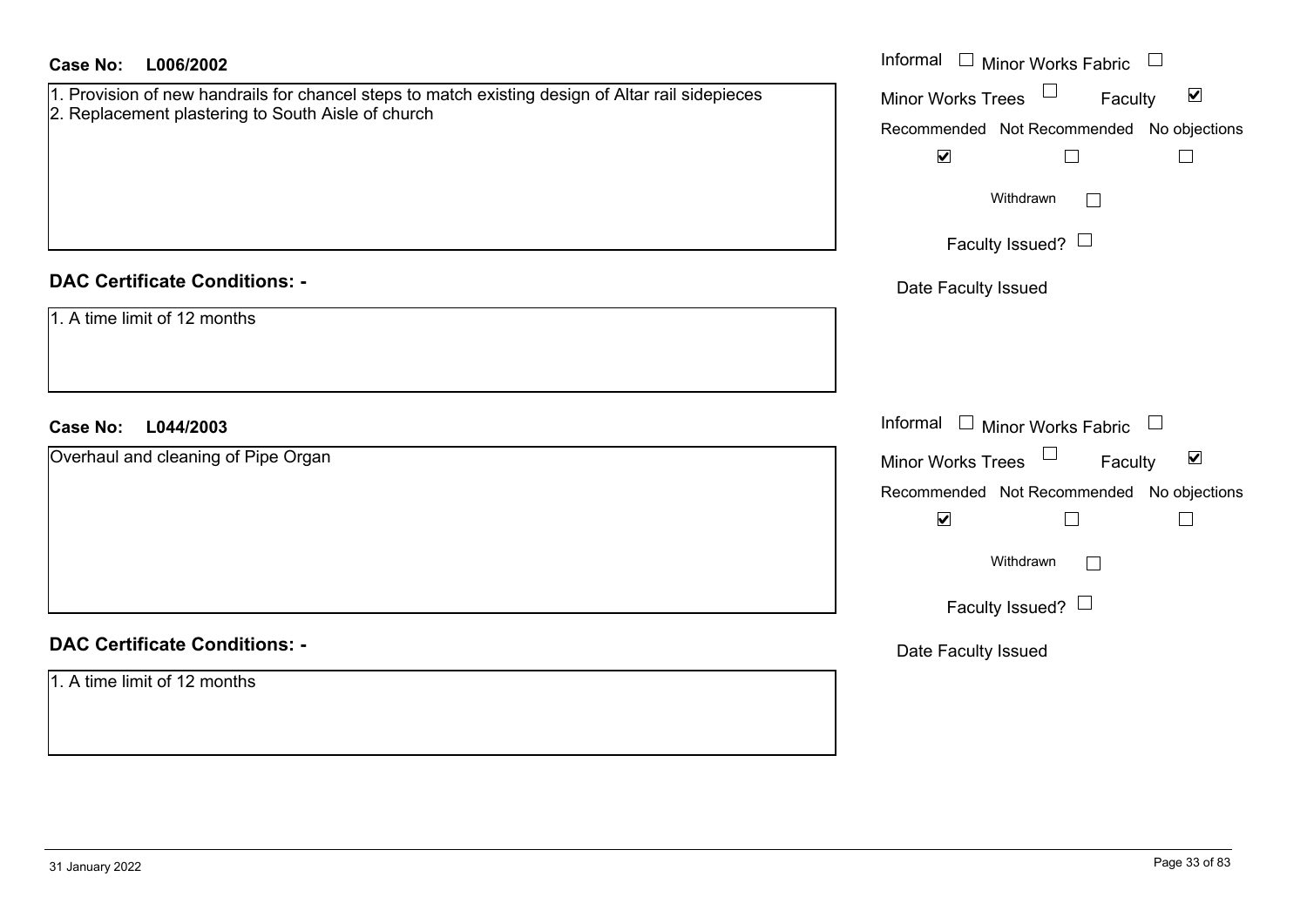**Case No: L006/2002**

1. Provision of new handrails for chancel steps to match existing design of Altar rail sidepieces
2. Replacement plastering to South Aisle of church

Informal ☐ Minor Works Fabric ☐
Minor Works Trees ☐ Faculty ☑

| Recommended | Not Recommended | No objections |
|---|---|---|
| ☑ | ☐ | ☐ |

Withdrawn ☐

Faculty Issued? ☐

Date Faculty Issued

**DAC Certificate Conditions: -**

1. A time limit of 12 months

**Case No: L044/2003**

Overhaul and cleaning of Pipe Organ

Informal ☐ Minor Works Fabric ☐
Minor Works Trees ☐ Faculty ☑

| Recommended | Not Recommended | No objections |
|---|---|---|
| ☑ | ☐ | ☐ |

Withdrawn ☐

Faculty Issued? ☐

Date Faculty Issued

**DAC Certificate Conditions: -**

1. A time limit of 12 months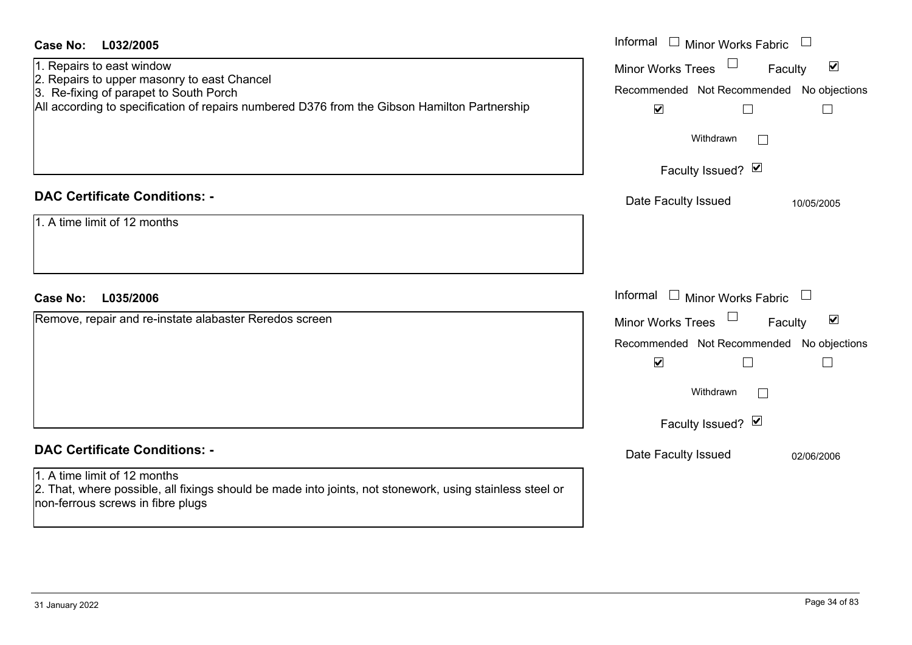**Case No: L032/2005**

Informal ☐ Minor Works Fabric ☐
Minor Works Trees ☐ Faculty ☑
Recommended ☑ Not Recommended ☐ No objections ☐
Withdrawn ☐
Faculty Issued? ☑
Date Faculty Issued 10/05/2005

1. Repairs to east window
2. Repairs to upper masonry to east Chancel
3. Re-fixing of parapet to South Porch

All according to specification of repairs numbered D376 from the Gibson Hamilton Partnership

**DAC Certificate Conditions: -**

1. A time limit of 12 months

**Case No: L035/2006**

Informal ☐ Minor Works Fabric ☐
Minor Works Trees ☐ Faculty ☑
Recommended ☑ Not Recommended ☐ No objections ☐
Withdrawn ☐
Faculty Issued? ☑
Date Faculty Issued 02/06/2006

Remove, repair and re-instate alabaster Reredos screen

**DAC Certificate Conditions: -**

1. A time limit of 12 months
2. That, where possible, all fixings should be made into joints, not stonework, using stainless steel or non-ferrous screws in fibre plugs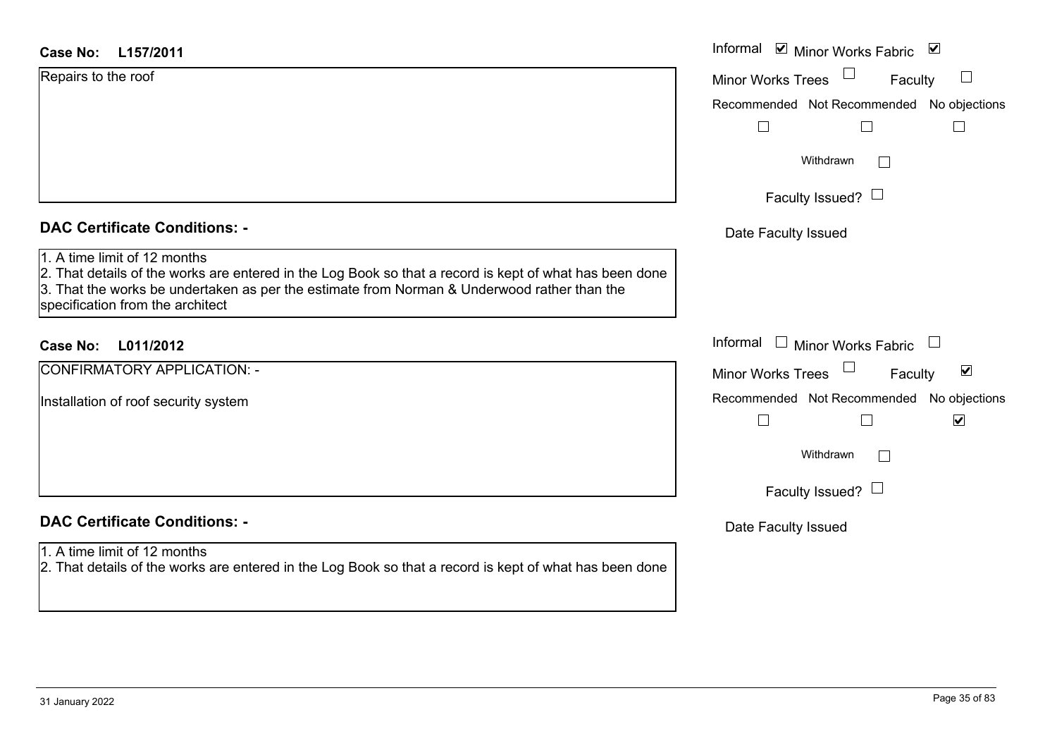**Case No: L157/2011**

Repairs to the roof

Informal ☑ Minor Works Fabric ☑
Minor Works Trees ☐ Faculty ☐
Recommended ☐ Not Recommended ☐ No objections ☐
Withdrawn ☐
Faculty Issued? ☐
Date Faculty Issued

**DAC Certificate Conditions: -**

1. A time limit of 12 months
2. That details of the works are entered in the Log Book so that a record is kept of what has been done
3. That the works be undertaken as per the estimate from Norman & Underwood rather than the specification from the architect

**Case No: L011/2012**

CONFIRMATORY APPLICATION: -

Installation of roof security system

Informal ☐ Minor Works Fabric ☐
Minor Works Trees ☐ Faculty ☑
Recommended ☐ Not Recommended ☐ No objections ☑
Withdrawn ☐
Faculty Issued? ☐
Date Faculty Issued

**DAC Certificate Conditions: -**

1. A time limit of 12 months
2. That details of the works are entered in the Log Book so that a record is kept of what has been done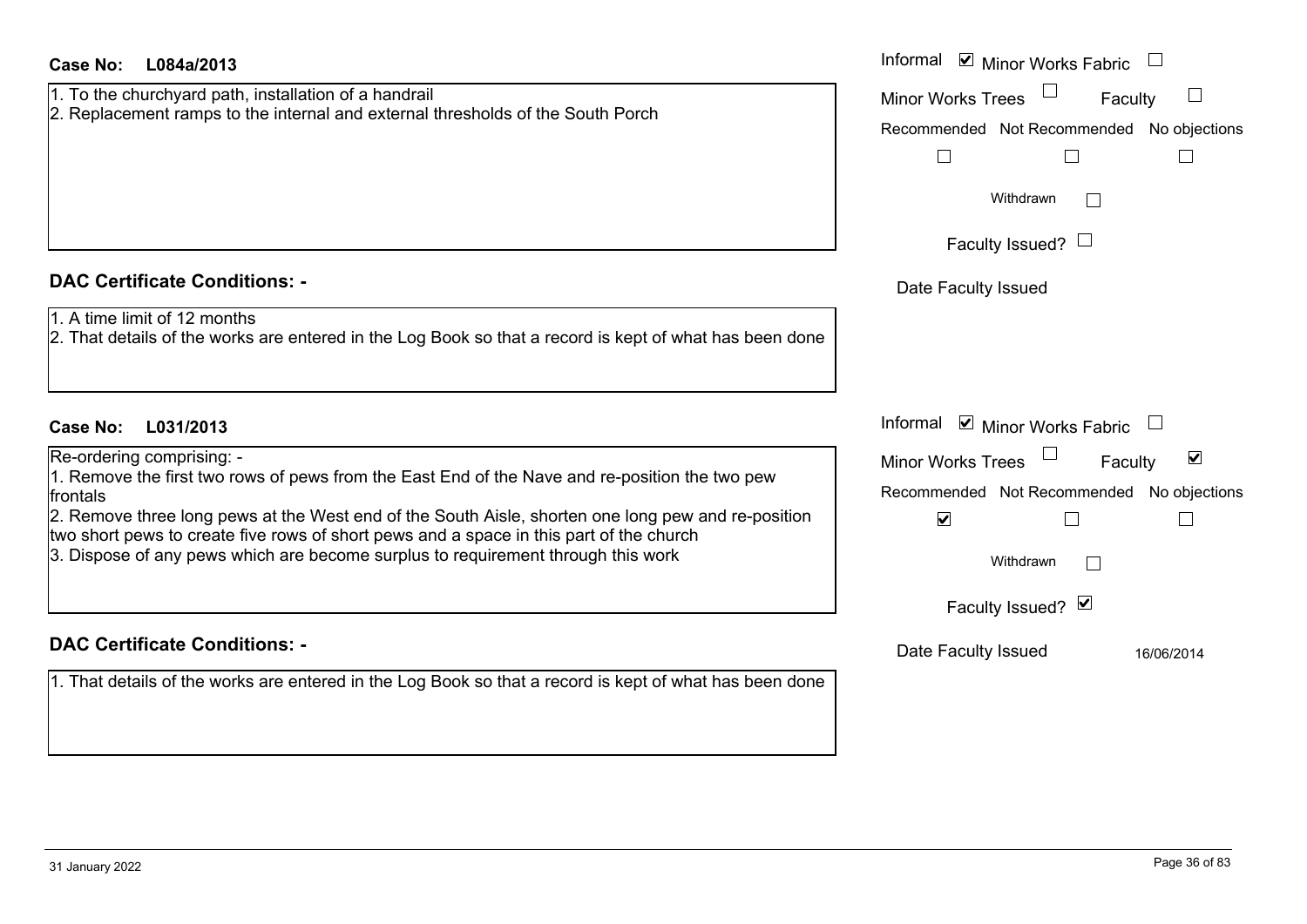**Case No: L084a/2013**

1. To the churchyard path, installation of a handrail
2. Replacement ramps to the internal and external thresholds of the South Porch

Informal ☑ Minor Works Fabric ☐
Minor Works Trees ☐ Faculty ☐

| Recommended | Not Recommended | No objections |
|---|---|---|
| ☐ | ☐ | ☐ |

Withdrawn ☐

Faculty Issued? ☐

Date Faculty Issued

**DAC Certificate Conditions: -**

1. A time limit of 12 months
2. That details of the works are entered in the Log Book so that a record is kept of what has been done

**Case No: L031/2013**

Re-ordering comprising: -

1. Remove the first two rows of pews from the East End of the Nave and re-position the two pew frontals
2. Remove three long pews at the West end of the South Aisle, shorten one long pew and re-position two short pews to create five rows of short pews and a space in this part of the church
3. Dispose of any pews which are become surplus to requirement through this work

Informal ☑ Minor Works Fabric ☐
Minor Works Trees ☐ Faculty ☑

| Recommended | Not Recommended | No objections |
|---|---|---|
| ☑ | ☐ | ☐ |

Withdrawn ☐

Faculty Issued? ☑

Date Faculty Issued 16/06/2014

**DAC Certificate Conditions: -**

1. That details of the works are entered in the Log Book so that a record is kept of what has been done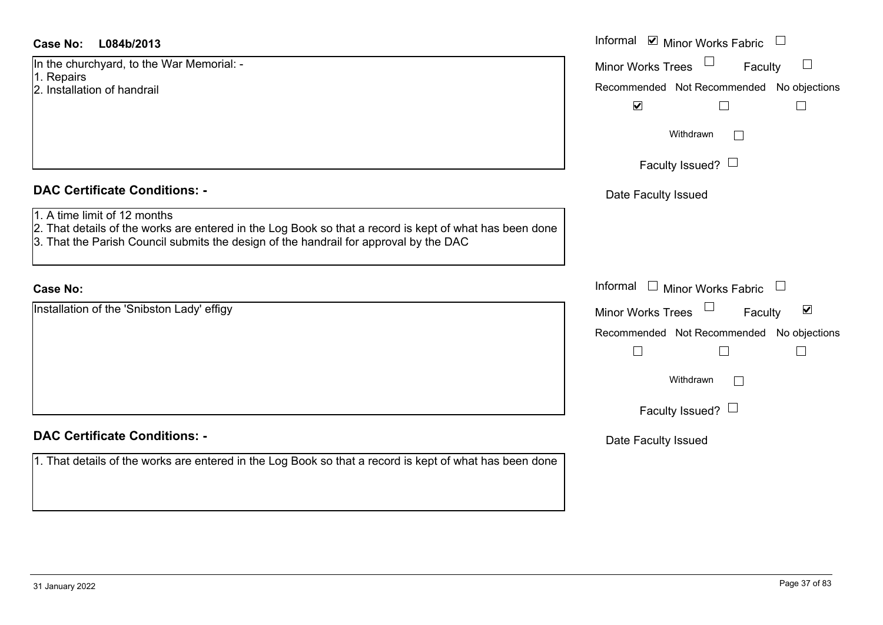**Case No:** **L084b/2013**

In the churchyard, to the War Memorial: -
1. Repairs
2. Installation of handrail

Informal ☑ Minor Works Fabric ☐
Minor Works Trees ☐ Faculty ☐

| Recommended | Not Recommended | No objections |
|---|---|---|
| ☑ | ☐ | ☐ |

Withdrawn ☐

Faculty Issued? ☐

Date Faculty Issued

## DAC Certificate Conditions: -

1. A time limit of 12 months
2. That details of the works are entered in the Log Book so that a record is kept of what has been done
3. That the Parish Council submits the design of the handrail for approval by the DAC

**Case No:**

Installation of the 'Snibston Lady' effigy

Informal ☐ Minor Works Fabric ☐
Minor Works Trees ☐ Faculty ☑

| Recommended | Not Recommended | No objections |
|---|---|---|
| ☐ | ☐ | ☐ |

Withdrawn ☐

Faculty Issued? ☐

Date Faculty Issued

## DAC Certificate Conditions: -

1. That details of the works are entered in the Log Book so that a record is kept of what has been done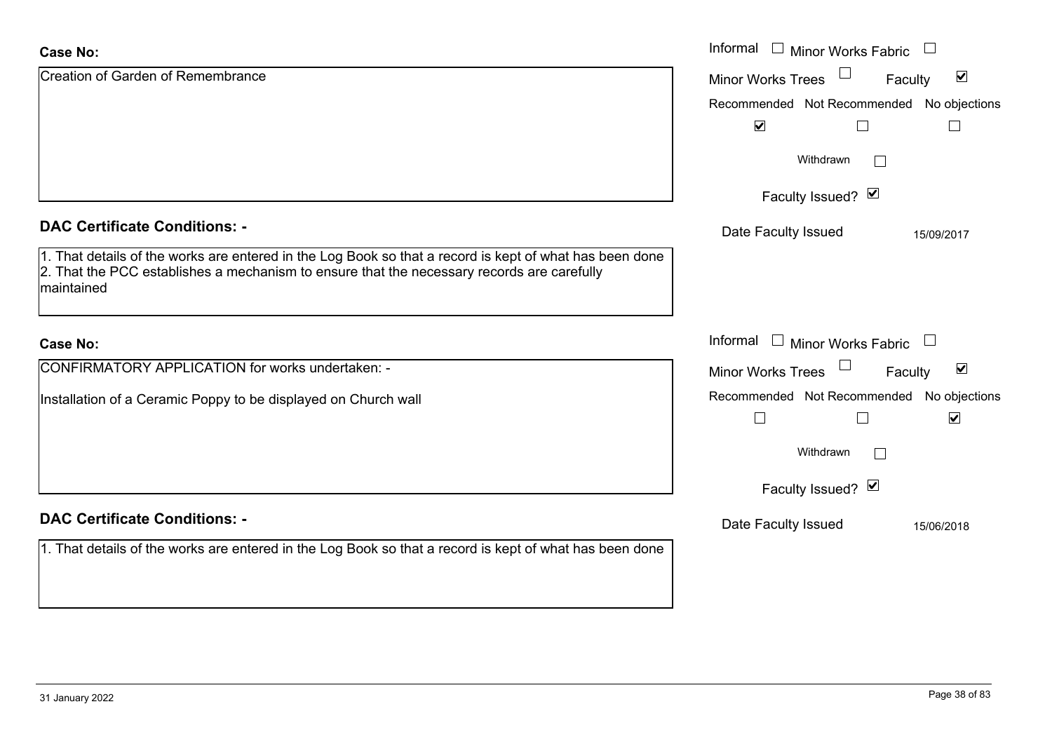**Case No:**

Creation of Garden of Remembrance

Informal ☐ Minor Works Fabric ☐
Minor Works Trees ☐ Faculty ☑

| Recommended | Not Recommended | No objections |
|---|---|---|
| ☑ | ☐ | ☐ |

Withdrawn ☐

Faculty Issued? ☑

Date Faculty Issued 15/09/2017

**DAC Certificate Conditions: -**

1. That details of the works are entered in the Log Book so that a record is kept of what has been done
2. That the PCC establishes a mechanism to ensure that the necessary records are carefully maintained

**Case No:**

CONFIRMATORY APPLICATION for works undertaken: -

Installation of a Ceramic Poppy to be displayed on Church wall

Informal ☐ Minor Works Fabric ☐
Minor Works Trees ☐ Faculty ☑

| Recommended | Not Recommended | No objections |
|---|---|---|
| ☐ | ☐ | ☑ |

Withdrawn ☐

Faculty Issued? ☑

Date Faculty Issued 15/06/2018

**DAC Certificate Conditions: -**

1. That details of the works are entered in the Log Book so that a record is kept of what has been done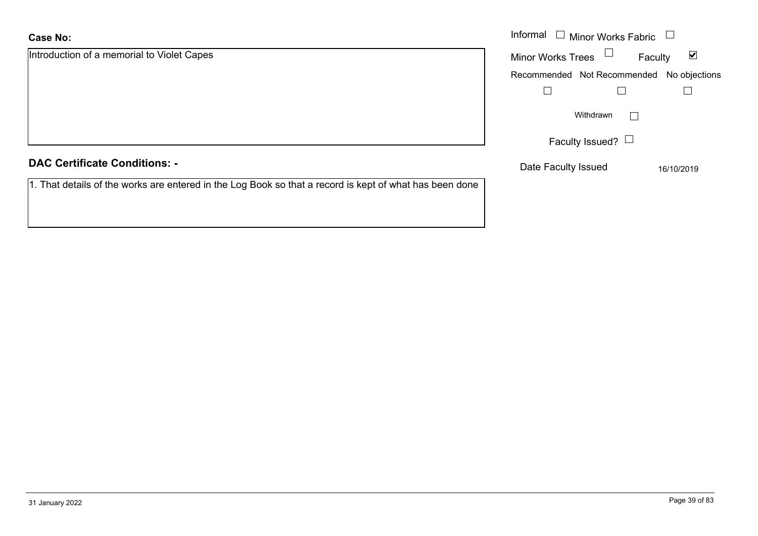**Case No:**

Introduction of a memorial to Violet Capes

Informal ☐ Minor Works Fabric ☐

Minor Works Trees ☐ Faculty ☑

Recommended ☐ Not Recommended ☐ No objections ☐

Withdrawn ☐

Faculty Issued? ☐

Date Faculty Issued 16/10/2019

**DAC Certificate Conditions: -**

1. That details of the works are entered in the Log Book so that a record is kept of what has been done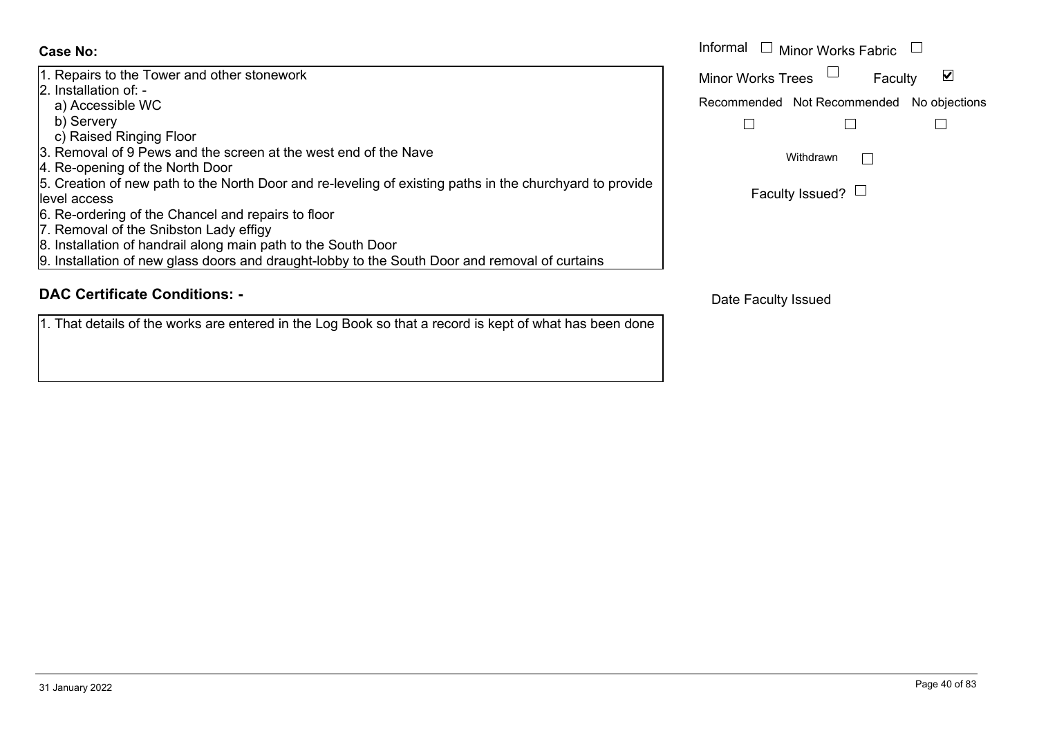**Case No:**

1. Repairs to the Tower and other stonework
2. Installation of: -
   a) Accessible WC
   b) Servery
   c) Raised Ringing Floor
3. Removal of 9 Pews and the screen at the west end of the Nave
4. Re-opening of the North Door
5. Creation of new path to the North Door and re-leveling of existing paths in the churchyard to provide level access
6. Re-ordering of the Chancel and repairs to floor
7. Removal of the Snibston Lady effigy
8. Installation of handrail along main path to the South Door
9. Installation of new glass doors and draught-lobby to the South Door and removal of curtains

Informal ☐ Minor Works Fabric ☐

Minor Works Trees ☐ Faculty ☑

Recommended ☐ Not Recommended ☐ No objections ☐

Withdrawn ☐

Faculty Issued? ☐

## DAC Certificate Conditions: -

1. That details of the works are entered in the Log Book so that a record is kept of what has been done

Date Faculty Issued

31 January 2022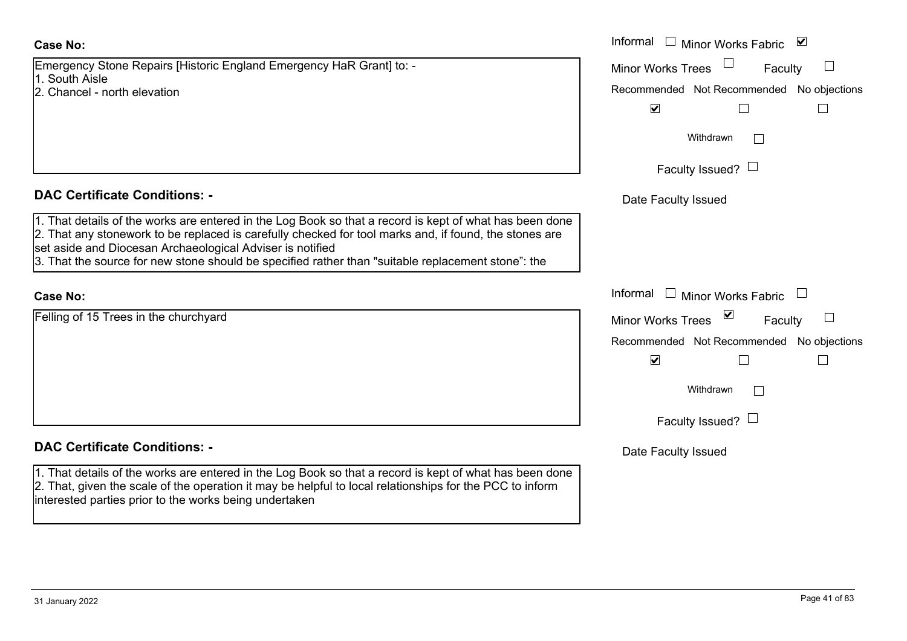**Case No:**

Emergency Stone Repairs [Historic England Emergency HaR Grant] to: -
1. South Aisle
2. Chancel - north elevation

Informal ☐ Minor Works Fabric ☑
Minor Works Trees ☐ Faculty ☐

| Recommended | Not Recommended | No objections |
|---|---|---|
| ☑ | ☐ | ☐ |

Withdrawn ☐

Faculty Issued? ☐

Date Faculty Issued

**DAC Certificate Conditions: -**

1. That details of the works are entered in the Log Book so that a record is kept of what has been done
2. That any stonework to be replaced is carefully checked for tool marks and, if found, the stones are set aside and Diocesan Archaeological Adviser is notified
3. That the source for new stone should be specified rather than "suitable replacement stone": the

**Case No:**

Felling of 15 Trees in the churchyard

Informal ☐ Minor Works Fabric ☐
Minor Works Trees ☑ Faculty ☐

| Recommended | Not Recommended | No objections |
|---|---|---|
| ☑ | ☐ | ☐ |

Withdrawn ☐

Faculty Issued? ☐

Date Faculty Issued

**DAC Certificate Conditions: -**

1. That details of the works are entered in the Log Book so that a record is kept of what has been done
2. That, given the scale of the operation it may be helpful to local relationships for the PCC to inform interested parties prior to the works being undertaken

31 January 2022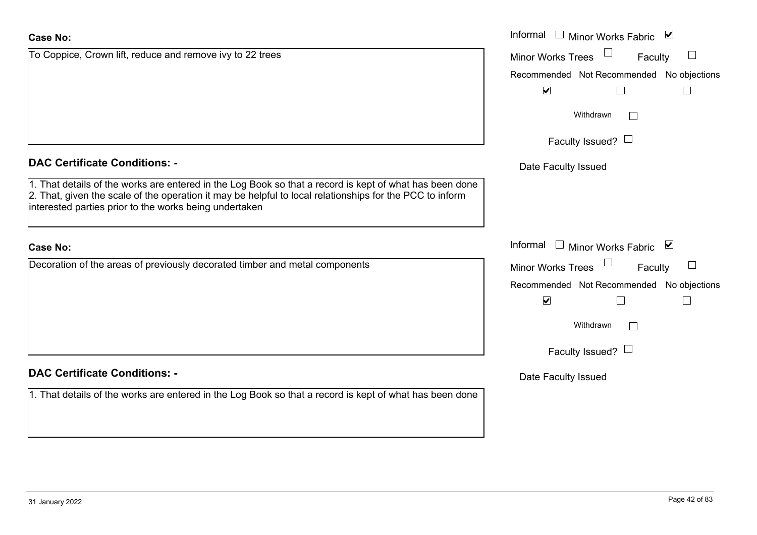**Case No:**

To Coppice, Crown lift, reduce and remove ivy to 22 trees

Informal ☐ Minor Works Fabric ☑

Minor Works Trees ☐ Faculty ☐

Recommended ☑ Not Recommended ☐ No objections ☐

Withdrawn ☐

Faculty Issued? ☐

Date Faculty Issued

**DAC Certificate Conditions: -**

1. That details of the works are entered in the Log Book so that a record is kept of what has been done
2. That, given the scale of the operation it may be helpful to local relationships for the PCC to inform interested parties prior to the works being undertaken

**Case No:**

Decoration of the areas of previously decorated timber and metal components

Informal ☐ Minor Works Fabric ☑

Minor Works Trees ☐ Faculty ☐

Recommended ☑ Not Recommended ☐ No objections ☐

Withdrawn ☐

Faculty Issued? ☐

Date Faculty Issued

**DAC Certificate Conditions: -**

1. That details of the works are entered in the Log Book so that a record is kept of what has been done

31 January 2022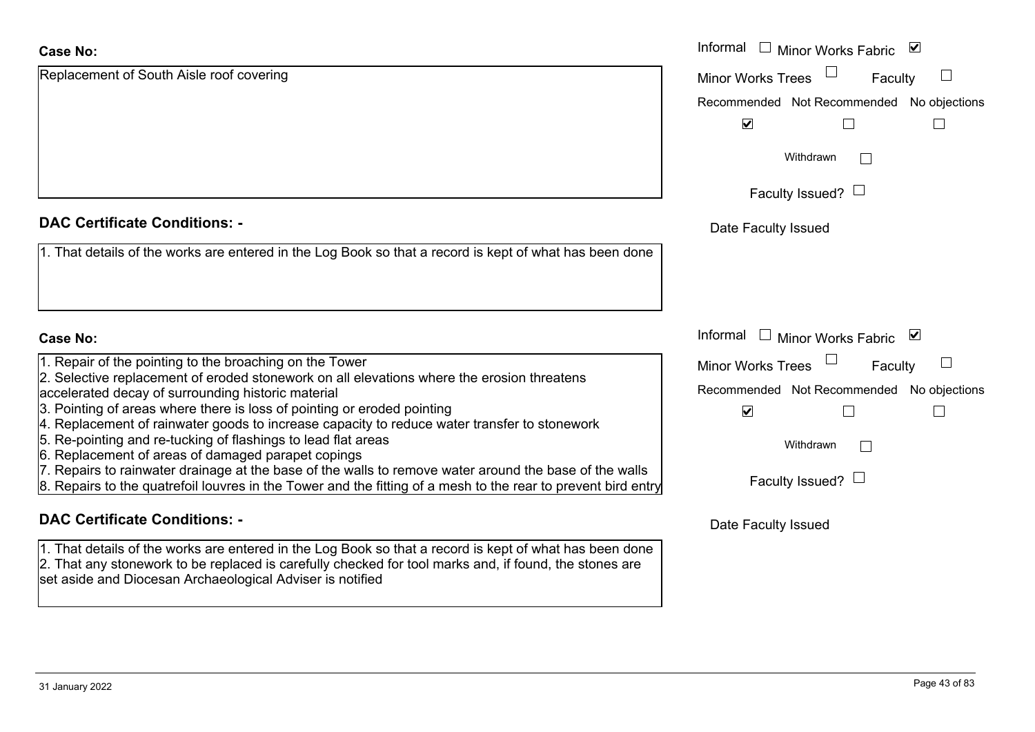**Case No:**

Replacement of South Aisle roof covering

Informal ☐ Minor Works Fabric ☑

Minor Works Trees ☐ Faculty ☐

Recommended ☑ Not Recommended ☐ No objections ☐

Withdrawn ☐

Faculty Issued? ☐

Date Faculty Issued

## DAC Certificate Conditions: -

1. That details of the works are entered in the Log Book so that a record is kept of what has been done

**Case No:**

1. Repair of the pointing to the broaching on the Tower
2. Selective replacement of eroded stonework on all elevations where the erosion threatens accelerated decay of surrounding historic material
3. Pointing of areas where there is loss of pointing or eroded pointing
4. Replacement of rainwater goods to increase capacity to reduce water transfer to stonework
5. Re-pointing and re-tucking of flashings to lead flat areas
6. Replacement of areas of damaged parapet copings
7. Repairs to rainwater drainage at the base of the walls to remove water around the base of the walls
8. Repairs to the quatrefoil louvres in the Tower and the fitting of a mesh to the rear to prevent bird entry

Informal ☐ Minor Works Fabric ☑

Minor Works Trees ☐ Faculty ☐

Recommended ☑ Not Recommended ☐ No objections ☐

Withdrawn ☐

Faculty Issued? ☐

Date Faculty Issued

## DAC Certificate Conditions: -

1. That details of the works are entered in the Log Book so that a record is kept of what has been done
2. That any stonework to be replaced is carefully checked for tool marks and, if found, the stones are set aside and Diocesan Archaeological Adviser is notified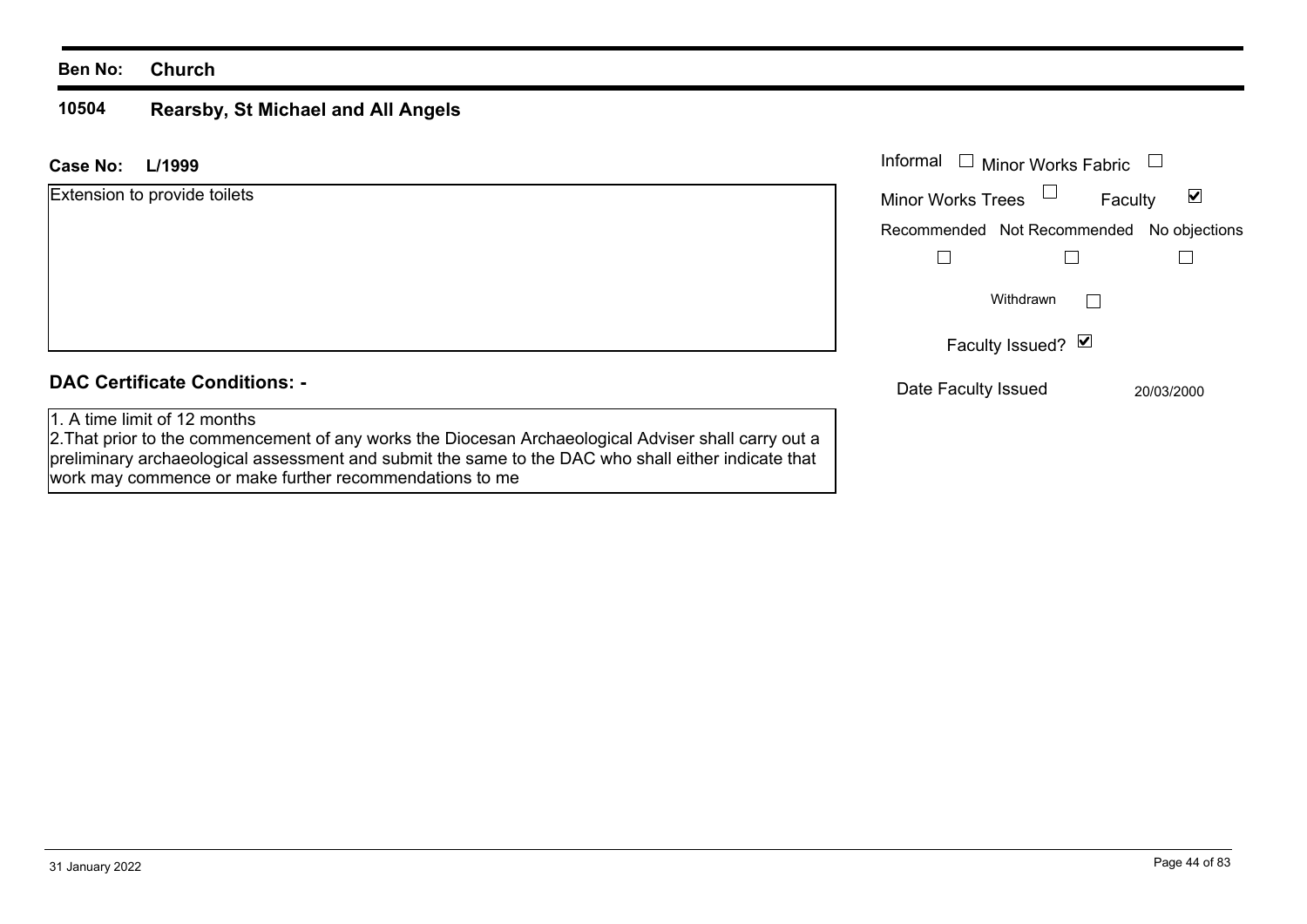**Ben No:** **Church**

**10504** **Rearsby, St Michael and All Angels**

**Case No:** **L/1999**

Extension to provide toilets

Informal ☐ Minor Works Fabric ☐

Minor Works Trees ☐ Faculty ☑

| Recommended | Not Recommended | No objections |
|---|---|---|
| ☐ | ☐ | ☐ |

Withdrawn ☐

Faculty Issued? ☑

Date Faculty Issued 20/03/2000

## DAC Certificate Conditions: -

1. A time limit of 12 months
2. That prior to the commencement of any works the Diocesan Archaeological Adviser shall carry out a preliminary archaeological assessment and submit the same to the DAC who shall either indicate that work may commence or make further recommendations to me

31 January 2022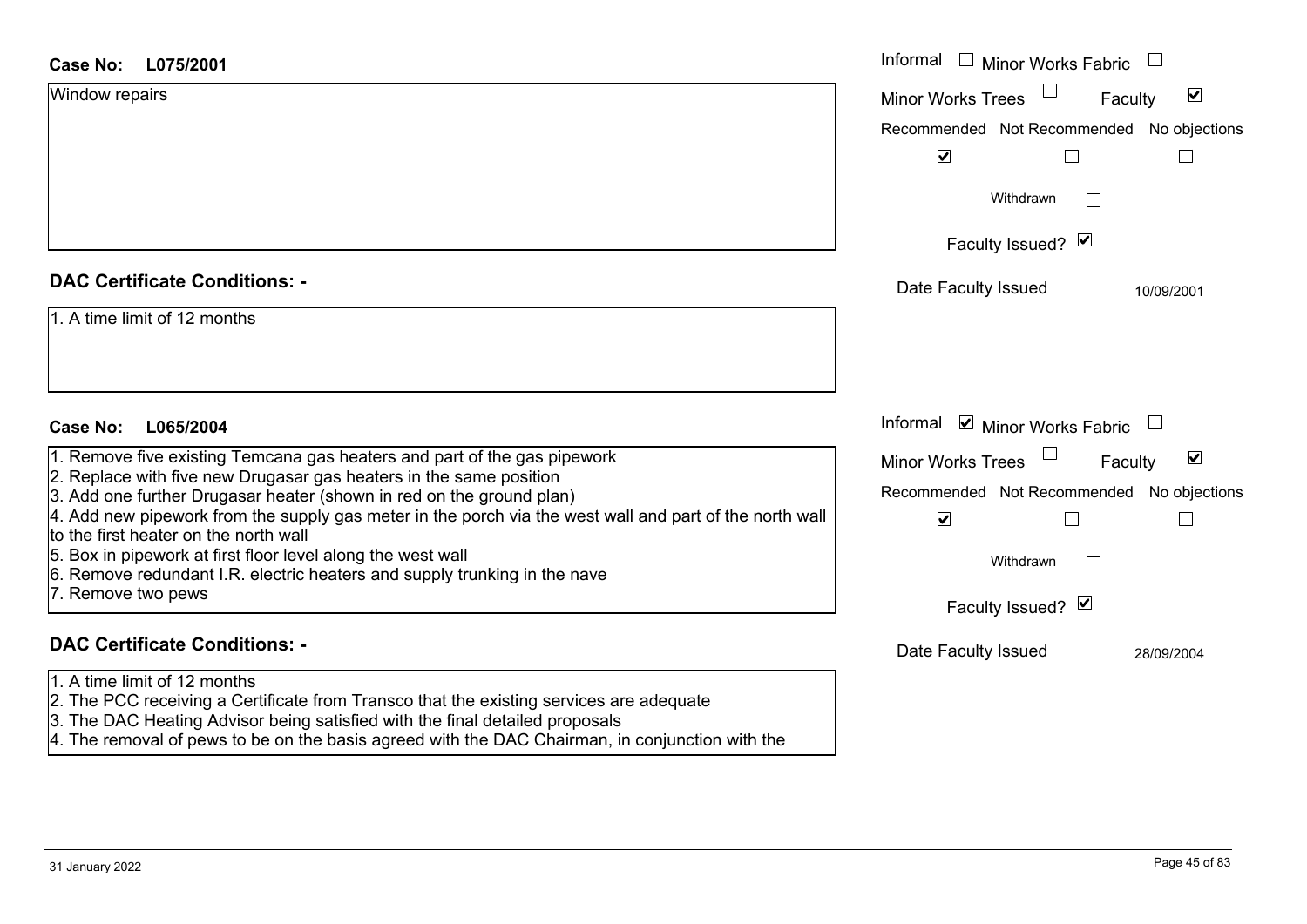**Case No:** **L075/2001**

Window repairs

Informal ☐ Minor Works Fabric ☐
Minor Works Trees ☐ Faculty ☑

| Recommended | Not Recommended | No objections |
|---|---|---|
| ☑ | ☐ | ☐ |

Withdrawn ☐

Faculty Issued? ☑

Date Faculty Issued: 10/09/2001

## DAC Certificate Conditions: -

1. A time limit of 12 months

**Case No:** **L065/2004**

1. Remove five existing Temcana gas heaters and part of the gas pipework
2. Replace with five new Drugasar gas heaters in the same position
3. Add one further Drugasar heater (shown in red on the ground plan)
4. Add new pipework from the supply gas meter in the porch via the west wall and part of the north wall to the first heater on the north wall
5. Box in pipework at first floor level along the west wall
6. Remove redundant I.R. electric heaters and supply trunking in the nave
7. Remove two pews

Informal ☑ Minor Works Fabric ☐
Minor Works Trees ☐ Faculty ☑

| Recommended | Not Recommended | No objections |
|---|---|---|
| ☑ | ☐ | ☐ |

Withdrawn ☐

Faculty Issued? ☑

Date Faculty Issued: 28/09/2004

## DAC Certificate Conditions: -

1. A time limit of 12 months
2. The PCC receiving a Certificate from Transco that the existing services are adequate
3. The DAC Heating Advisor being satisfied with the final detailed proposals
4. The removal of pews to be on the basis agreed with the DAC Chairman, in conjunction with the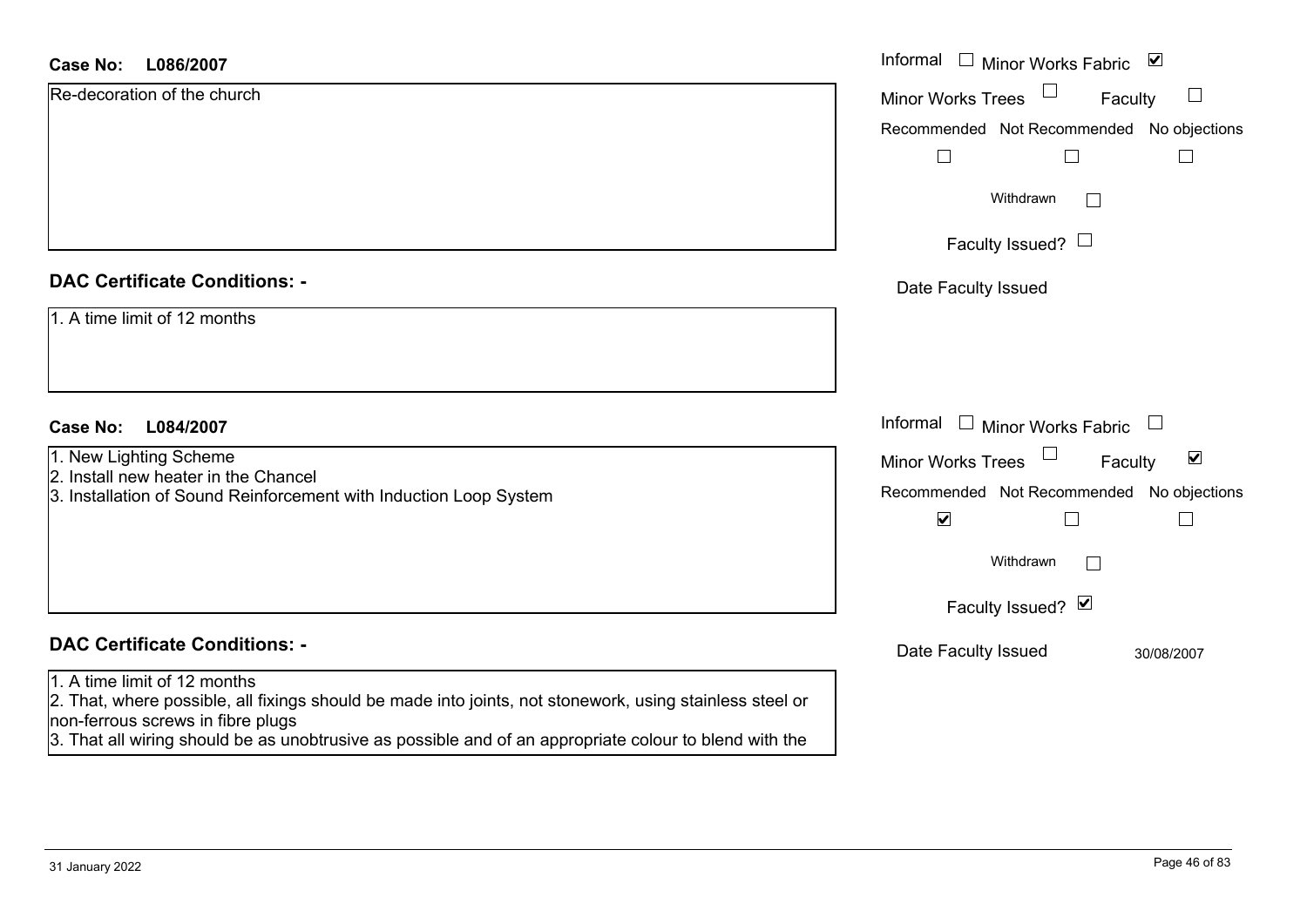**Case No: L086/2007**

Re-decoration of the church

Informal ☐ Minor Works Fabric ☑

Minor Works Trees ☐ Faculty ☐

Recommended ☐ Not Recommended ☐ No objections ☐

Withdrawn ☐

Faculty Issued? ☐

Date Faculty Issued

**DAC Certificate Conditions: -**

1. A time limit of 12 months

**Case No: L084/2007**

1. New Lighting Scheme
2. Install new heater in the Chancel
3. Installation of Sound Reinforcement with Induction Loop System

Informal ☐ Minor Works Fabric ☐

Minor Works Trees ☐ Faculty ☑

Recommended ☑ Not Recommended ☐ No objections ☐

Withdrawn ☐

Faculty Issued? ☑

Date Faculty Issued 30/08/2007

**DAC Certificate Conditions: -**

1. A time limit of 12 months
2. That, where possible, all fixings should be made into joints, not stonework, using stainless steel or non-ferrous screws in fibre plugs
3. That all wiring should be as unobtrusive as possible and of an appropriate colour to blend with the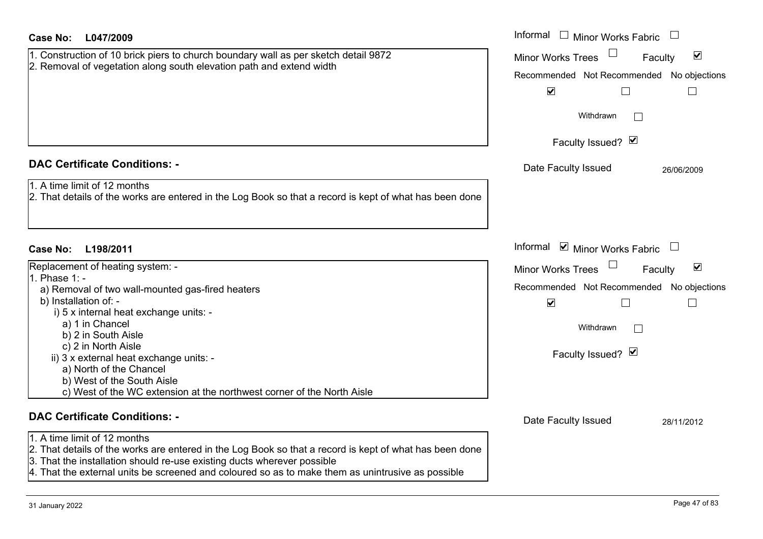**Case No: L047/2009**

Informal ☐ Minor Works Fabric ☐
Minor Works Trees ☐ Faculty ☑

| Recommended | Not Recommended | No objections |
|---|---|---|
| ☑ | ☐ | ☐ |

Withdrawn ☐

Faculty Issued? ☑

1. Construction of 10 brick piers to church boundary wall as per sketch detail 9872
2. Removal of vegetation along south elevation path and extend width

**DAC Certificate Conditions: -**

Date Faculty Issued 26/06/2009

1. A time limit of 12 months
2. That details of the works are entered in the Log Book so that a record is kept of what has been done

**Case No: L198/2011**

Informal ☑ Minor Works Fabric ☐
Minor Works Trees ☐ Faculty ☑

| Recommended | Not Recommended | No objections |
|---|---|---|
| ☑ | ☐ | ☐ |

Withdrawn ☐

Faculty Issued? ☑

Replacement of heating system: -
1. Phase 1: -
   a) Removal of two wall-mounted gas-fired heaters
   b) Installation of: -
      i) 5 x internal heat exchange units: -
         a) 1 in Chancel
         b) 2 in South Aisle
         c) 2 in North Aisle
      ii) 3 x external heat exchange units: -
         a) North of the Chancel
         b) West of the South Aisle
         c) West of the WC extension at the northwest corner of the North Aisle

**DAC Certificate Conditions: -**

Date Faculty Issued 28/11/2012

1. A time limit of 12 months
2. That details of the works are entered in the Log Book so that a record is kept of what has been done
3. That the installation should re-use existing ducts wherever possible
4. That the external units be screened and coloured so as to make them as unintrusive as possible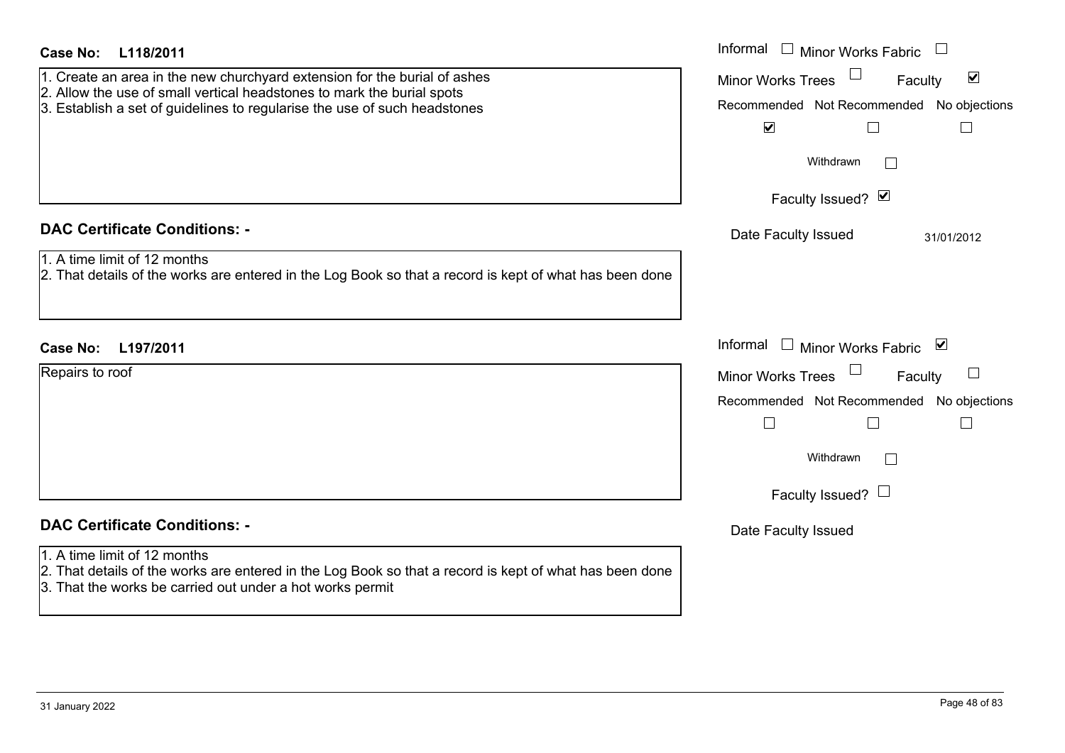**Case No: L118/2011**

1. Create an area in the new churchyard extension for the burial of ashes
2. Allow the use of small vertical headstones to mark the burial spots
3. Establish a set of guidelines to regularise the use of such headstones

Informal ☐ Minor Works Fabric ☐
Minor Works Trees ☐ Faculty ☑

| Recommended | Not Recommended | No objections |
|---|---|---|
| ☑ | ☐ | ☐ |

Withdrawn ☐

Faculty Issued? ☑

Date Faculty Issued 31/01/2012

## DAC Certificate Conditions: -

1. A time limit of 12 months
2. That details of the works are entered in the Log Book so that a record is kept of what has been done

**Case No: L197/2011**

Repairs to roof

Informal ☐ Minor Works Fabric ☑
Minor Works Trees ☐ Faculty ☐

| Recommended | Not Recommended | No objections |
|---|---|---|
| ☐ | ☐ | ☐ |

Withdrawn ☐

Faculty Issued? ☐

Date Faculty Issued

## DAC Certificate Conditions: -

1. A time limit of 12 months
2. That details of the works are entered in the Log Book so that a record is kept of what has been done
3. That the works be carried out under a hot works permit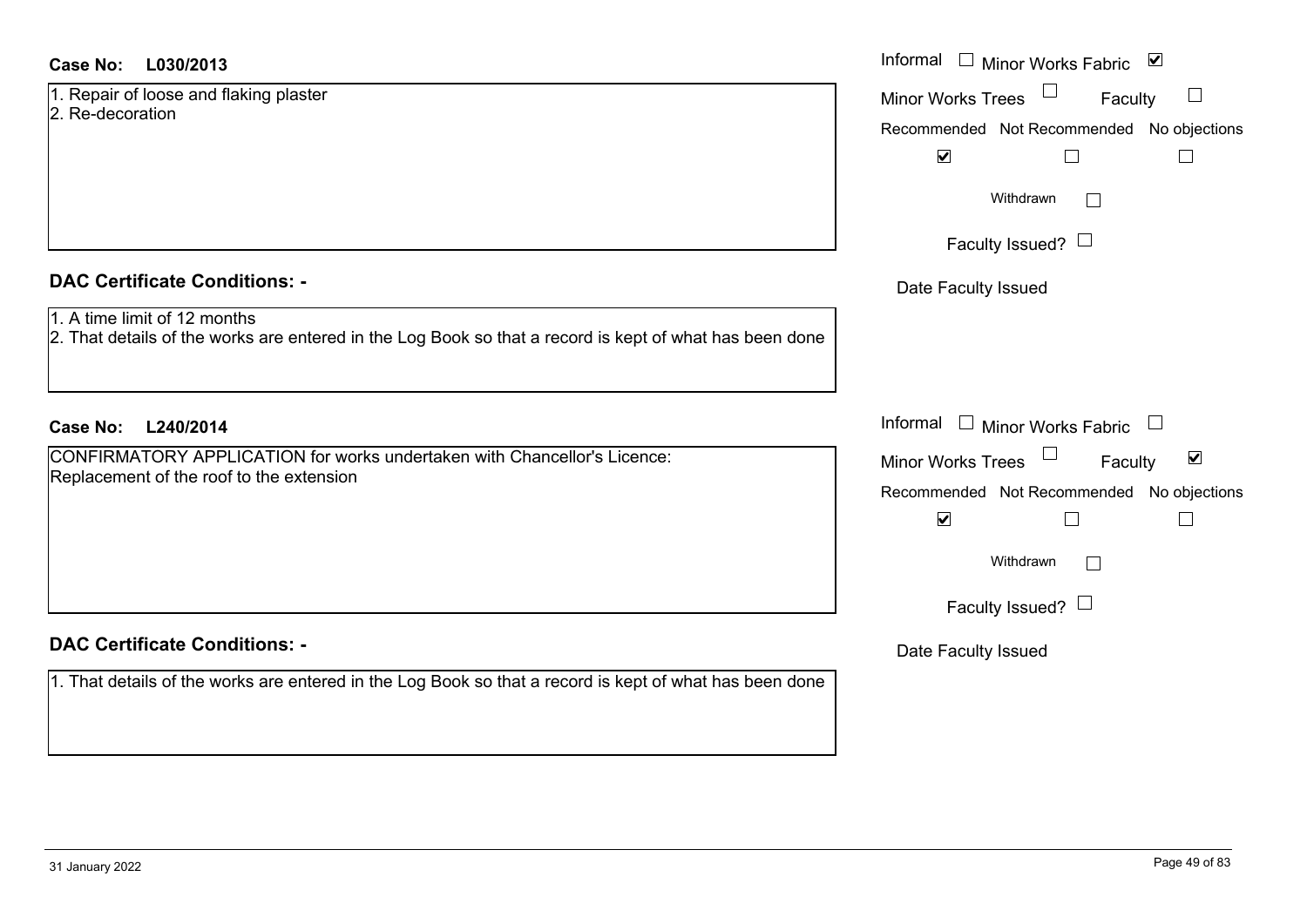**Case No: L030/2013**

1. Repair of loose and flaking plaster
2. Re-decoration

Informal ☐ Minor Works Fabric ☑
Minor Works Trees ☐ Faculty ☐

| Recommended | Not Recommended | No objections |
|---|---|---|
| ☑ | ☐ | ☐ |

Withdrawn ☐

Faculty Issued? ☐

Date Faculty Issued

## DAC Certificate Conditions: -

1. A time limit of 12 months
2. That details of the works are entered in the Log Book so that a record is kept of what has been done

**Case No: L240/2014**

CONFIRMATORY APPLICATION for works undertaken with Chancellor's Licence:
Replacement of the roof to the extension

Informal ☐ Minor Works Fabric ☐
Minor Works Trees ☐ Faculty ☑

| Recommended | Not Recommended | No objections |
|---|---|---|
| ☑ | ☐ | ☐ |

Withdrawn ☐

Faculty Issued? ☐

Date Faculty Issued

## DAC Certificate Conditions: -

1. That details of the works are entered in the Log Book so that a record is kept of what has been done

31 January 2022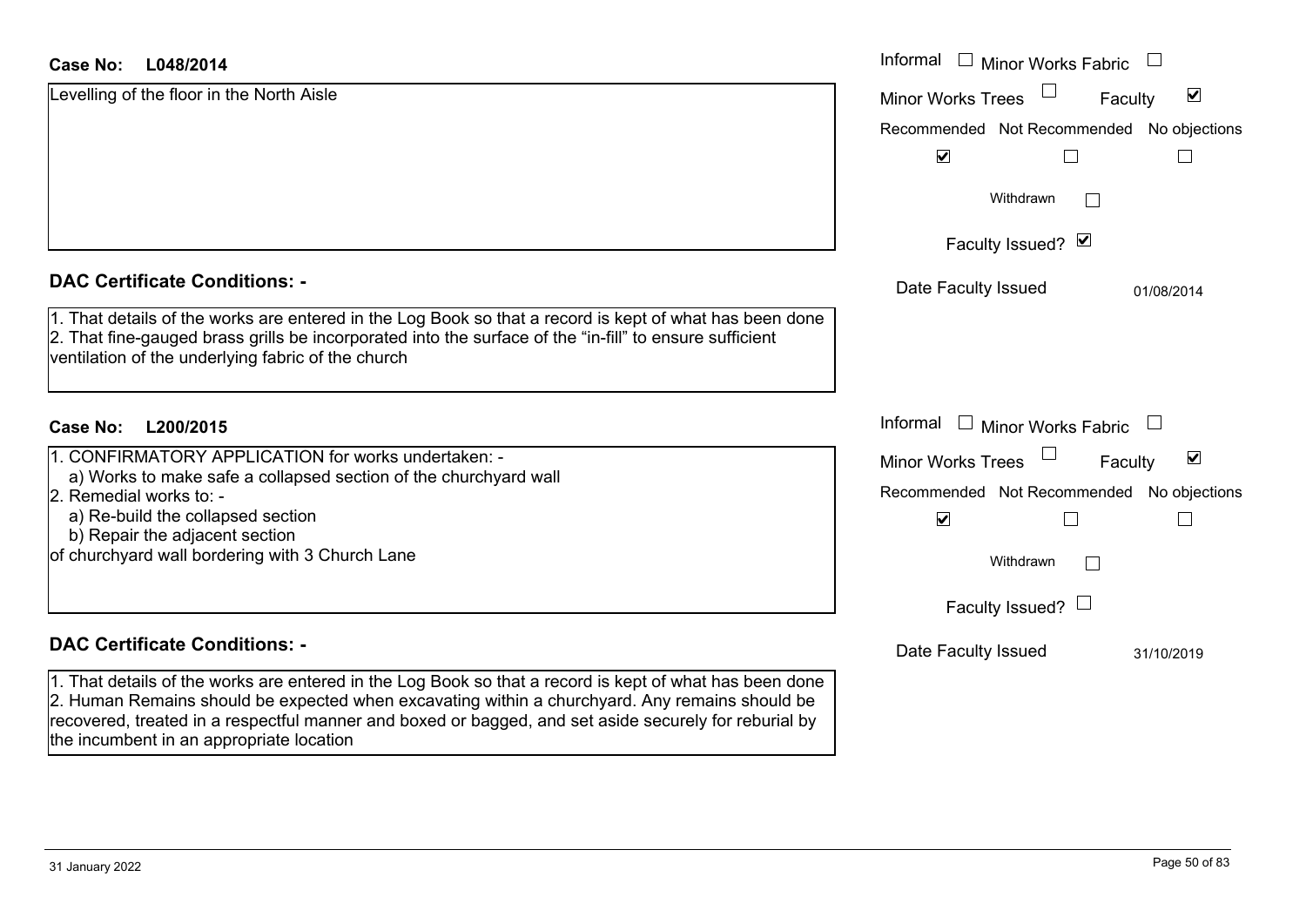**Case No: L048/2014**

Levelling of the floor in the North Aisle

Informal ☐ Minor Works Fabric ☐

Minor Works Trees ☐ Faculty ☑

| Recommended | Not Recommended | No objections |
|---|---|---|
| ☑ | ☐ | ☐ |

Withdrawn ☐

Faculty Issued? ☑

Date Faculty Issued 01/08/2014

## DAC Certificate Conditions: -

1. That details of the works are entered in the Log Book so that a record is kept of what has been done
2. That fine-gauged brass grills be incorporated into the surface of the "in-fill" to ensure sufficient ventilation of the underlying fabric of the church

**Case No: L200/2015**

1. CONFIRMATORY APPLICATION for works undertaken: -
   a) Works to make safe a collapsed section of the churchyard wall
2. Remedial works to: -
   a) Re-build the collapsed section
   b) Repair the adjacent section

of churchyard wall bordering with 3 Church Lane

Informal ☐ Minor Works Fabric ☐

Minor Works Trees ☐ Faculty ☑

| Recommended | Not Recommended | No objections |
|---|---|---|
| ☑ | ☐ | ☐ |

Withdrawn ☐

Faculty Issued? ☐

Date Faculty Issued 31/10/2019

## DAC Certificate Conditions: -

1. That details of the works are entered in the Log Book so that a record is kept of what has been done
2. Human Remains should be expected when excavating within a churchyard. Any remains should be recovered, treated in a respectful manner and boxed or bagged, and set aside securely for reburial by the incumbent in an appropriate location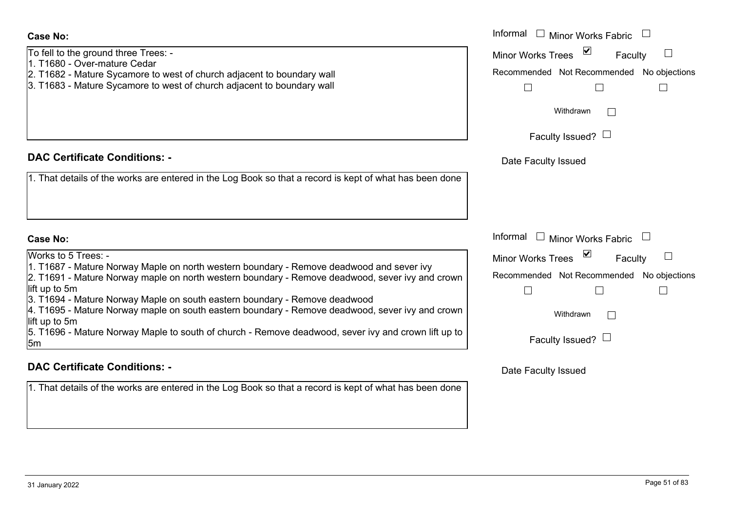**Case No:**

To fell to the ground three Trees: -
1. T1680 - Over-mature Cedar
2. T1682 - Mature Sycamore to west of church adjacent to boundary wall
3. T1683 - Mature Sycamore to west of church adjacent to boundary wall

Informal ☐ Minor Works Fabric ☐
Minor Works Trees ☑ Faculty ☐
Recommended ☐ Not Recommended ☐ No objections ☐
Withdrawn ☐
Faculty Issued? ☐
Date Faculty Issued

**DAC Certificate Conditions: -**

1. That details of the works are entered in the Log Book so that a record is kept of what has been done

**Case No:**

Works to 5 Trees: -
1. T1687 - Mature Norway Maple on north western boundary - Remove deadwood and sever ivy
2. T1691 - Mature Norway maple on north western boundary - Remove deadwood, sever ivy and crown lift up to 5m
3. T1694 - Mature Norway Maple on south eastern boundary - Remove deadwood
4. T1695 - Mature Norway maple on south eastern boundary - Remove deadwood, sever ivy and crown lift up to 5m
5. T1696 - Mature Norway Maple to south of church - Remove deadwood, sever ivy and crown lift up to 5m

Informal ☐ Minor Works Fabric ☐
Minor Works Trees ☑ Faculty ☐
Recommended ☐ Not Recommended ☐ No objections ☐
Withdrawn ☐
Faculty Issued? ☐
Date Faculty Issued

**DAC Certificate Conditions: -**

1. That details of the works are entered in the Log Book so that a record is kept of what has been done

31 January 2022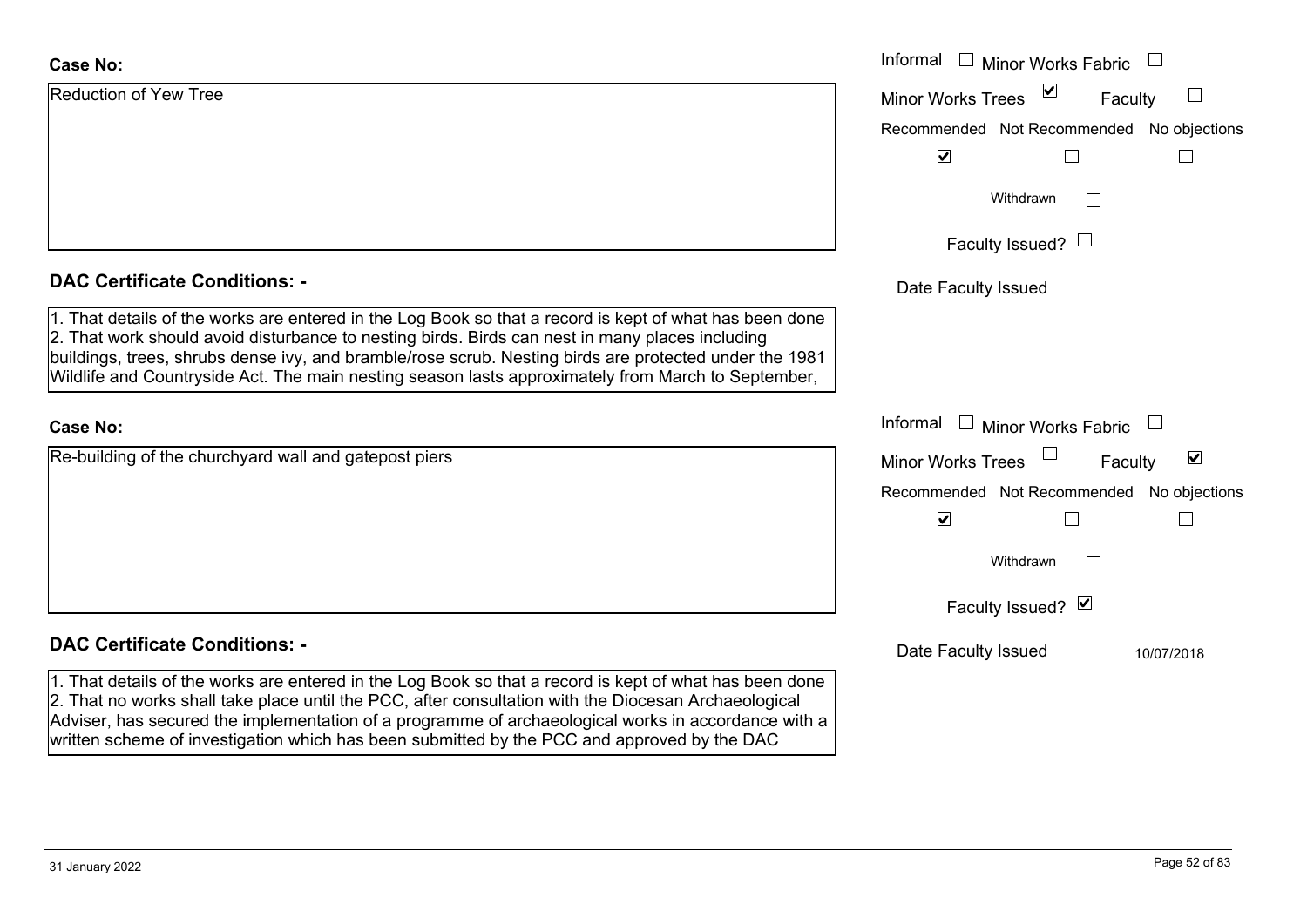**Case No:**

Reduction of Yew Tree

Informal ☐ Minor Works Fabric ☐
Minor Works Trees ☑ Faculty ☐

| Recommended | Not Recommended | No objections |
|---|---|---|
| ☑ | ☐ | ☐ |

Withdrawn ☐

Faculty Issued? ☐

Date Faculty Issued

**DAC Certificate Conditions: -**

1. That details of the works are entered in the Log Book so that a record is kept of what has been done
2. That work should avoid disturbance to nesting birds. Birds can nest in many places including buildings, trees, shrubs dense ivy, and bramble/rose scrub. Nesting birds are protected under the 1981 Wildlife and Countryside Act. The main nesting season lasts approximately from March to September,

**Case No:**

Re-building of the churchyard wall and gatepost piers

Informal ☐ Minor Works Fabric ☐
Minor Works Trees ☐ Faculty ☑

| Recommended | Not Recommended | No objections |
|---|---|---|
| ☑ | ☐ | ☐ |

Withdrawn ☐

Faculty Issued? ☑

Date Faculty Issued 10/07/2018

**DAC Certificate Conditions: -**

1. That details of the works are entered in the Log Book so that a record is kept of what has been done
2. That no works shall take place until the PCC, after consultation with the Diocesan Archaeological Adviser, has secured the implementation of a programme of archaeological works in accordance with a written scheme of investigation which has been submitted by the PCC and approved by the DAC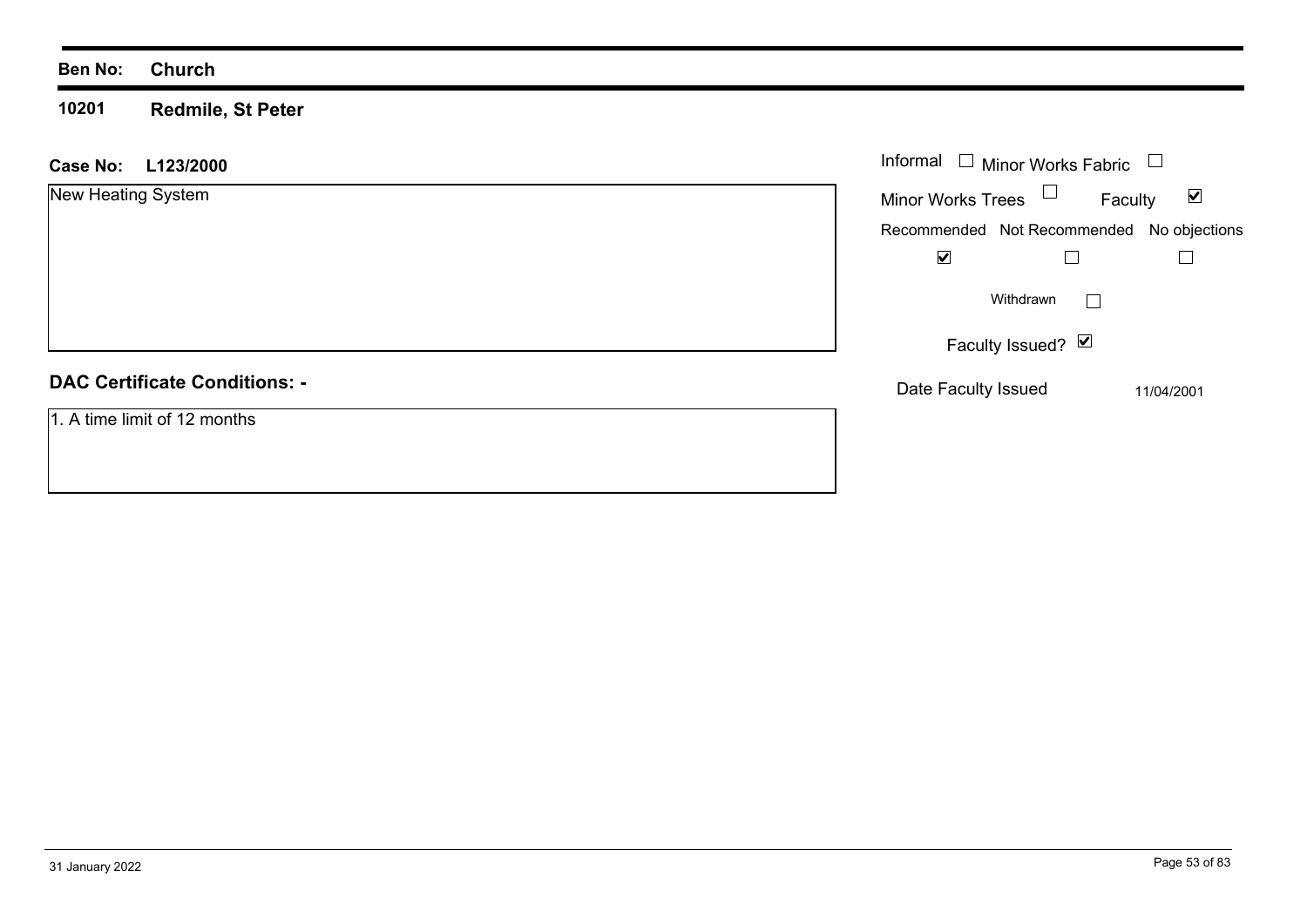| **Ben No:** | **Church** |
|---|---|
| **10201** | **Redmile, St Peter** |

**Case No: L123/2000**

New Heating System

Informal ☐ Minor Works Fabric ☐

Minor Works Trees ☐ Faculty ☑

| Recommended | Not Recommended | No objections |
|---|---|---|
| ☑ | ☐ | ☐ |

Withdrawn ☐

Faculty Issued? ☑

Date Faculty Issued 11/04/2001

## DAC Certificate Conditions: -

1. A time limit of 12 months

31 January 2022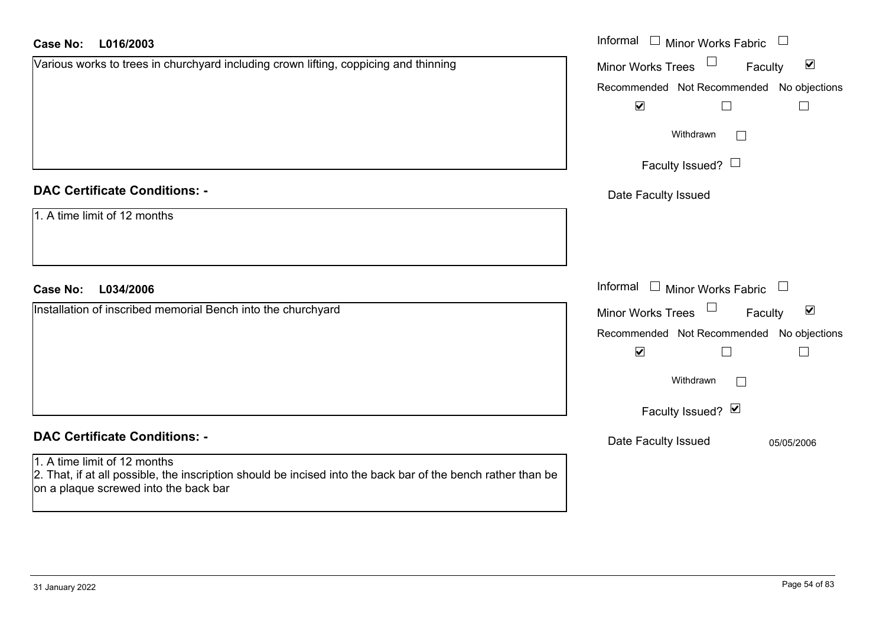**Case No:** L016/2003

Various works to trees in churchyard including crown lifting, coppicing and thinning

Informal ☐ Minor Works Fabric ☐
Minor Works Trees ☐ Faculty ☑
Recommended ☑ Not Recommended ☐ No objections ☐
Withdrawn ☐
Faculty Issued? ☐
Date Faculty Issued

**DAC Certificate Conditions: -**

1. A time limit of 12 months

**Case No:** L034/2006

Installation of inscribed memorial Bench into the churchyard

Informal ☐ Minor Works Fabric ☐
Minor Works Trees ☐ Faculty ☑
Recommended ☑ Not Recommended ☐ No objections ☐
Withdrawn ☐
Faculty Issued? ☑
Date Faculty Issued 05/05/2006

**DAC Certificate Conditions: -**

1. A time limit of 12 months
2. That, if at all possible, the inscription should be incised into the back bar of the bench rather than be on a plaque screwed into the back bar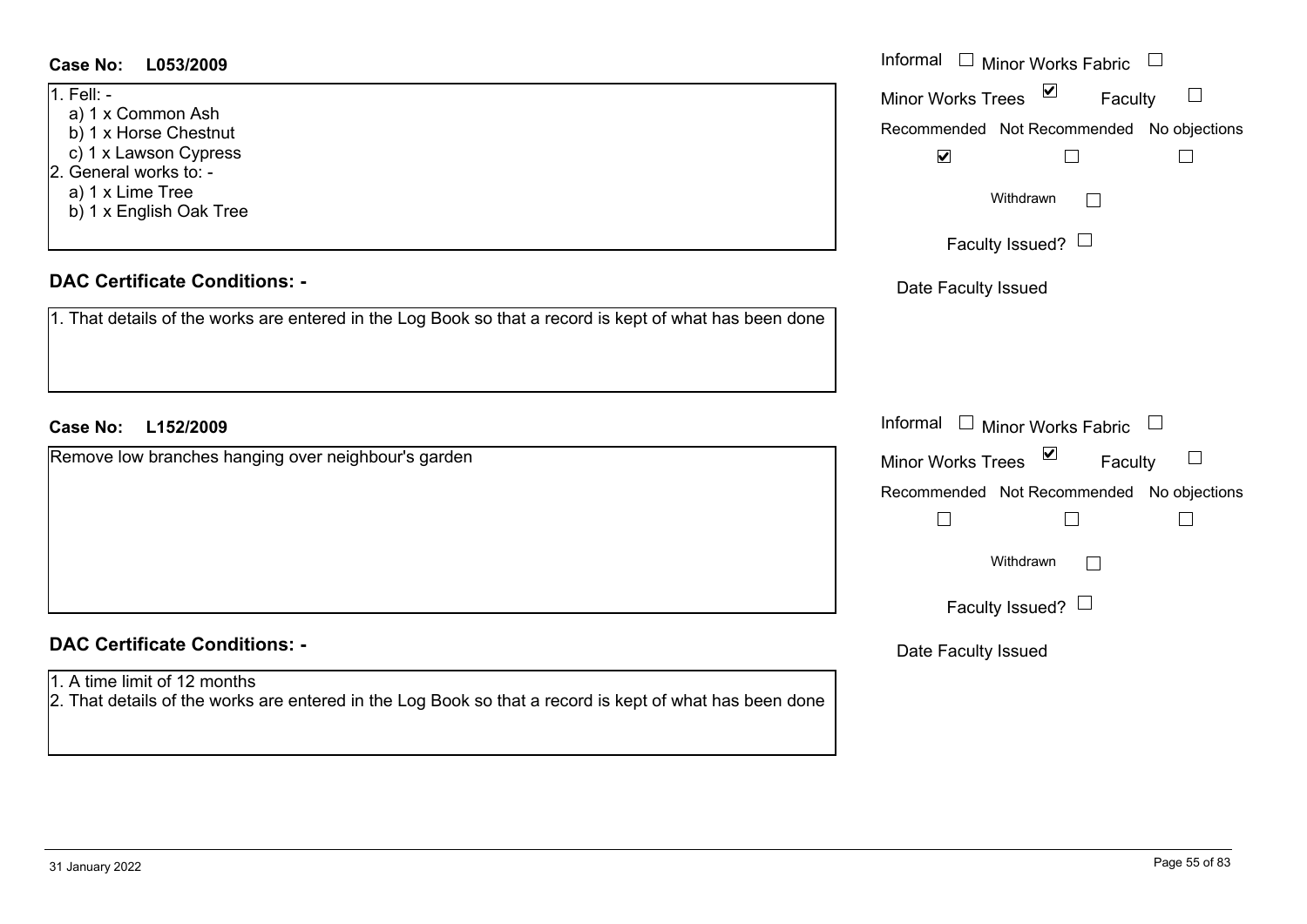**Case No: L053/2009**

1. Fell: -
   a) 1 x Common Ash
   b) 1 x Horse Chestnut
   c) 1 x Lawson Cypress
2. General works to: -
   a) 1 x Lime Tree
   b) 1 x English Oak Tree

Informal ☐ Minor Works Fabric ☐
Minor Works Trees ☑ Faculty ☐
Recommended ☑ Not Recommended ☐ No objections ☐
Withdrawn ☐
Faculty Issued? ☐
Date Faculty Issued

**DAC Certificate Conditions: -**

1. That details of the works are entered in the Log Book so that a record is kept of what has been done

**Case No: L152/2009**

Remove low branches hanging over neighbour's garden

Informal ☐ Minor Works Fabric ☐
Minor Works Trees ☑ Faculty ☐
Recommended ☐ Not Recommended ☐ No objections ☐
Withdrawn ☐
Faculty Issued? ☐
Date Faculty Issued

**DAC Certificate Conditions: -**

1. A time limit of 12 months
2. That details of the works are entered in the Log Book so that a record is kept of what has been done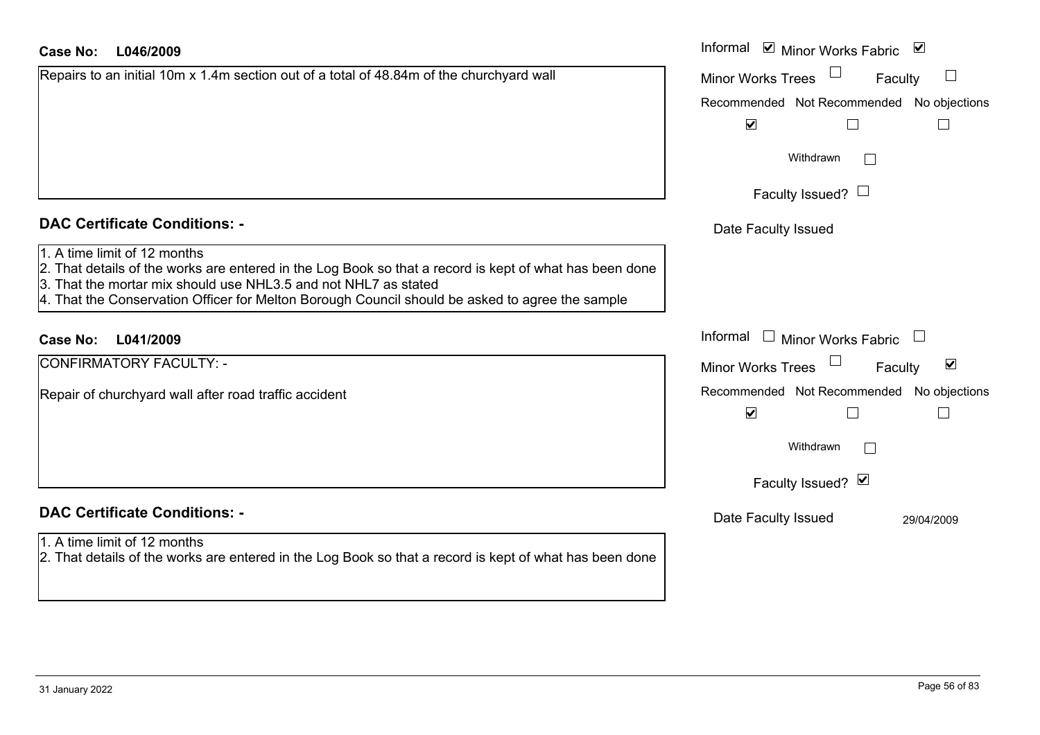**Case No:** **L046/2009**

Repairs to an initial 10m x 1.4m section out of a total of 48.84m of the churchyard wall

Informal ☑ Minor Works Fabric ☑
Minor Works Trees ☐ Faculty ☐

| Recommended | Not Recommended | No objections |
|---|---|---|
| ☑ | ☐ | ☐ |

Withdrawn ☐

Faculty Issued? ☐

Date Faculty Issued

## DAC Certificate Conditions: -

1. A time limit of 12 months
2. That details of the works are entered in the Log Book so that a record is kept of what has been done
3. That the mortar mix should use NHL3.5 and not NHL7 as stated
4. That the Conservation Officer for Melton Borough Council should be asked to agree the sample

**Case No:** **L041/2009**

CONFIRMATORY FACULTY: -

Repair of churchyard wall after road traffic accident

Informal ☐ Minor Works Fabric ☐
Minor Works Trees ☐ Faculty ☑

| Recommended | Not Recommended | No objections |
|---|---|---|
| ☑ | ☐ | ☐ |

Withdrawn ☐

Faculty Issued? ☑

Date Faculty Issued 29/04/2009

## DAC Certificate Conditions: -

1. A time limit of 12 months
2. That details of the works are entered in the Log Book so that a record is kept of what has been done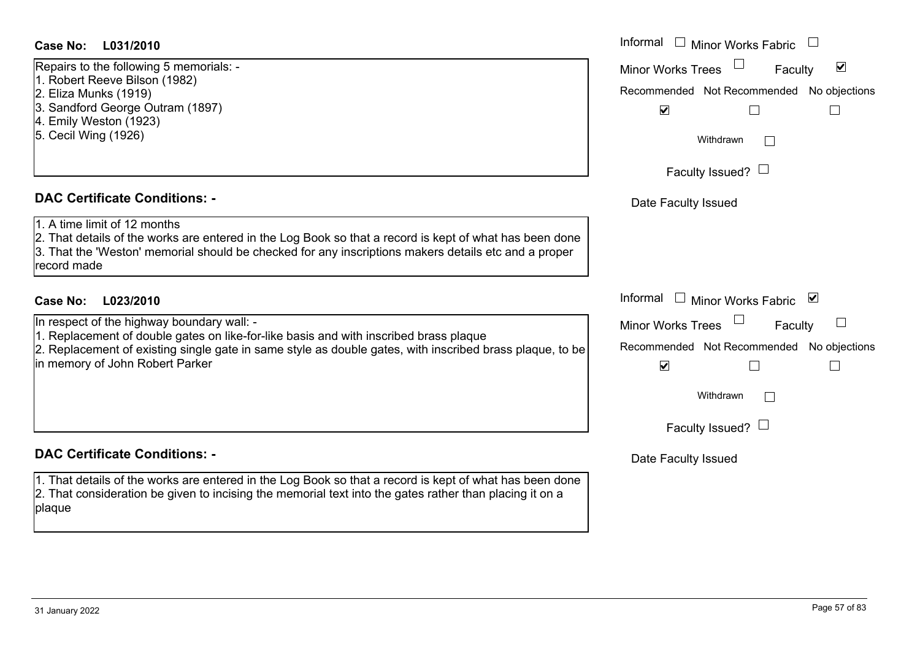**Case No: L031/2010**

Informal ☐ Minor Works Fabric ☐
Minor Works Trees ☐ Faculty ☑
Recommended ☑ Not Recommended ☐ No objections ☐
Withdrawn ☐
Faculty Issued? ☐
Date Faculty Issued

Repairs to the following 5 memorials: -
1. Robert Reeve Bilson (1982)
2. Eliza Munks (1919)
3. Sandford George Outram (1897)
4. Emily Weston (1923)
5. Cecil Wing (1926)

**DAC Certificate Conditions: -**

1. A time limit of 12 months
2. That details of the works are entered in the Log Book so that a record is kept of what has been done
3. That the 'Weston' memorial should be checked for any inscriptions makers details etc and a proper record made

**Case No: L023/2010**

Informal ☐ Minor Works Fabric ☑
Minor Works Trees ☐ Faculty ☐
Recommended ☑ Not Recommended ☐ No objections ☐
Withdrawn ☐
Faculty Issued? ☐
Date Faculty Issued

In respect of the highway boundary wall: -
1. Replacement of double gates on like-for-like basis and with inscribed brass plaque
2. Replacement of existing single gate in same style as double gates, with inscribed brass plaque, to be in memory of John Robert Parker

**DAC Certificate Conditions: -**

1. That details of the works are entered in the Log Book so that a record is kept of what has been done
2. That consideration be given to incising the memorial text into the gates rather than placing it on a plaque

31 January 2022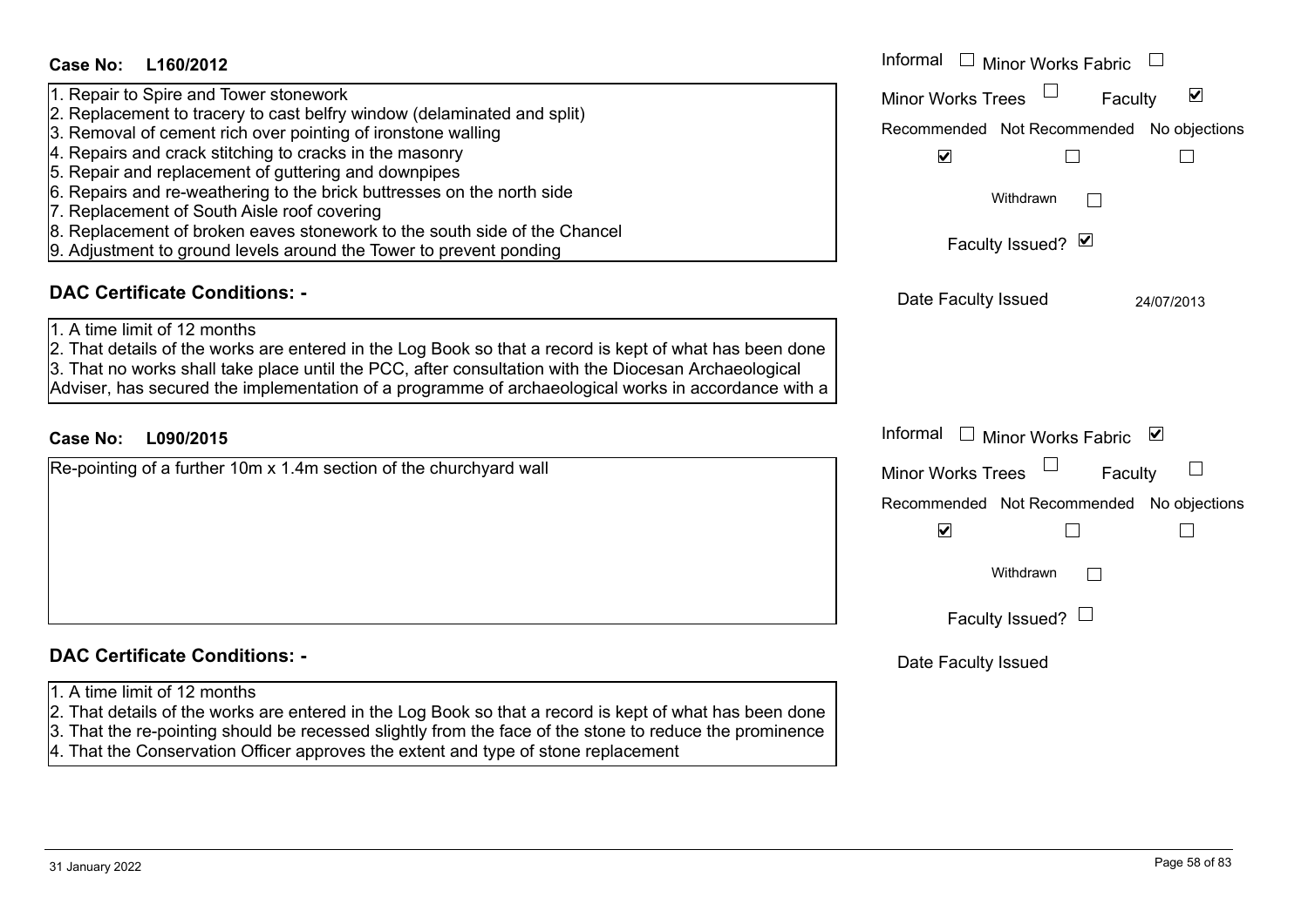**Case No: L160/2012**

1. Repair to Spire and Tower stonework
2. Replacement to tracery to cast belfry window (delaminated and split)
3. Removal of cement rich over pointing of ironstone walling
4. Repairs and crack stitching to cracks in the masonry
5. Repair and replacement of guttering and downpipes
6. Repairs and re-weathering to the brick buttresses on the north side
7. Replacement of South Aisle roof covering
8. Replacement of broken eaves stonework to the south side of the Chancel
9. Adjustment to ground levels around the Tower to prevent ponding

Informal ☐ Minor Works Fabric ☐
Minor Works Trees ☐ Faculty ☑
Recommended ☑ Not Recommended ☐ No objections ☐
Withdrawn ☐
Faculty Issued? ☑
Date Faculty Issued 24/07/2013

## DAC Certificate Conditions: -

1. A time limit of 12 months
2. That details of the works are entered in the Log Book so that a record is kept of what has been done
3. That no works shall take place until the PCC, after consultation with the Diocesan Archaeological Adviser, has secured the implementation of a programme of archaeological works in accordance with a

**Case No: L090/2015**

Re-pointing of a further 10m x 1.4m section of the churchyard wall

Informal ☐ Minor Works Fabric ☑
Minor Works Trees ☐ Faculty ☐
Recommended ☑ Not Recommended ☐ No objections ☐
Withdrawn ☐
Faculty Issued? ☐
Date Faculty Issued

## DAC Certificate Conditions: -

1. A time limit of 12 months
2. That details of the works are entered in the Log Book so that a record is kept of what has been done
3. That the re-pointing should be recessed slightly from the face of the stone to reduce the prominence
4. That the Conservation Officer approves the extent and type of stone replacement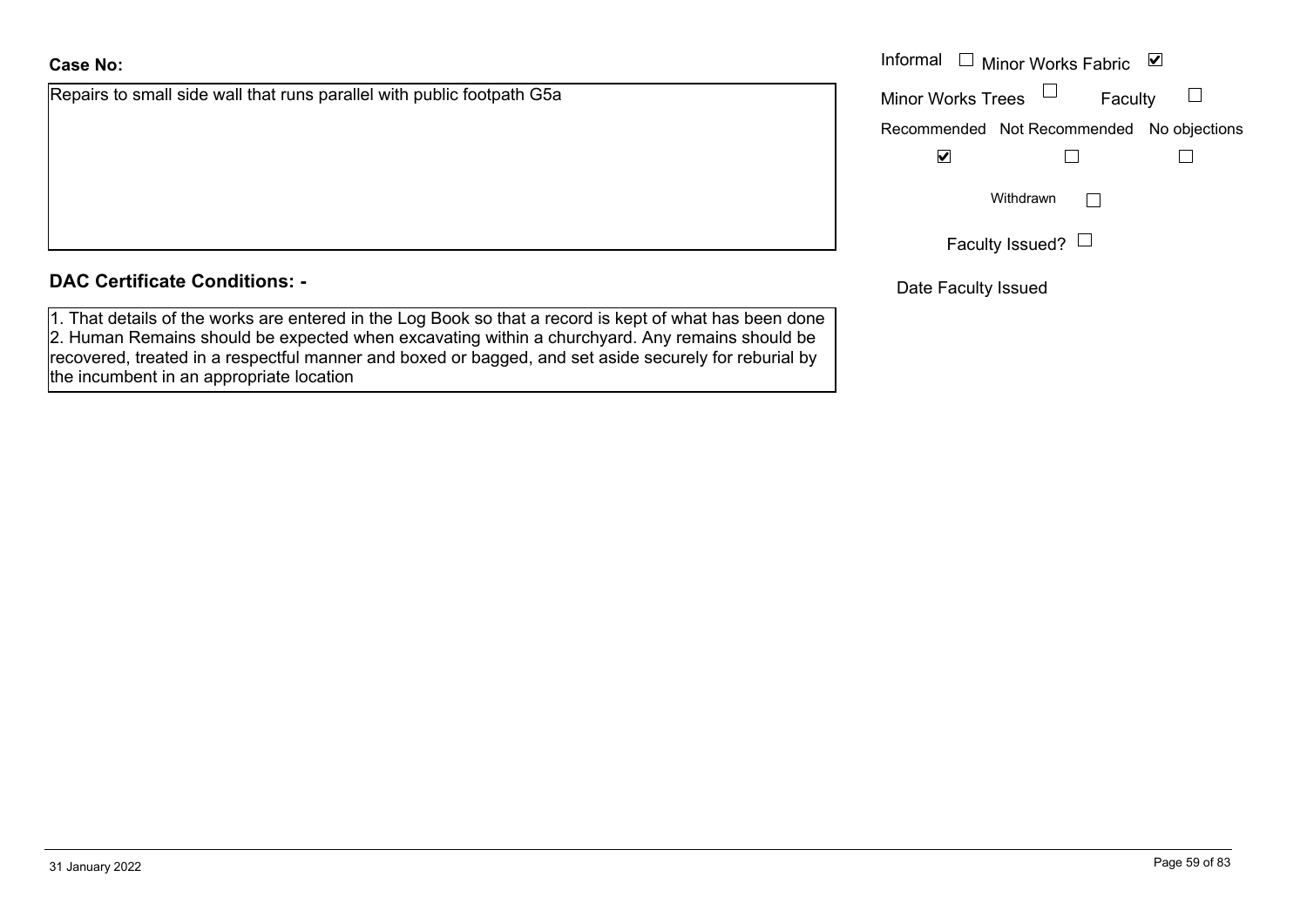**Case No:**

Repairs to small side wall that runs parallel with public footpath G5a

Informal ☐ Minor Works Fabric ☑

Minor Works Trees ☐ Faculty ☐

| Recommended | Not Recommended | No objections |
| --- | --- | --- |
| ☑ | ☐ | ☐ |

Withdrawn ☐

Faculty Issued? ☐

Date Faculty Issued

**DAC Certificate Conditions: -**

1. That details of the works are entered in the Log Book so that a record is kept of what has been done
2. Human Remains should be expected when excavating within a churchyard. Any remains should be recovered, treated in a respectful manner and boxed or bagged, and set aside securely for reburial by the incumbent in an appropriate location

31 January 2022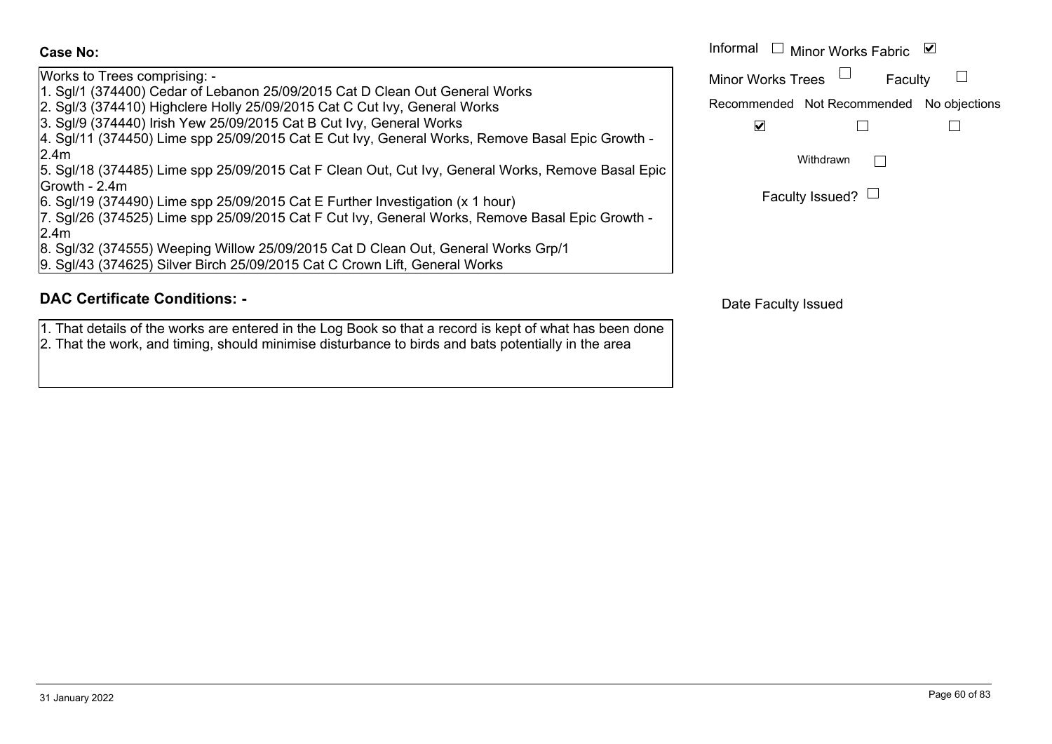**Case No:**

Works to Trees comprising: -
1. Sgl/1 (374400) Cedar of Lebanon 25/09/2015 Cat D Clean Out General Works
2. Sgl/3 (374410) Highclere Holly 25/09/2015 Cat C Cut Ivy, General Works
3. Sgl/9 (374440) Irish Yew 25/09/2015 Cat B Cut Ivy, General Works
4. Sgl/11 (374450) Lime spp 25/09/2015 Cat E Cut Ivy, General Works, Remove Basal Epic Growth - 2.4m
5. Sgl/18 (374485) Lime spp 25/09/2015 Cat F Clean Out, Cut Ivy, General Works, Remove Basal Epic Growth - 2.4m
6. Sgl/19 (374490) Lime spp 25/09/2015 Cat E Further Investigation (x 1 hour)
7. Sgl/26 (374525) Lime spp 25/09/2015 Cat F Cut Ivy, General Works, Remove Basal Epic Growth - 2.4m
8. Sgl/32 (374555) Weeping Willow 25/09/2015 Cat D Clean Out, General Works Grp/1
9. Sgl/43 (374625) Silver Birch 25/09/2015 Cat C Crown Lift, General Works

Informal ☐ Minor Works Fabric ☑

Minor Works Trees ☐ Faculty ☐

Recommended ☑ Not Recommended ☐ No objections ☐

Withdrawn ☐

Faculty Issued? ☐

## DAC Certificate Conditions: -

1. That details of the works are entered in the Log Book so that a record is kept of what has been done
2. That the work, and timing, should minimise disturbance to birds and bats potentially in the area

Date Faculty Issued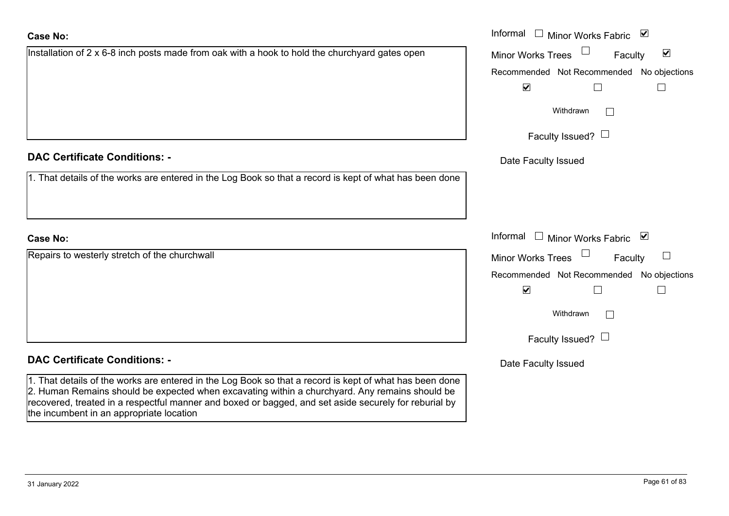**Case No:**

Installation of 2 x 6-8 inch posts made from oak with a hook to hold the churchyard gates open

Informal ☐ Minor Works Fabric ☑

Minor Works Trees ☐ Faculty ☑

Recommended ☑ Not Recommended ☐ No objections ☐

Withdrawn ☐

Faculty Issued? ☐

Date Faculty Issued

**DAC Certificate Conditions: -**

1. That details of the works are entered in the Log Book so that a record is kept of what has been done

**Case No:**

Repairs to westerly stretch of the churchwall

Informal ☐ Minor Works Fabric ☑

Minor Works Trees ☐ Faculty ☐

Recommended ☑ Not Recommended ☐ No objections ☐

Withdrawn ☐

Faculty Issued? ☐

Date Faculty Issued

**DAC Certificate Conditions: -**

1. That details of the works are entered in the Log Book so that a record is kept of what has been done
2. Human Remains should be expected when excavating within a churchyard. Any remains should be recovered, treated in a respectful manner and boxed or bagged, and set aside securely for reburial by the incumbent in an appropriate location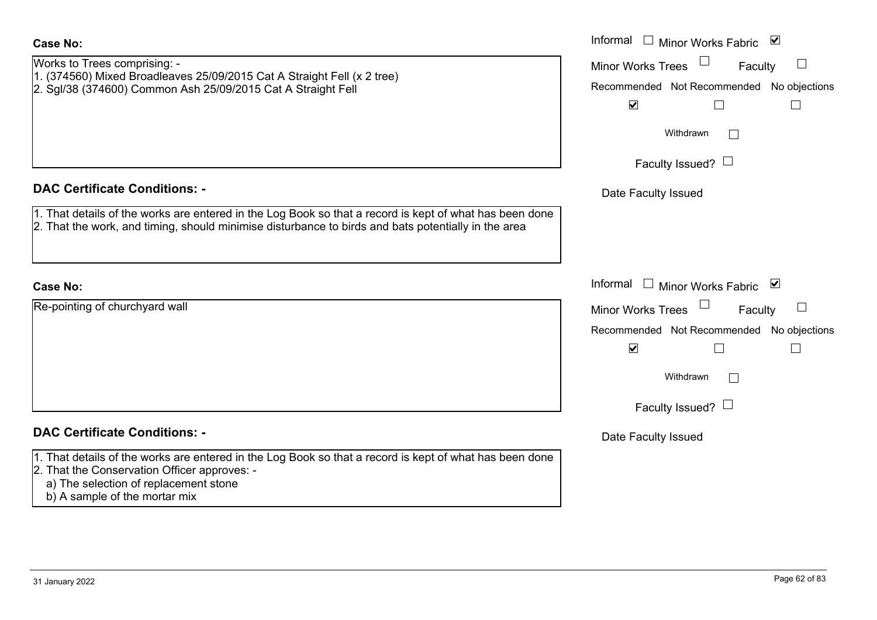**Case No:**

Works to Trees comprising: -
1. (374560) Mixed Broadleaves 25/09/2015 Cat A Straight Fell (x 2 tree)
2. Sgl/38 (374600) Common Ash 25/09/2015 Cat A Straight Fell

Informal ☐ Minor Works Fabric ☑
Minor Works Trees ☐ Faculty ☐

| Recommended | Not Recommended | No objections |
|---|---|---|
| ☑ | ☐ | ☐ |

Withdrawn ☐

Faculty Issued? ☐

Date Faculty Issued

**DAC Certificate Conditions: -**

1. That details of the works are entered in the Log Book so that a record is kept of what has been done
2. That the work, and timing, should minimise disturbance to birds and bats potentially in the area

**Case No:**

Re-pointing of churchyard wall

Informal ☐ Minor Works Fabric ☑
Minor Works Trees ☐ Faculty ☐

| Recommended | Not Recommended | No objections |
|---|---|---|
| ☑ | ☐ | ☐ |

Withdrawn ☐

Faculty Issued? ☐

Date Faculty Issued

**DAC Certificate Conditions: -**

1. That details of the works are entered in the Log Book so that a record is kept of what has been done
2. That the Conservation Officer approves: -
   a) The selection of replacement stone
   b) A sample of the mortar mix

31 January 2022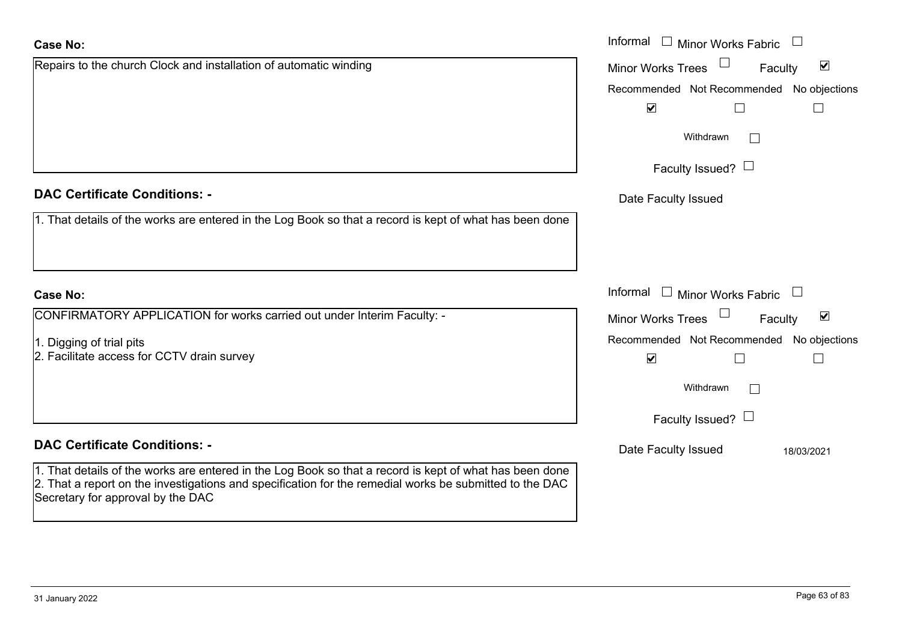**Case No:**

Repairs to the church Clock and installation of automatic winding

Informal ☐ Minor Works Fabric ☐
Minor Works Trees ☐ Faculty ☑

| Recommended | Not Recommended | No objections |
|---|---|---|
| ☑ | ☐ | ☐ |

Withdrawn ☐

Faculty Issued? ☐

Date Faculty Issued

**DAC Certificate Conditions: -**

1. That details of the works are entered in the Log Book so that a record is kept of what has been done

**Case No:**

CONFIRMATORY APPLICATION for works carried out under Interim Faculty: -

1. Digging of trial pits
2. Facilitate access for CCTV drain survey

Informal ☐ Minor Works Fabric ☐
Minor Works Trees ☐ Faculty ☑

| Recommended | Not Recommended | No objections |
|---|---|---|
| ☑ | ☐ | ☐ |

Withdrawn ☐

Faculty Issued? ☐

Date Faculty Issued 18/03/2021

**DAC Certificate Conditions: -**

1. That details of the works are entered in the Log Book so that a record is kept of what has been done
2. That a report on the investigations and specification for the remedial works be submitted to the DAC Secretary for approval by the DAC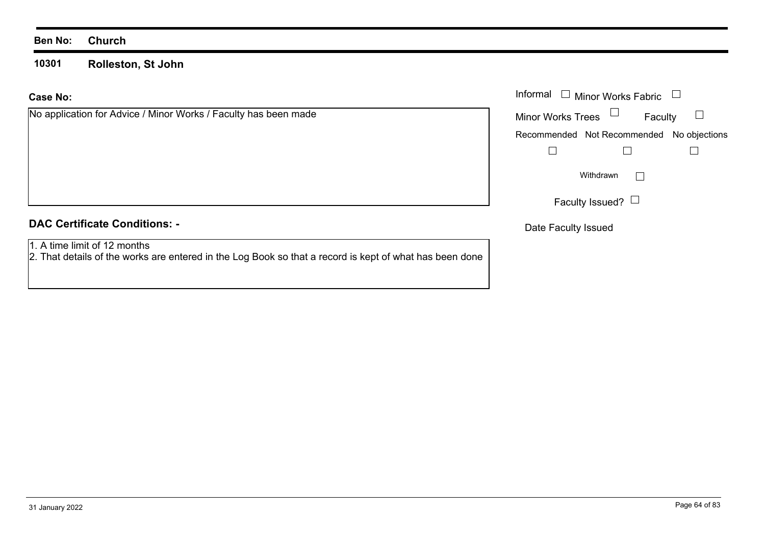**Ben No:** **Church**

**10301** **Rolleston, St John**

**Case No:**

No application for Advice / Minor Works / Faculty has been made

Informal ☐ Minor Works Fabric ☐

Minor Works Trees ☐ Faculty ☐

| Recommended | Not Recommended | No objections |
|---|---|---|
| ☐ | ☐ | ☐ |

Withdrawn ☐

Faculty Issued? ☐

Date Faculty Issued

**DAC Certificate Conditions: -**

1. A time limit of 12 months
2. That details of the works are entered in the Log Book so that a record is kept of what has been done

31 January 2022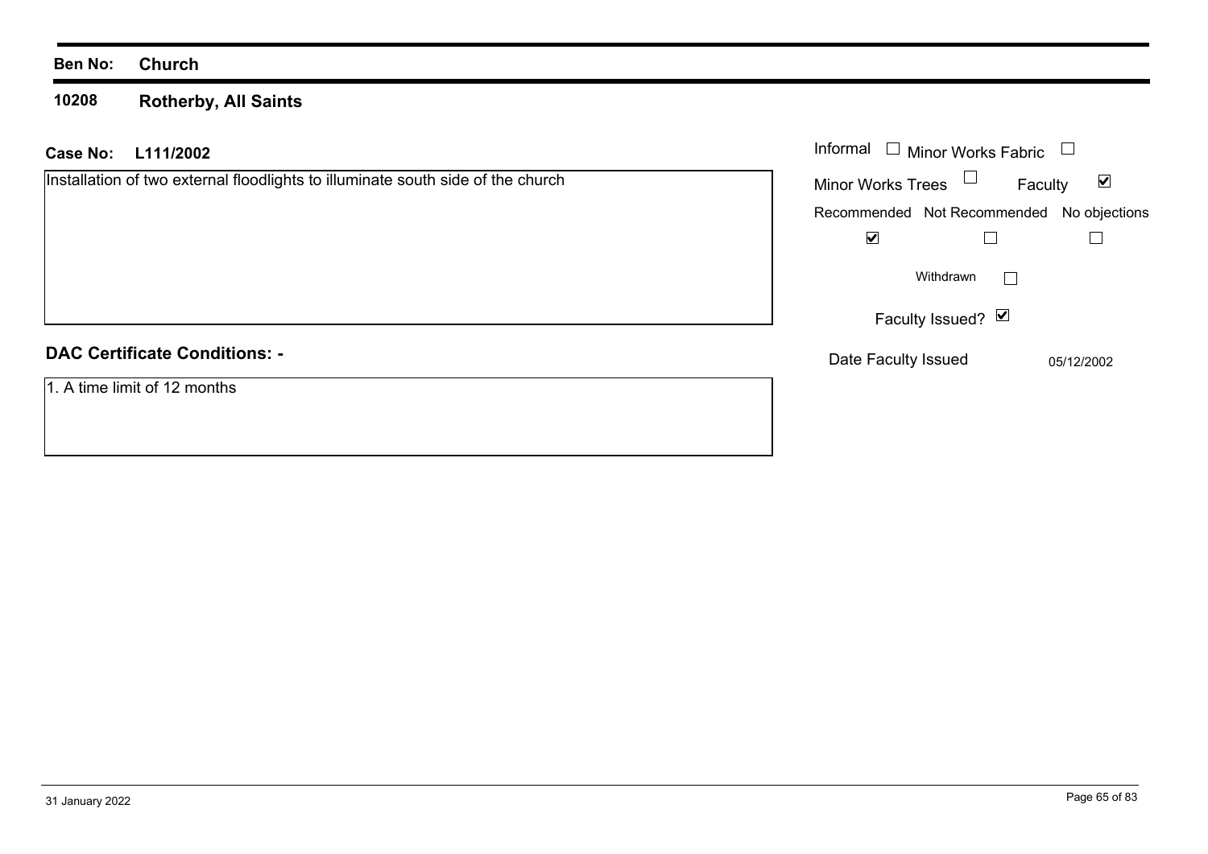**Ben No:** **Church**

**10208** **Rotherby, All Saints**

**Case No:** **L111/2002**

Installation of two external floodlights to illuminate south side of the church

Informal ☐ Minor Works Fabric ☐

Minor Works Trees ☐ Faculty ☑

| Recommended | Not Recommended | No objections |
|---|---|---|
| ☑ | ☐ | ☐ |

Withdrawn ☐

Faculty Issued? ☑

Date Faculty Issued 05/12/2002

**DAC Certificate Conditions: -**

1. A time limit of 12 months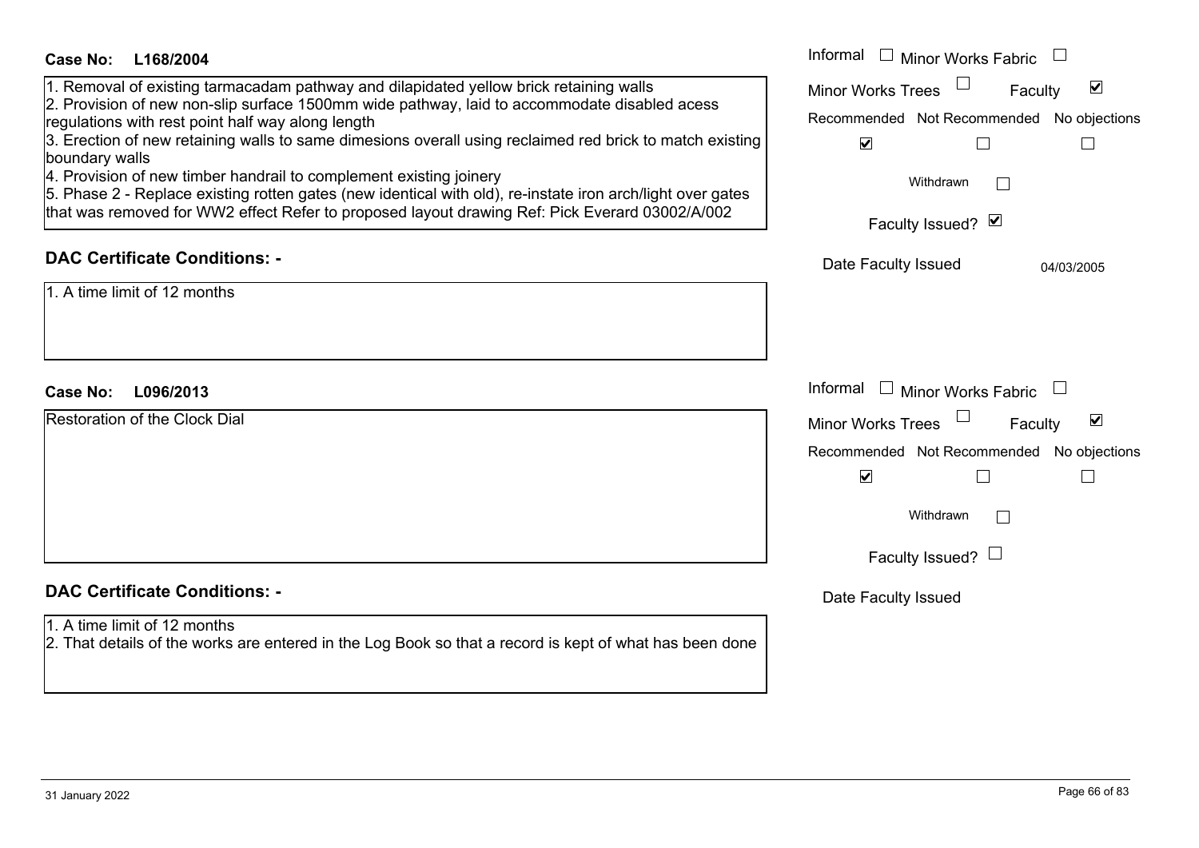**Case No: L168/2004**

1. Removal of existing tarmacadam pathway and dilapidated yellow brick retaining walls
2. Provision of new non-slip surface 1500mm wide pathway, laid to accommodate disabled acess regulations with rest point half way along length
3. Erection of new retaining walls to same dimesions overall using reclaimed red brick to match existing boundary walls
4. Provision of new timber handrail to complement existing joinery
5. Phase 2 - Replace existing rotten gates (new identical with old), re-instate iron arch/light over gates that was removed for WW2 effect Refer to proposed layout drawing Ref: Pick Everard 03002/A/002

Informal ☐ Minor Works Fabric ☐
Minor Works Trees ☐ Faculty ☑
Recommended ☑ Not Recommended ☐ No objections ☐
Withdrawn ☐
Faculty Issued? ☑
Date Faculty Issued 04/03/2005

**DAC Certificate Conditions: -**

1. A time limit of 12 months

**Case No: L096/2013**

Restoration of the Clock Dial

Informal ☐ Minor Works Fabric ☐
Minor Works Trees ☐ Faculty ☑
Recommended ☑ Not Recommended ☐ No objections ☐
Withdrawn ☐
Faculty Issued? ☐
Date Faculty Issued

**DAC Certificate Conditions: -**

1. A time limit of 12 months
2. That details of the works are entered in the Log Book so that a record is kept of what has been done

31 January 2022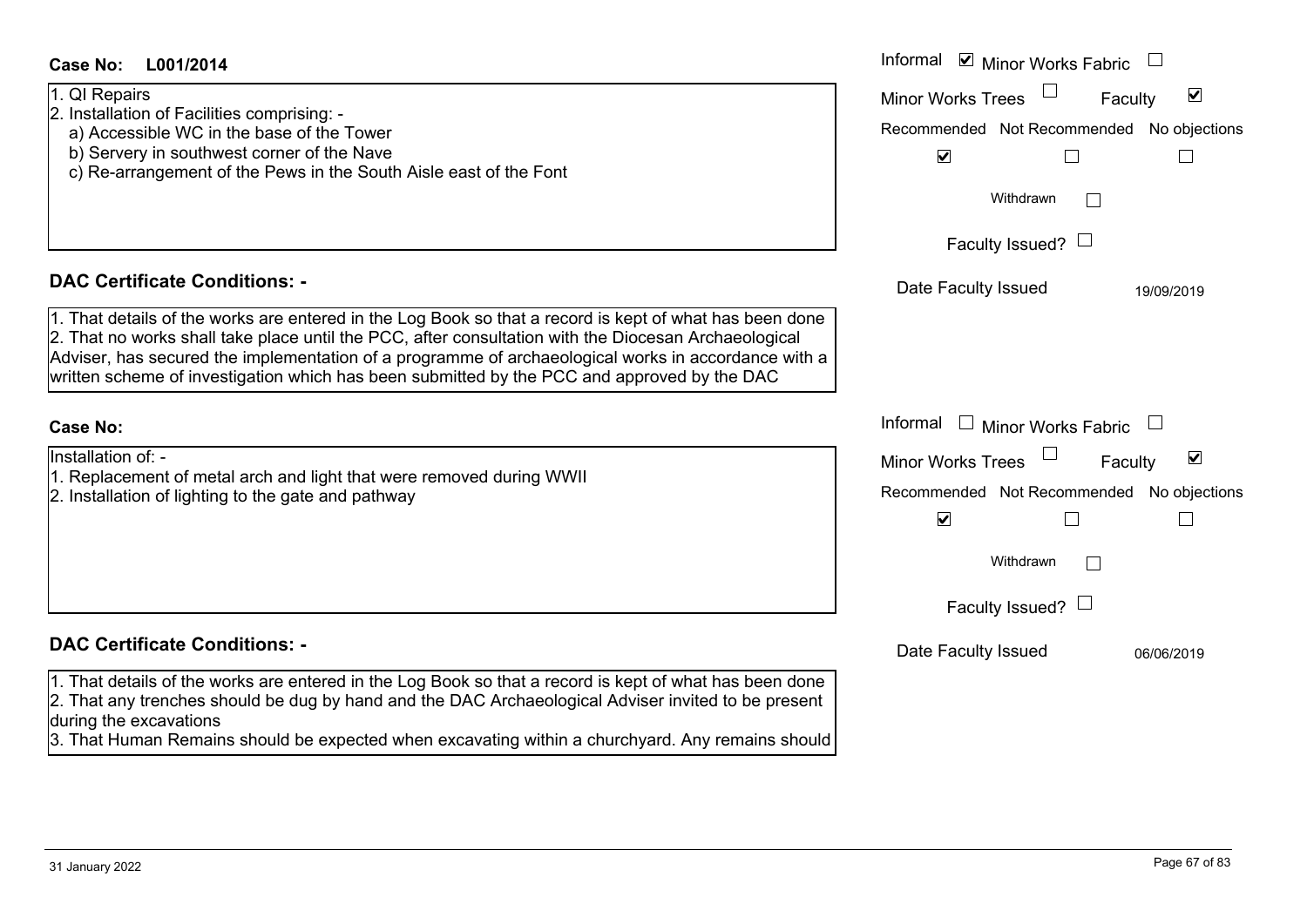**Case No: L001/2014**

Informal ☑ Minor Works Fabric ☐
Minor Works Trees ☐ Faculty ☑

| Recommended | Not Recommended | No objections |
|---|---|---|
| ☑ | ☐ | ☐ |

Withdrawn ☐

Faculty Issued? ☐

Date Faculty Issued 19/09/2019

1. QI Repairs
2. Installation of Facilities comprising: -
   a) Accessible WC in the base of the Tower
   b) Servery in southwest corner of the Nave
   c) Re-arrangement of the Pews in the South Aisle east of the Font

## DAC Certificate Conditions: -

1. That details of the works are entered in the Log Book so that a record is kept of what has been done
2. That no works shall take place until the PCC, after consultation with the Diocesan Archaeological Adviser, has secured the implementation of a programme of archaeological works in accordance with a written scheme of investigation which has been submitted by the PCC and approved by the DAC

**Case No:**

Informal ☐ Minor Works Fabric ☐
Minor Works Trees ☐ Faculty ☑

| Recommended | Not Recommended | No objections |
|---|---|---|
| ☑ | ☐ | ☐ |

Withdrawn ☐

Faculty Issued? ☐

Date Faculty Issued 06/06/2019

Installation of: -
1. Replacement of metal arch and light that were removed during WWII
2. Installation of lighting to the gate and pathway

## DAC Certificate Conditions: -

1. That details of the works are entered in the Log Book so that a record is kept of what has been done
2. That any trenches should be dug by hand and the DAC Archaeological Adviser invited to be present during the excavations
3. That Human Remains should be expected when excavating within a churchyard. Any remains should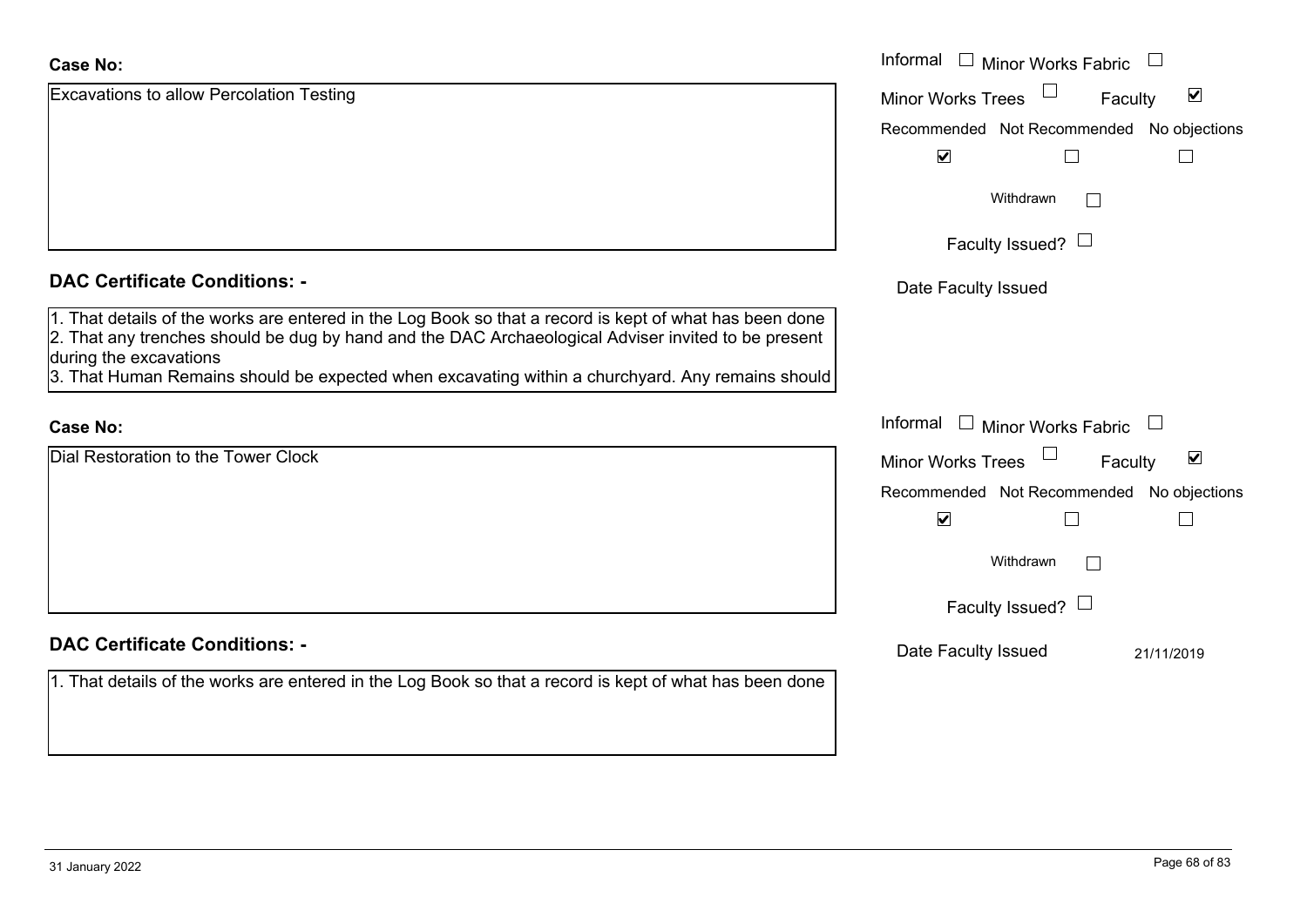**Case No:**

Excavations to allow Percolation Testing

Informal ☐ Minor Works Fabric ☐
Minor Works Trees ☐ Faculty ☑

| Recommended | Not Recommended | No objections |
|---|---|---|
| ☑ | ☐ | ☐ |

Withdrawn ☐

Faculty Issued? ☐

Date Faculty Issued

**DAC Certificate Conditions: -**

1. That details of the works are entered in the Log Book so that a record is kept of what has been done
2. That any trenches should be dug by hand and the DAC Archaeological Adviser invited to be present during the excavations
3. That Human Remains should be expected when excavating within a churchyard. Any remains should

**Case No:**

Dial Restoration to the Tower Clock

Informal ☐ Minor Works Fabric ☐
Minor Works Trees ☐ Faculty ☑

| Recommended | Not Recommended | No objections |
|---|---|---|
| ☑ | ☐ | ☐ |

Withdrawn ☐

Faculty Issued? ☐

Date Faculty Issued 21/11/2019

**DAC Certificate Conditions: -**

1. That details of the works are entered in the Log Book so that a record is kept of what has been done

31 January 2022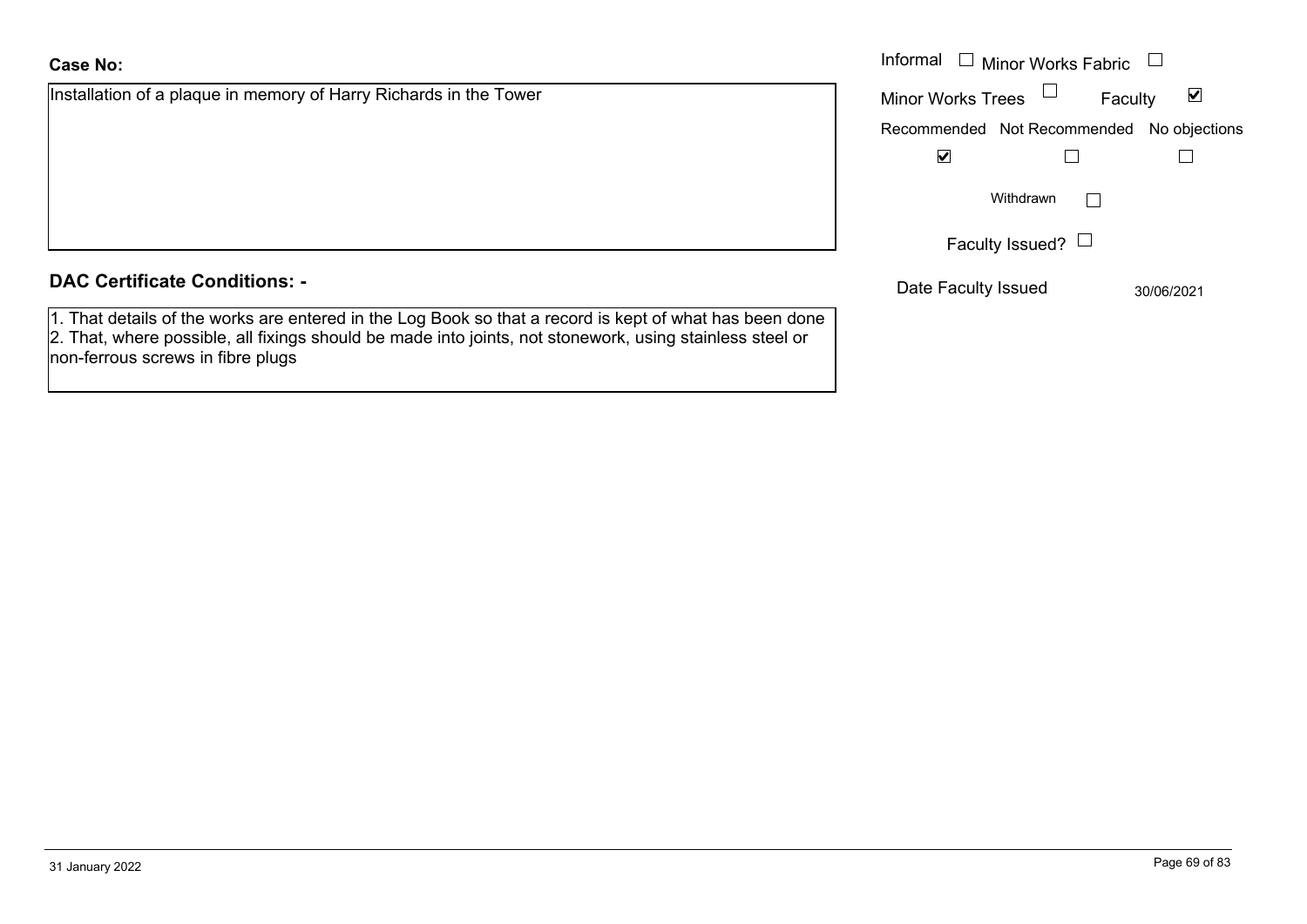**Case No:**

Installation of a plaque in memory of Harry Richards in the Tower

| Informal ☐ | Minor Works Fabric ☐ | |
|---|---|---|
| Minor Works Trees ☐ | Faculty ☑ | |
| Recommended | Not Recommended | No objections |
| ☑ | ☐ | ☐ |

Withdrawn ☐

Faculty Issued? ☐

Date Faculty Issued 30/06/2021

## DAC Certificate Conditions: -

1. That details of the works are entered in the Log Book so that a record is kept of what has been done
2. That, where possible, all fixings should be made into joints, not stonework, using stainless steel or non-ferrous screws in fibre plugs

31 January 2022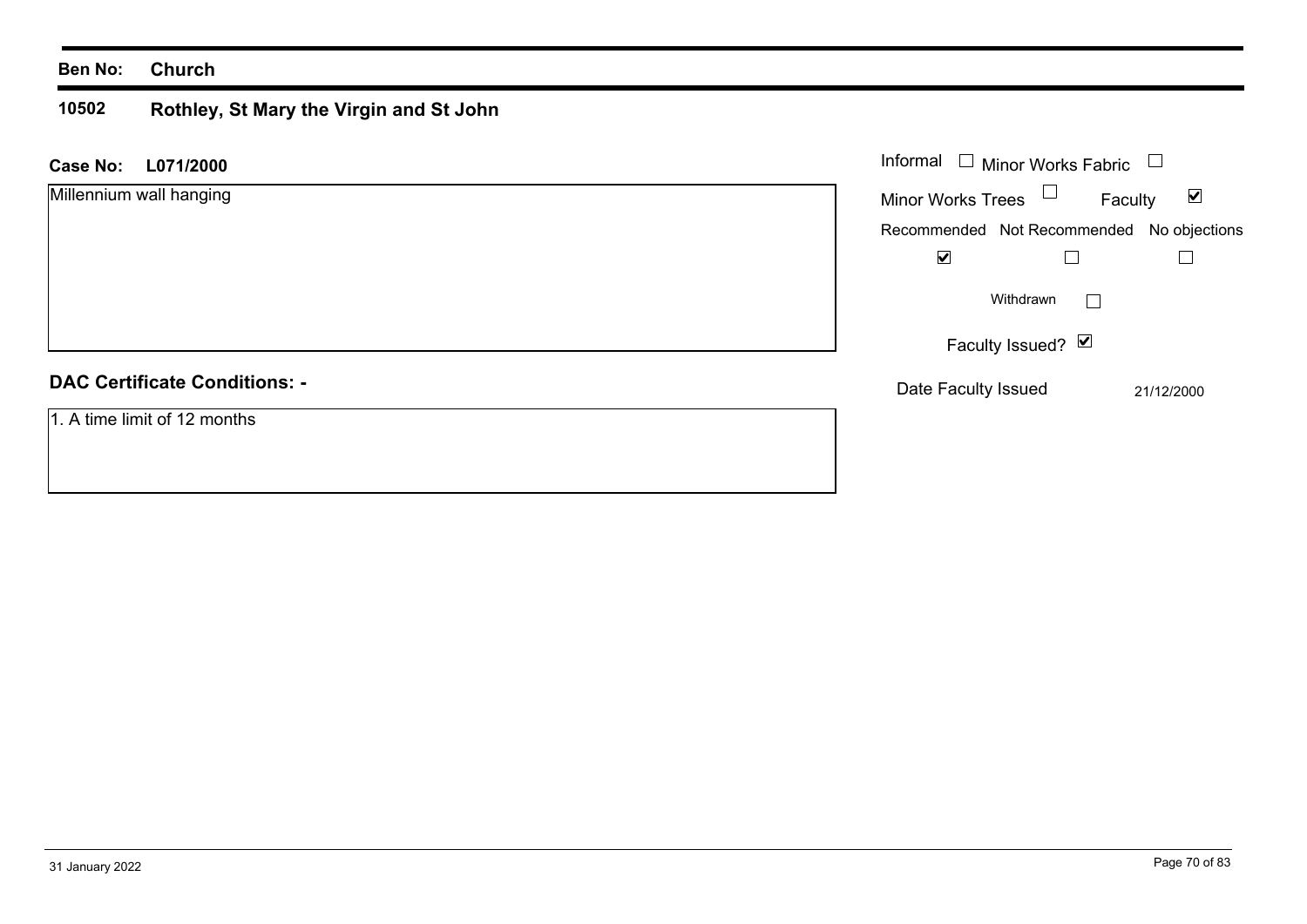**Ben No:** **Church**

## 10502 Rothley, St Mary the Virgin and St John

**Case No:** **L071/2000**

Millennium wall hanging

Informal ☐ Minor Works Fabric ☐

Minor Works Trees ☐ Faculty ☑

| Recommended | Not Recommended | No objections |
|---|---|---|
| ☑ | ☐ | ☐ |

Withdrawn ☐

Faculty Issued? ☑

Date Faculty Issued 21/12/2000

### DAC Certificate Conditions: -

1. A time limit of 12 months

31 January 2022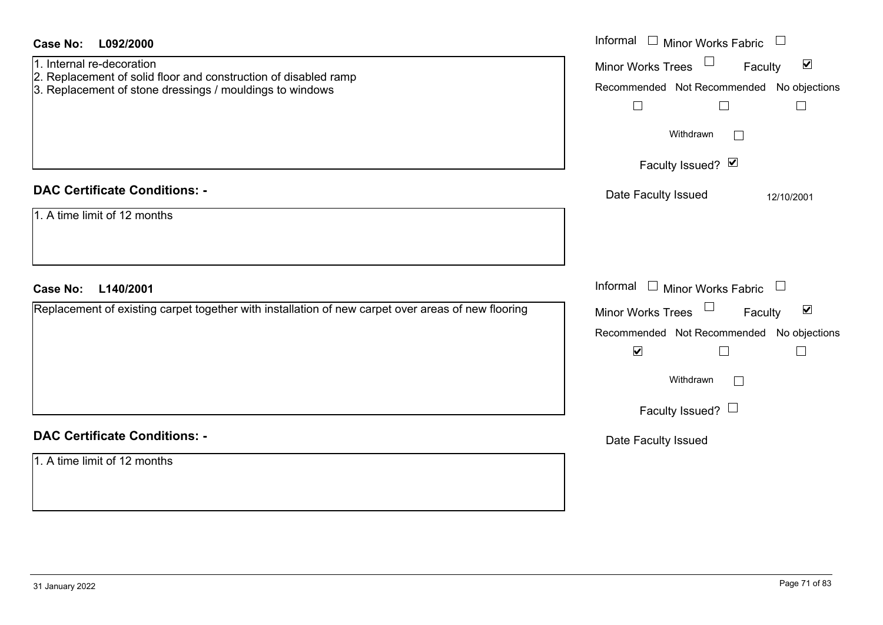**Case No: L092/2000**

1. Internal re-decoration
2. Replacement of solid floor and construction of disabled ramp
3. Replacement of stone dressings / mouldings to windows

Informal ☐ Minor Works Fabric ☐
Minor Works Trees ☐ Faculty ☑

| Recommended | Not Recommended | No objections |
| --- | --- | --- |
| ☐ | ☐ | ☐ |

Withdrawn ☐

Faculty Issued? ☑

Date Faculty Issued 12/10/2001

**DAC Certificate Conditions: -**

1. A time limit of 12 months

**Case No: L140/2001**

Replacement of existing carpet together with installation of new carpet over areas of new flooring

Informal ☐ Minor Works Fabric ☐
Minor Works Trees ☐ Faculty ☑

| Recommended | Not Recommended | No objections |
| --- | --- | --- |
| ☑ | ☐ | ☐ |

Withdrawn ☐

Faculty Issued? ☐

Date Faculty Issued

**DAC Certificate Conditions: -**

1. A time limit of 12 months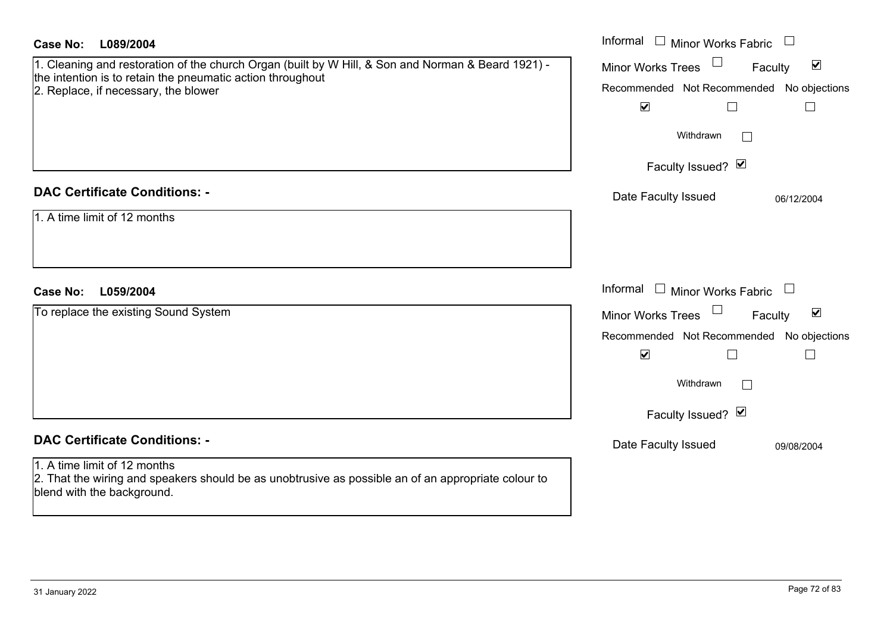**Case No: L089/2004**

1. Cleaning and restoration of the church Organ (built by W Hill, & Son and Norman & Beard 1921) - the intention is to retain the pneumatic action throughout
2. Replace, if necessary, the blower

Informal ☐ Minor Works Fabric ☐
Minor Works Trees ☐ Faculty ☑
Recommended ☑ Not Recommended ☐ No objections ☐
Withdrawn ☐
Faculty Issued? ☑
Date Faculty Issued 06/12/2004

## DAC Certificate Conditions: -

1. A time limit of 12 months

**Case No: L059/2004**

To replace the existing Sound System

Informal ☐ Minor Works Fabric ☐
Minor Works Trees ☐ Faculty ☑
Recommended ☑ Not Recommended ☐ No objections ☐
Withdrawn ☐
Faculty Issued? ☑
Date Faculty Issued 09/08/2004

## DAC Certificate Conditions: -

1. A time limit of 12 months
2. That the wiring and speakers should be as unobtrusive as possible an of an appropriate colour to blend with the background.

31 January 2022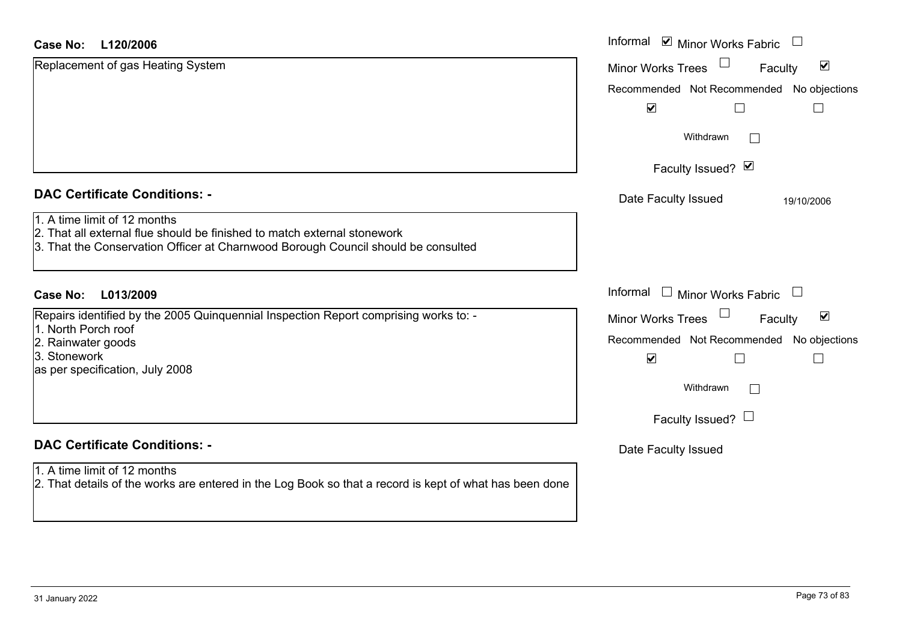**Case No: L120/2006**

Replacement of gas Heating System

Informal ☑ Minor Works Fabric ☐
Minor Works Trees ☐ Faculty ☑

| Recommended | Not Recommended | No objections |
|---|---|---|
| ☑ | ☐ | ☐ |

Withdrawn ☐

Faculty Issued? ☑

Date Faculty Issued 19/10/2006

**DAC Certificate Conditions: -**

1. A time limit of 12 months
2. That all external flue should be finished to match external stonework
3. That the Conservation Officer at Charnwood Borough Council should be consulted

**Case No: L013/2009**

Repairs identified by the 2005 Quinquennial Inspection Report comprising works to: -
1. North Porch roof
2. Rainwater goods
3. Stonework
as per specification, July 2008

Informal ☐ Minor Works Fabric ☐
Minor Works Trees ☐ Faculty ☑

| Recommended | Not Recommended | No objections |
|---|---|---|
| ☑ | ☐ | ☐ |

Withdrawn ☐

Faculty Issued? ☐

Date Faculty Issued

**DAC Certificate Conditions: -**

1. A time limit of 12 months
2. That details of the works are entered in the Log Book so that a record is kept of what has been done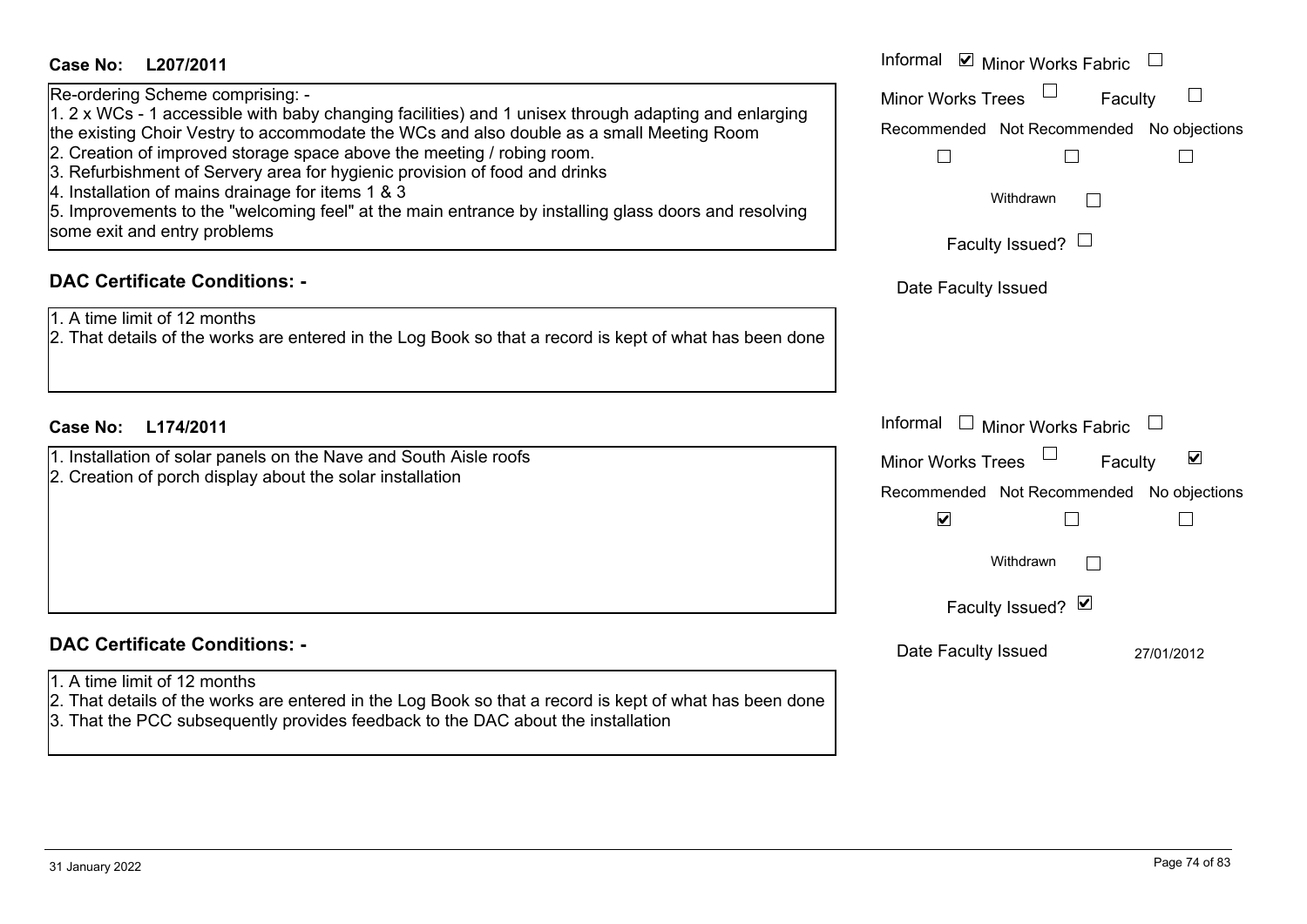**Case No: L207/2011**

Re-ordering Scheme comprising: -
1. 2 x WCs - 1 accessible with baby changing facilities) and 1 unisex through adapting and enlarging the existing Choir Vestry to accommodate the WCs and also double as a small Meeting Room
2. Creation of improved storage space above the meeting / robing room.
3. Refurbishment of Servery area for hygienic provision of food and drinks
4. Installation of mains drainage for items 1 & 3
5. Improvements to the "welcoming feel" at the main entrance by installing glass doors and resolving some exit and entry problems

Informal ☑ Minor Works Fabric ☐
Minor Works Trees ☐ Faculty ☐
Recommended ☐ Not Recommended ☐ No objections ☐
Withdrawn ☐
Faculty Issued? ☐
Date Faculty Issued

**DAC Certificate Conditions: -**

1. A time limit of 12 months
2. That details of the works are entered in the Log Book so that a record is kept of what has been done

**Case No: L174/2011**

1. Installation of solar panels on the Nave and South Aisle roofs
2. Creation of porch display about the solar installation

Informal ☐ Minor Works Fabric ☐
Minor Works Trees ☐ Faculty ☑
Recommended ☑ Not Recommended ☐ No objections ☐
Withdrawn ☐
Faculty Issued? ☑
Date Faculty Issued 27/01/2012

**DAC Certificate Conditions: -**

1. A time limit of 12 months
2. That details of the works are entered in the Log Book so that a record is kept of what has been done
3. That the PCC subsequently provides feedback to the DAC about the installation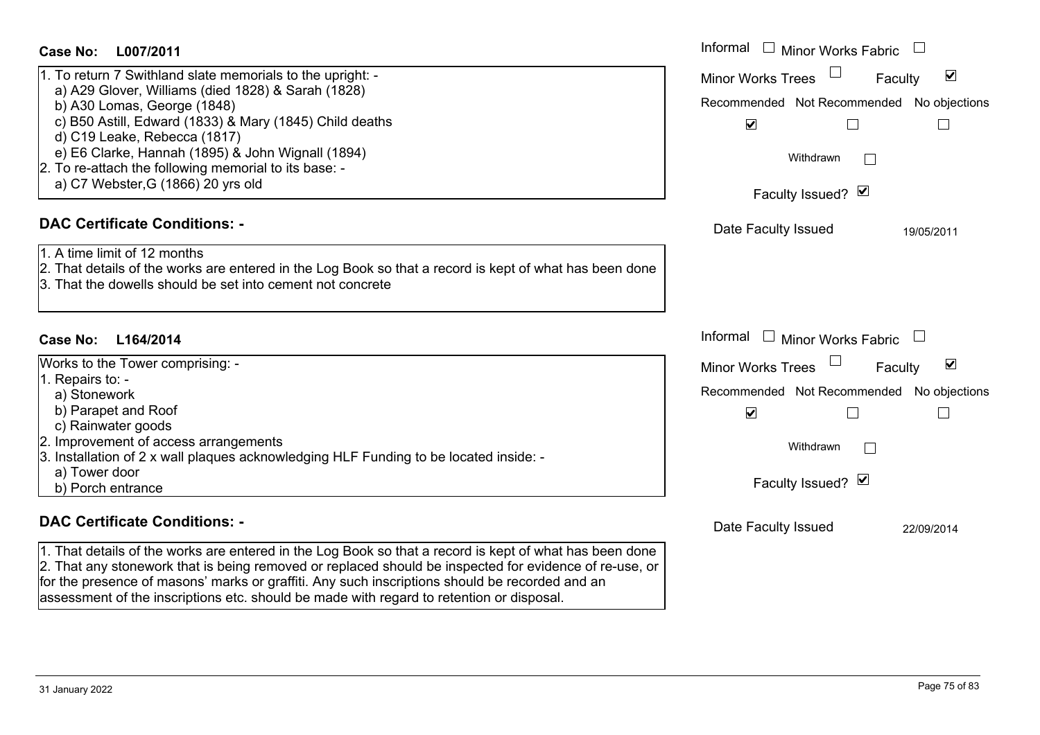**Case No: L007/2011**

Informal ☐ Minor Works Fabric ☐
Minor Works Trees ☐ Faculty ☑
Recommended ☑ Not Recommended ☐ No objections ☐
Withdrawn ☐
Faculty Issued? ☑
Date Faculty Issued 19/05/2011

1. To return 7 Swithland slate memorials to the upright: -
   a) A29 Glover, Williams (died 1828) & Sarah (1828)
   b) A30 Lomas, George (1848)
   c) B50 Astill, Edward (1833) & Mary (1845) Child deaths
   d) C19 Leake, Rebecca (1817)
   e) E6 Clarke, Hannah (1895) & John Wignall (1894)
2. To re-attach the following memorial to its base: -
   a) C7 Webster,G (1866) 20 yrs old

**DAC Certificate Conditions: -**

1. A time limit of 12 months
2. That details of the works are entered in the Log Book so that a record is kept of what has been done
3. That the dowells should be set into cement not concrete

**Case No: L164/2014**

Informal ☐ Minor Works Fabric ☐
Minor Works Trees ☐ Faculty ☑
Recommended ☑ Not Recommended ☐ No objections ☐
Withdrawn ☐
Faculty Issued? ☑
Date Faculty Issued 22/09/2014

Works to the Tower comprising: -
1. Repairs to: -
   a) Stonework
   b) Parapet and Roof
   c) Rainwater goods
2. Improvement of access arrangements
3. Installation of 2 x wall plaques acknowledging HLF Funding to be located inside: -
   a) Tower door
   b) Porch entrance

**DAC Certificate Conditions: -**

1. That details of the works are entered in the Log Book so that a record is kept of what has been done
2. That any stonework that is being removed or replaced should be inspected for evidence of re-use, or for the presence of masons' marks or graffiti. Any such inscriptions should be recorded and an assessment of the inscriptions etc. should be made with regard to retention or disposal.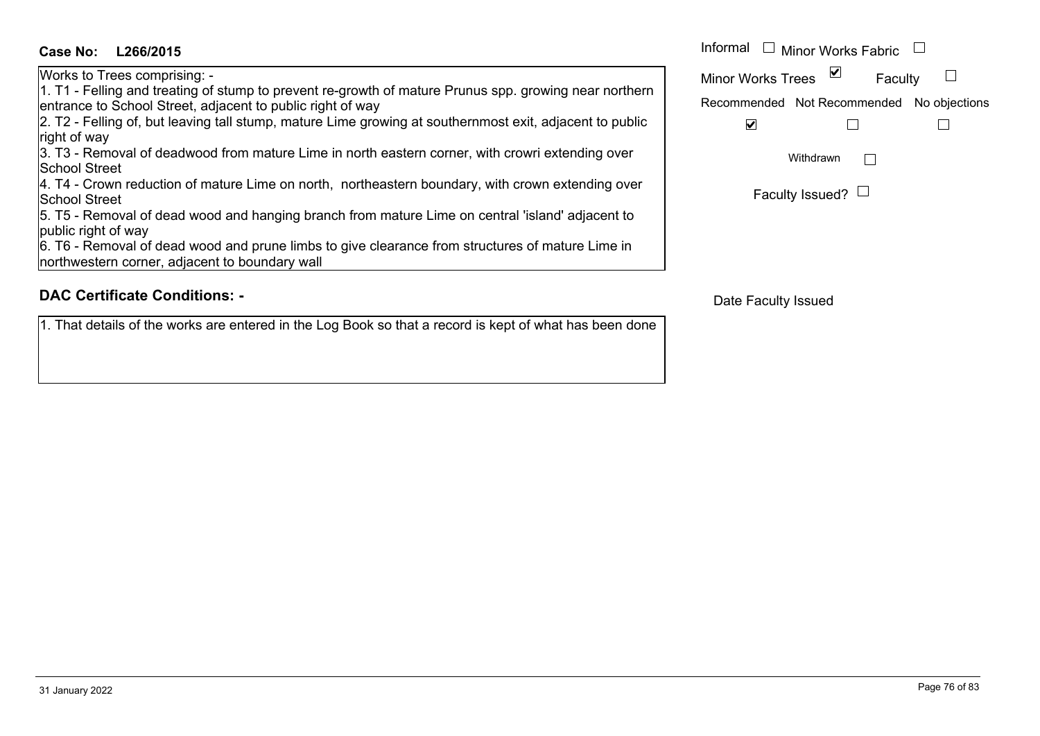**Case No: L266/2015**

Informal ☐ Minor Works Fabric ☐

Minor Works Trees ☑ Faculty ☐

Recommended ☑ Not Recommended ☐ No objections ☐

Withdrawn ☐

Faculty Issued? ☐

Works to Trees comprising: -

1. T1 - Felling and treating of stump to prevent re-growth of mature Prunus spp. growing near northern entrance to School Street, adjacent to public right of way
2. T2 - Felling of, but leaving tall stump, mature Lime growing at southernmost exit, adjacent to public right of way
3. T3 - Removal of deadwood from mature Lime in north eastern corner, with crowri extending over School Street
4. T4 - Crown reduction of mature Lime on north, northeastern boundary, with crown extending over School Street
5. T5 - Removal of dead wood and hanging branch from mature Lime on central 'island' adjacent to public right of way
6. T6 - Removal of dead wood and prune limbs to give clearance from structures of mature Lime in northwestern corner, adjacent to boundary wall

## DAC Certificate Conditions: -

Date Faculty Issued

1. That details of the works are entered in the Log Book so that a record is kept of what has been done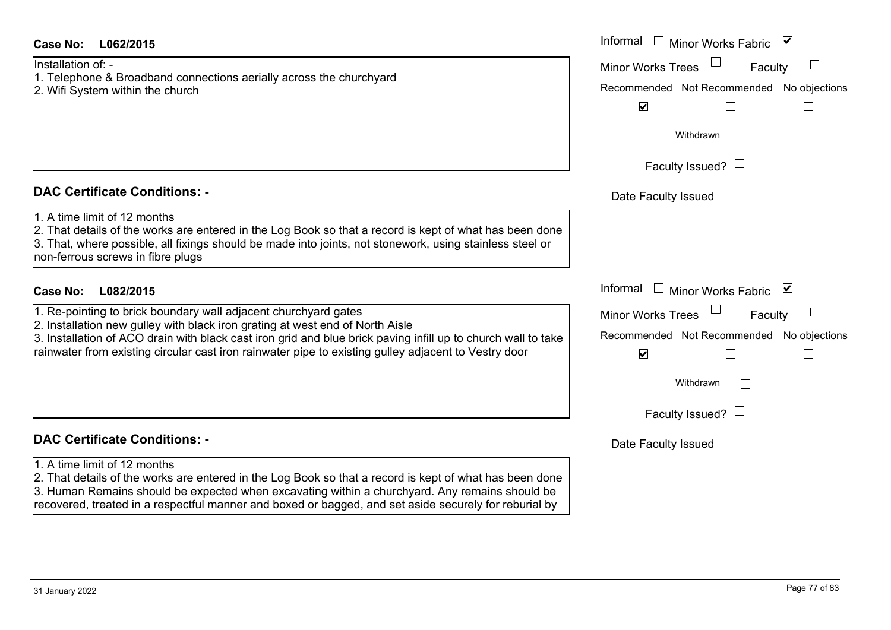**Case No: L062/2015**

Informal ☐ Minor Works Fabric ☑

Minor Works Trees ☐ Faculty ☐

Recommended ☑ Not Recommended ☐ No objections ☐

Withdrawn ☐

Faculty Issued? ☐

Date Faculty Issued

Installation of: -
1. Telephone & Broadband connections aerially across the churchyard
2. Wifi System within the church

**DAC Certificate Conditions: -**

1. A time limit of 12 months
2. That details of the works are entered in the Log Book so that a record is kept of what has been done
3. That, where possible, all fixings should be made into joints, not stonework, using stainless steel or non-ferrous screws in fibre plugs

**Case No: L082/2015**

Informal ☐ Minor Works Fabric ☑

Minor Works Trees ☐ Faculty ☐

Recommended ☑ Not Recommended ☐ No objections ☐

Withdrawn ☐

Faculty Issued? ☐

Date Faculty Issued

1. Re-pointing to brick boundary wall adjacent churchyard gates
2. Installation new gulley with black iron grating at west end of North Aisle
3. Installation of ACO drain with black cast iron grid and blue brick paving infill up to church wall to take rainwater from existing circular cast iron rainwater pipe to existing gulley adjacent to Vestry door

**DAC Certificate Conditions: -**

1. A time limit of 12 months
2. That details of the works are entered in the Log Book so that a record is kept of what has been done
3. Human Remains should be expected when excavating within a churchyard. Any remains should be recovered, treated in a respectful manner and boxed or bagged, and set aside securely for reburial by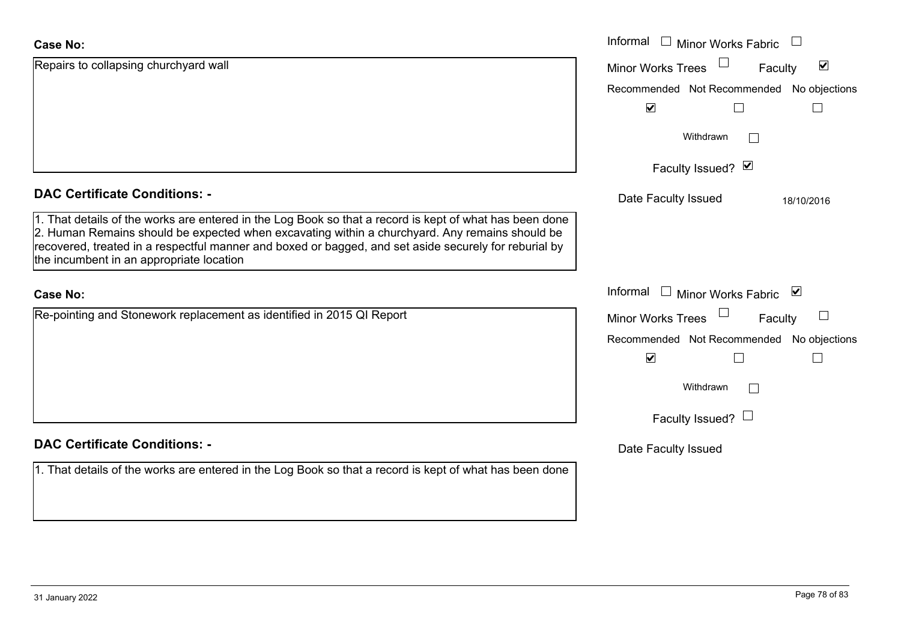**Case No:**

Repairs to collapsing churchyard wall

Informal ☐ Minor Works Fabric ☐
Minor Works Trees ☐ Faculty ☑

| Recommended | Not Recommended | No objections |
|---|---|---|
| ☑ | ☐ | ☐ |

Withdrawn ☐

Faculty Issued? ☑

Date Faculty Issued 18/10/2016

**DAC Certificate Conditions: -**

1. That details of the works are entered in the Log Book so that a record is kept of what has been done
2. Human Remains should be expected when excavating within a churchyard. Any remains should be recovered, treated in a respectful manner and boxed or bagged, and set aside securely for reburial by the incumbent in an appropriate location

**Case No:**

Re-pointing and Stonework replacement as identified in 2015 QI Report

Informal ☐ Minor Works Fabric ☑
Minor Works Trees ☐ Faculty ☐

| Recommended | Not Recommended | No objections |
|---|---|---|
| ☑ | ☐ | ☐ |

Withdrawn ☐

Faculty Issued? ☐

Date Faculty Issued

**DAC Certificate Conditions: -**

1. That details of the works are entered in the Log Book so that a record is kept of what has been done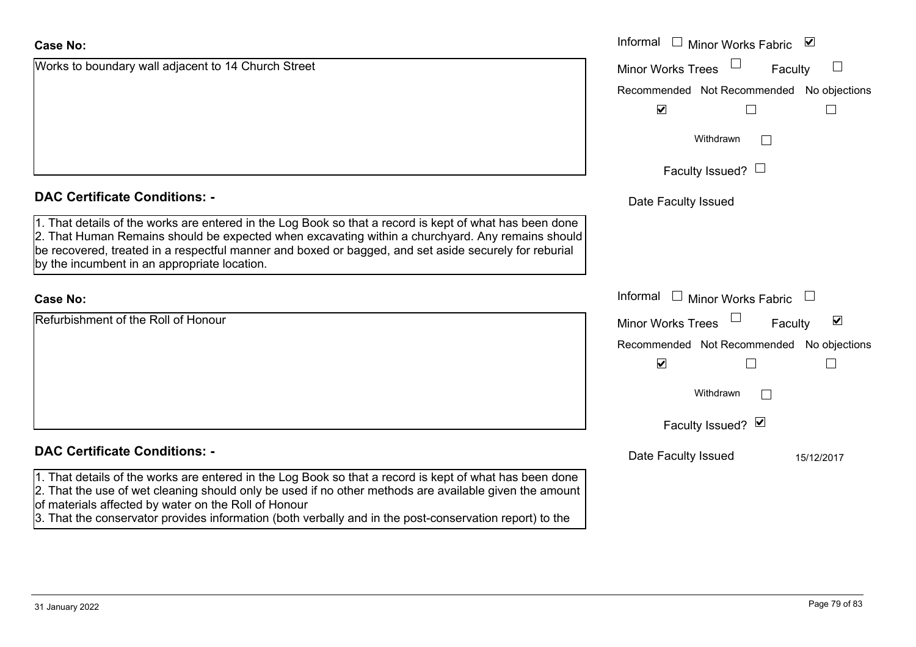**Case No:**

Works to boundary wall adjacent to 14 Church Street

Informal ☐ Minor Works Fabric ☑

Minor Works Trees ☐ Faculty ☐

Recommended ☑ Not Recommended ☐ No objections ☐

Withdrawn ☐

Faculty Issued? ☐

Date Faculty Issued

**DAC Certificate Conditions: -**

1. That details of the works are entered in the Log Book so that a record is kept of what has been done
2. That Human Remains should be expected when excavating within a churchyard. Any remains should be recovered, treated in a respectful manner and boxed or bagged, and set aside securely for reburial by the incumbent in an appropriate location.

**Case No:**

Refurbishment of the Roll of Honour

Informal ☐ Minor Works Fabric ☐

Minor Works Trees ☐ Faculty ☑

Recommended ☑ Not Recommended ☐ No objections ☐

Withdrawn ☐

Faculty Issued? ☑

Date Faculty Issued 15/12/2017

**DAC Certificate Conditions: -**

1. That details of the works are entered in the Log Book so that a record is kept of what has been done
2. That the use of wet cleaning should only be used if no other methods are available given the amount of materials affected by water on the Roll of Honour
3. That the conservator provides information (both verbally and in the post-conservation report) to the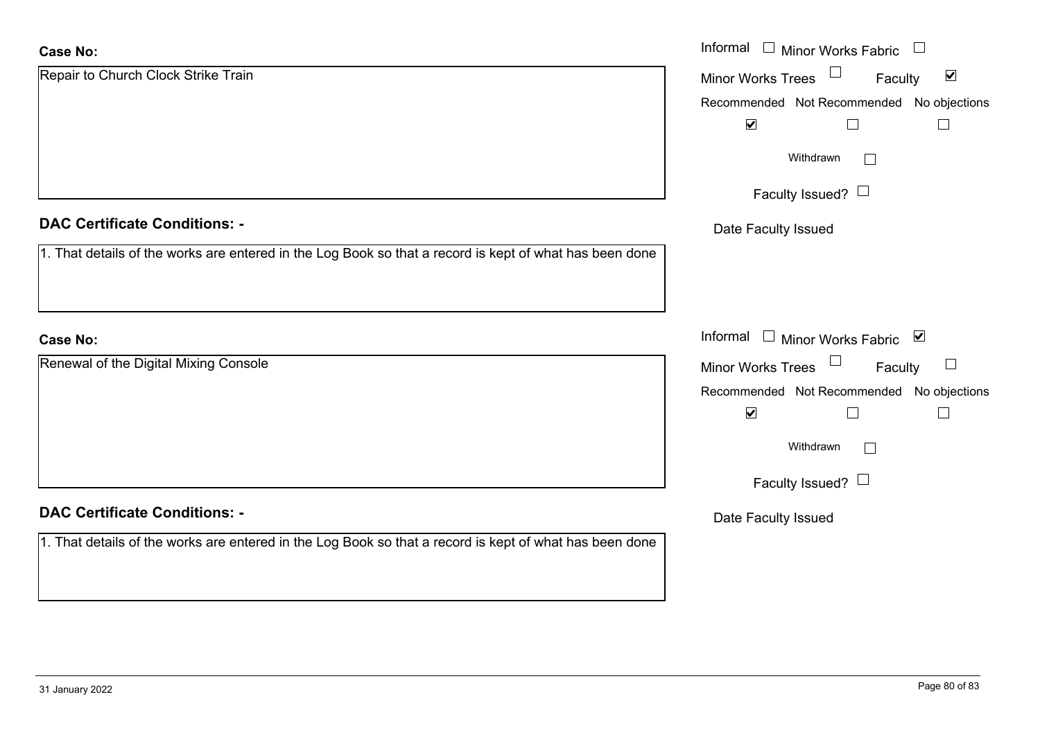**Case No:**

Repair to Church Clock Strike Train

Informal ☐ Minor Works Fabric ☐
Minor Works Trees ☐ Faculty ☑
Recommended ☑ Not Recommended ☐ No objections ☐
Withdrawn ☐
Faculty Issued? ☐
Date Faculty Issued

**DAC Certificate Conditions: -**

1. That details of the works are entered in the Log Book so that a record is kept of what has been done

**Case No:**

Renewal of the Digital Mixing Console

Informal ☐ Minor Works Fabric ☑
Minor Works Trees ☐ Faculty ☐
Recommended ☑ Not Recommended ☐ No objections ☐
Withdrawn ☐
Faculty Issued? ☐
Date Faculty Issued

**DAC Certificate Conditions: -**

1. That details of the works are entered in the Log Book so that a record is kept of what has been done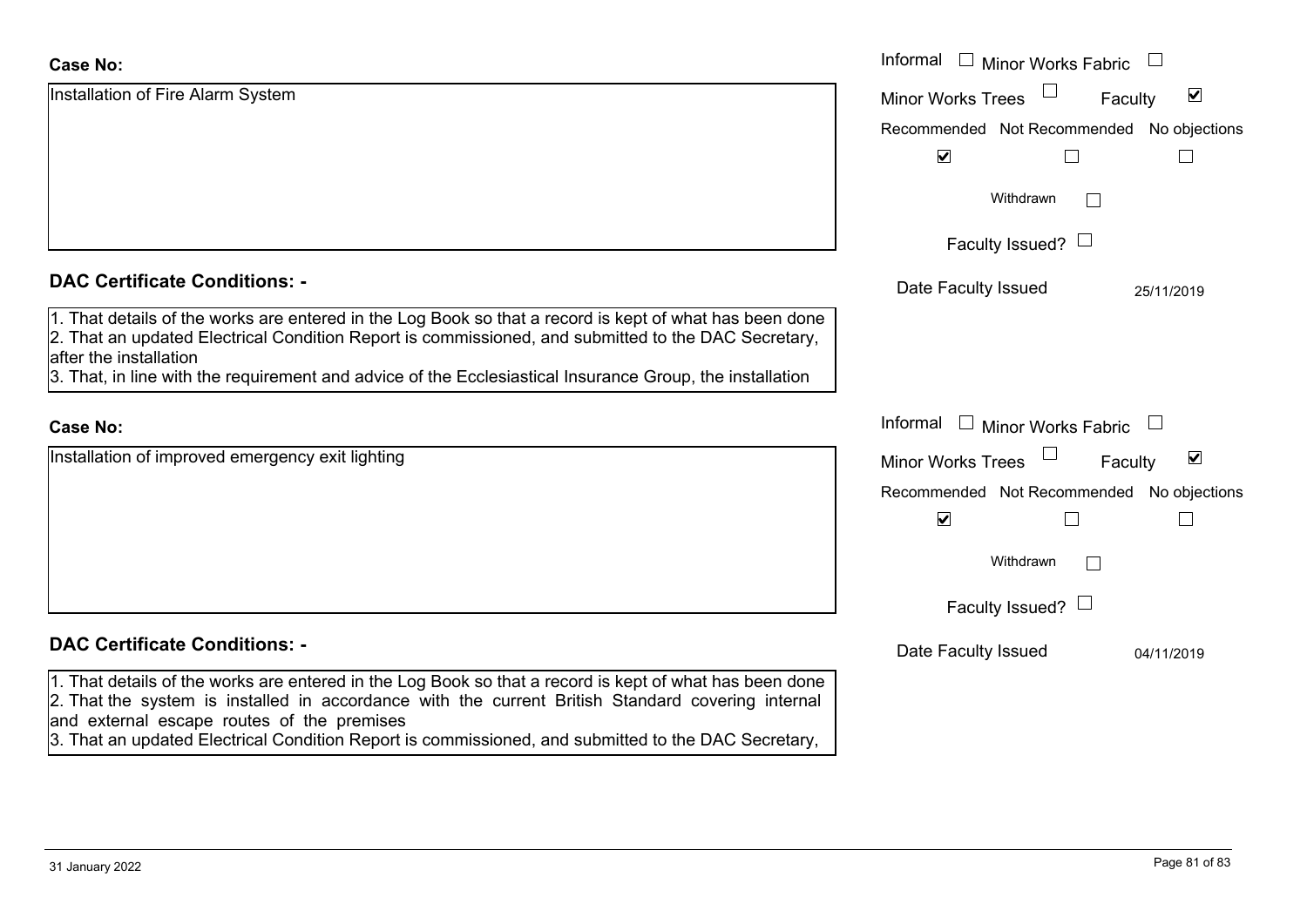**Case No:**

Installation of Fire Alarm System

Informal ☐ Minor Works Fabric ☐
Minor Works Trees ☐ Faculty ☑

Recommended ☑ Not Recommended ☐ No objections ☐

Withdrawn ☐

Faculty Issued? ☐

Date Faculty Issued 25/11/2019

**DAC Certificate Conditions: -**

1. That details of the works are entered in the Log Book so that a record is kept of what has been done
2. That an updated Electrical Condition Report is commissioned, and submitted to the DAC Secretary, after the installation
3. That, in line with the requirement and advice of the Ecclesiastical Insurance Group, the installation

**Case No:**

Installation of improved emergency exit lighting

Informal ☐ Minor Works Fabric ☐
Minor Works Trees ☐ Faculty ☑

Recommended ☑ Not Recommended ☐ No objections ☐

Withdrawn ☐

Faculty Issued? ☐

Date Faculty Issued 04/11/2019

**DAC Certificate Conditions: -**

1. That details of the works are entered in the Log Book so that a record is kept of what has been done
2. That the system is installed in accordance with the current British Standard covering internal and external escape routes of the premises
3. That an updated Electrical Condition Report is commissioned, and submitted to the DAC Secretary,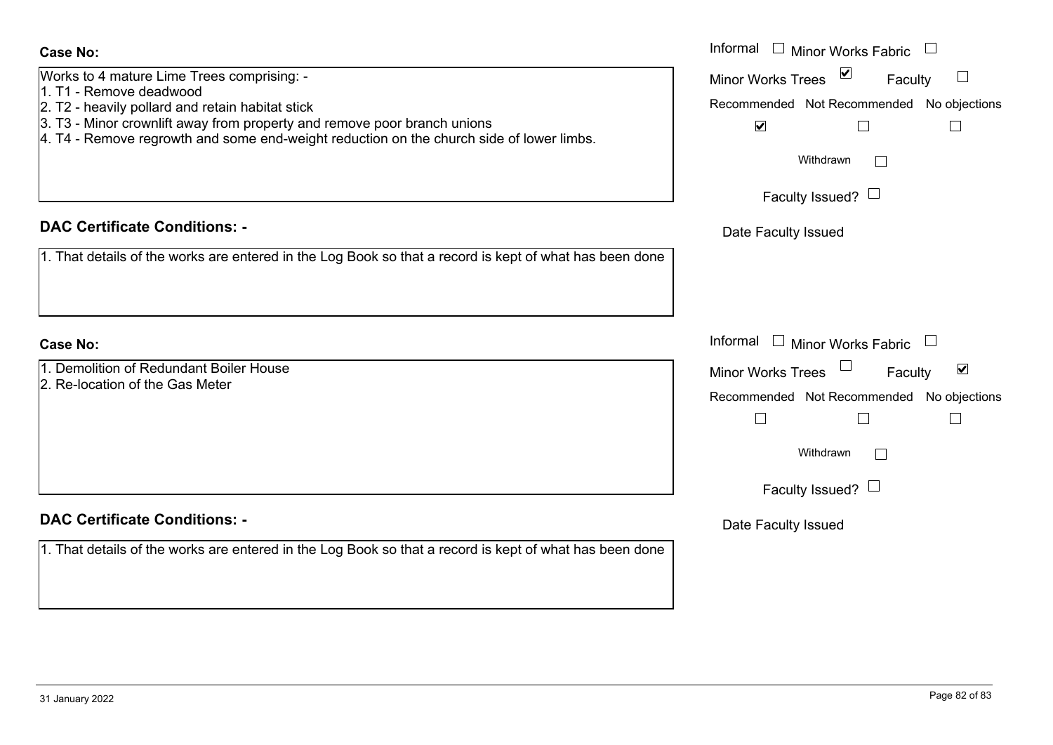**Case No:**

Works to 4 mature Lime Trees comprising: -
1. T1 - Remove deadwood
2. T2 - heavily pollard and retain habitat stick
3. T3 - Minor crownlift away from property and remove poor branch unions
4. T4 - Remove regrowth and some end-weight reduction on the church side of lower limbs.

Informal ☐ Minor Works Fabric ☐

Minor Works Trees ☑ Faculty ☐

Recommended ☑ Not Recommended ☐ No objections ☐

Withdrawn ☐

Faculty Issued? ☐

Date Faculty Issued

**DAC Certificate Conditions: -**

1. That details of the works are entered in the Log Book so that a record is kept of what has been done

**Case No:**

1. Demolition of Redundant Boiler House
2. Re-location of the Gas Meter

Informal ☐ Minor Works Fabric ☐

Minor Works Trees ☐ Faculty ☑

Recommended ☐ Not Recommended ☐ No objections ☐

Withdrawn ☐

Faculty Issued? ☐

Date Faculty Issued

**DAC Certificate Conditions: -**

1. That details of the works are entered in the Log Book so that a record is kept of what has been done

31 January 2022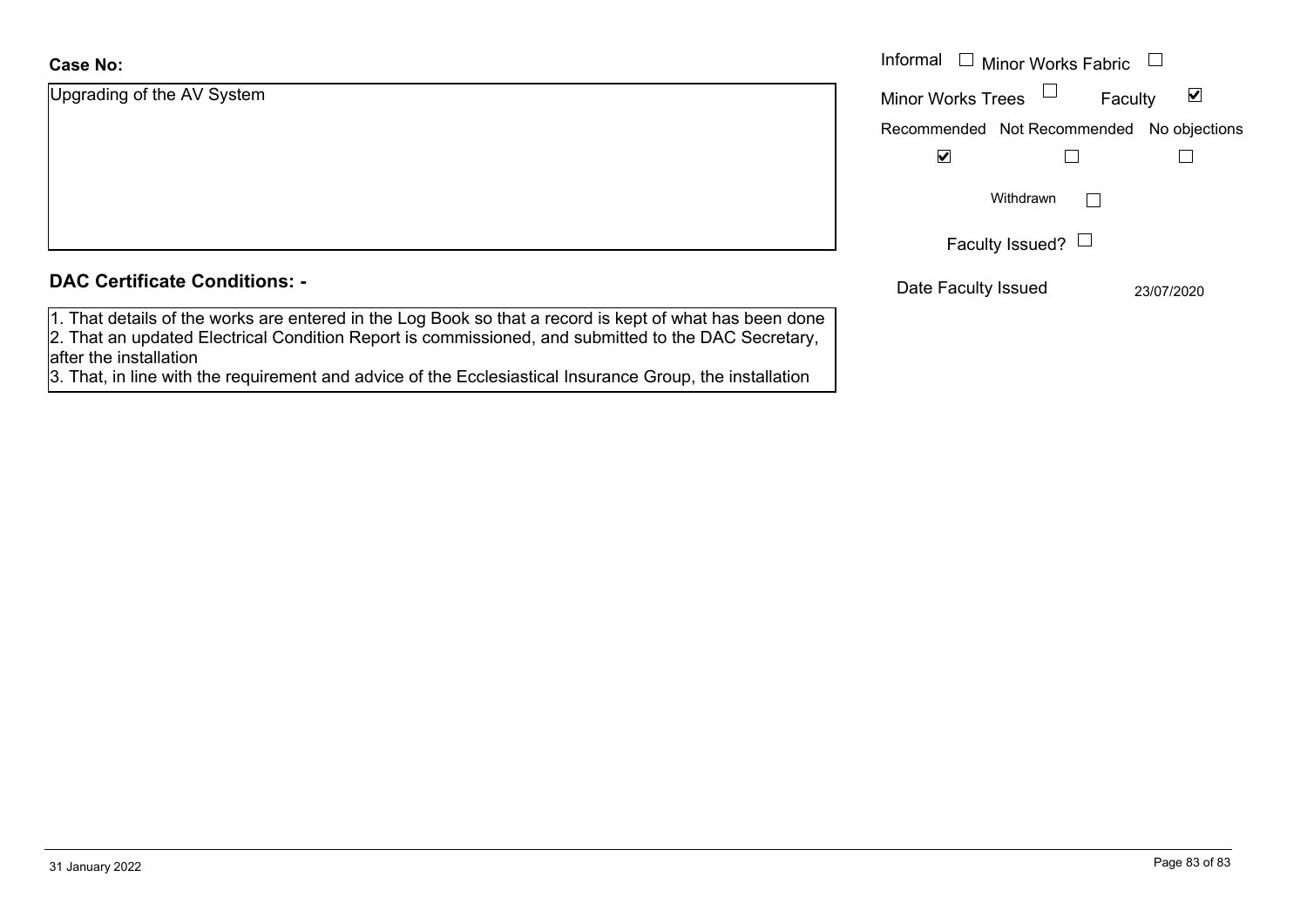**Case No:**

Upgrading of the AV System

Informal ☐ Minor Works Fabric ☐

Minor Works Trees ☐ Faculty ☑

Recommended ☑ Not Recommended ☐ No objections ☐

Withdrawn ☐

Faculty Issued? ☐

Date Faculty Issued 23/07/2020

**DAC Certificate Conditions: -**

1. That details of the works are entered in the Log Book so that a record is kept of what has been done
2. That an updated Electrical Condition Report is commissioned, and submitted to the DAC Secretary, after the installation
3. That, in line with the requirement and advice of the Ecclesiastical Insurance Group, the installation

31 January 2022